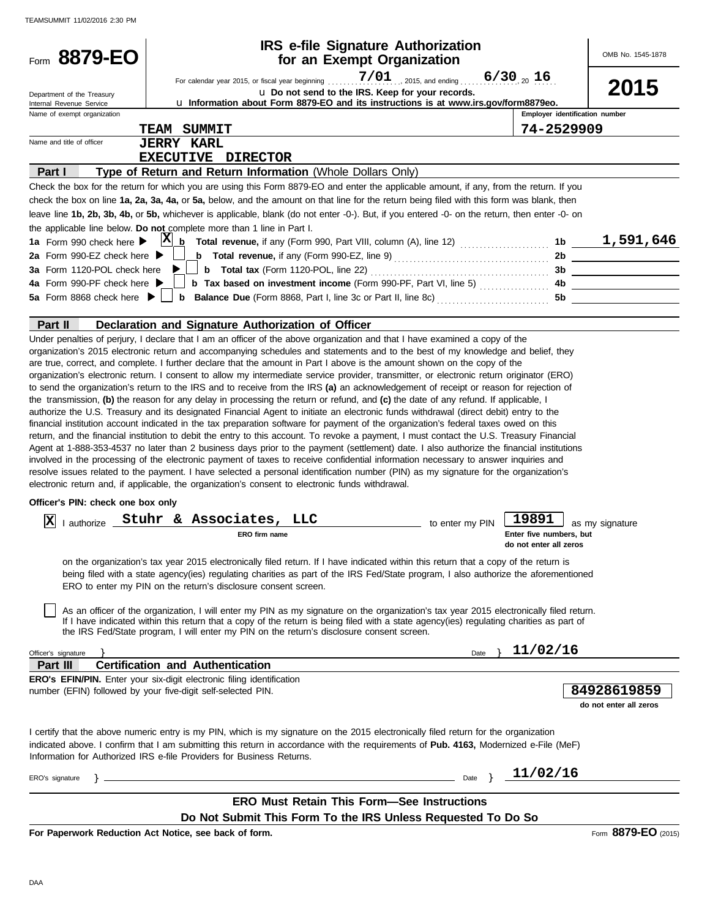TEAMSUMMIT 11/02/2016 2:30 PM

# Form 8879-EO

## IRS e-file Signature Authorization for an Exempt Organization

OMB No. 1545-1878

**2015**

For calendar year 2015, or fiscal year beginning 7/01, 2015, and ending 6/30, 20 16

Department of the Treasury
Internal Revenue Service

u Do not send to the IRS. Keep for your records.
u Information about Form 8879-EO and its instructions is at www.irs.gov/form8879eo.

| Name of exempt organization | Employer identification number |
|---|---|
| TEAM SUMMIT | 74-2529909 |

Name and title of officer: JERRY KARL
EXECUTIVE DIRECTOR

**Part I — Type of Return and Return Information** (Whole Dollars Only)

Check the box for the return for which you are using this Form 8879-EO and enter the applicable amount, if any, from the return. If you check the box on line **1a, 2a, 3a, 4a,** or **5a,** below, and the amount on that line for the return being filed with this form was blank, then leave line **1b, 2b, 3b, 4b,** or **5b,** whichever is applicable, blank (do not enter -0-). But, if you entered -0- on the return, then enter -0- on the applicable line below. **Do not** complete more than 1 line in Part I.

| | | | |
|---|---|---|---|
| **1a** Form 990 check here ▶ [X] | **b** **Total revenue,** if any (Form 990, Part VIII, column (A), line 12) | **1b** | 1,591,646 |
| **2a** Form 990-EZ check here ▶ [ ] | **b** **Total revenue,** if any (Form 990-EZ, line 9) | **2b** | |
| **3a** Form 1120-POL check here ▶ [ ] | **b** **Total tax** (Form 1120-POL, line 22) | **3b** | |
| **4a** Form 990-PF check here ▶ [ ] | **b** **Tax based on investment income** (Form 990-PF, Part VI, line 5) | **4b** | |
| **5a** Form 8868 check here ▶ [ ] | **b** **Balance Due** (Form 8868, Part I, line 3c or Part II, line 8c) | **5b** | |

**Part II — Declaration and Signature Authorization of Officer**

Under penalties of perjury, I declare that I am an officer of the above organization and that I have examined a copy of the organization's 2015 electronic return and accompanying schedules and statements and to the best of my knowledge and belief, they are true, correct, and complete. I further declare that the amount in Part I above is the amount shown on the copy of the organization's electronic return. I consent to allow my intermediate service provider, transmitter, or electronic return originator (ERO) to send the organization's return to the IRS and to receive from the IRS **(a)** an acknowledgement of receipt or reason for rejection of the transmission, **(b)** the reason for any delay in processing the return or refund, and **(c)** the date of any refund. If applicable, I authorize the U.S. Treasury and its designated Financial Agent to initiate an electronic funds withdrawal (direct debit) entry to the financial institution account indicated in the tax preparation software for payment of the organization's federal taxes owed on this return, and the financial institution to debit the entry to this account. To revoke a payment, I must contact the U.S. Treasury Financial Agent at 1-888-353-4537 no later than 2 business days prior to the payment (settlement) date. I also authorize the financial institutions involved in the processing of the electronic payment of taxes to receive confidential information necessary to answer inquiries and resolve issues related to the payment. I have selected a personal identification number (PIN) as my signature for the organization's electronic return and, if applicable, the organization's consent to electronic funds withdrawal.

**Officer's PIN: check one box only**

[X] I authorize Stuhr & Associates, LLC (ERO firm name) to enter my PIN 19891 (Enter five numbers, but do not enter all zeros) as my signature on the organization's tax year 2015 electronically filed return. If I have indicated within this return that a copy of the return is being filed with a state agency(ies) regulating charities as part of the IRS Fed/State program, I also authorize the aforementioned ERO to enter my PIN on the return's disclosure consent screen.

[ ] As an officer of the organization, I will enter my PIN as my signature on the organization's tax year 2015 electronically filed return. If I have indicated within this return that a copy of the return is being filed with a state agency(ies) regulating charities as part of the IRS Fed/State program, I will enter my PIN on the return's disclosure consent screen.

Officer's signature } Date } 11/02/16

**Part III — Certification and Authentication**

**ERO's EFIN/PIN.** Enter your six-digit electronic filing identification number (EFIN) followed by your five-digit self-selected PIN.

84928619859
do not enter all zeros

I certify that the above numeric entry is my PIN, which is my signature on the 2015 electronically filed return for the organization indicated above. I confirm that I am submitting this return in accordance with the requirements of **Pub. 4163,** Modernized e-File (MeF) Information for Authorized IRS e-file Providers for Business Returns.

ERO's signature } Date } 11/02/16

**ERO Must Retain This Form—See Instructions**

**Do Not Submit This Form To the IRS Unless Requested To Do So**

**For Paperwork Reduction Act Notice, see back of form.** Form **8879-EO** (2015)

DAA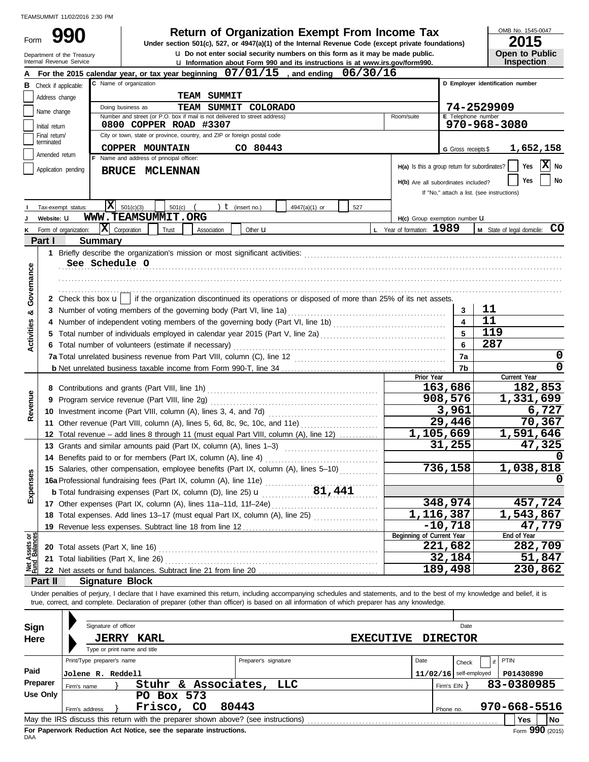TEAMSUMMIT 11/02/2016 2:30 PM

# Form 990 — Return of Organization Exempt From Income Tax

**Under section 501(c), 527, or 4947(a)(1) of the Internal Revenue Code (except private foundations)**

Department of the Treasury
Internal Revenue Service

u Do not enter social security numbers on this form as it may be made public.
u Information about Form 990 and its instructions is at www.irs.gov/form990.

OMB No. 1545-0047
**2015**
**Open to Public Inspection**

**A** For the 2015 calendar year, or tax year beginning **07/01/15**, and ending **06/30/16**

**B** Check if applicable:
- Address change
- Name change
- Initial return
- Final return/terminated
- Amended return
- Application pending

**C** Name of organization: **TEAM SUMMIT**
Doing business as: **TEAM SUMMIT COLORADO**
Number and street (or P.O. box if mail is not delivered to street address): **0800 COPPER ROAD #3307**
Room/suite:
City or town, state or province, country, and ZIP or foreign postal code: **COPPER MOUNTAIN CO 80443**

**D** Employer identification number: **74-2529909**
**E** Telephone number: **970-968-3080**
**G** Gross receipts $ **1,652,158**

**F** Name and address of principal officer: **BRUCE MCLENNAN**

H(a) Is this a group return for subordinates? Yes [ ] No [X]
H(b) Are all subordinates included? Yes [ ] No [ ]
If "No," attach a list. (see instructions)

**I** Tax-exempt status: [X] 501(c)(3) [ ] 501(c) ( ) t (insert no.) [ ] 4947(a)(1) or [ ] 527

**J** Website: u **WWW.TEAMSUMMIT.ORG**

H(c) Group exemption number u

**K** Form of organization: [X] Corporation [ ] Trust [ ] Association [ ] Other u

**L** Year of formation: **1989**

**M** State of legal domicile: **CO**

## Part I Summary

**Activities & Governance**

1 Briefly describe the organization's mission or most significant activities:
See Schedule O

2 Check this box u [ ] if the organization discontinued its operations or disposed of more than 25% of its net assets.

| | | | |
|---|---|---|---|
| 3 | Number of voting members of the governing body (Part VI, line 1a) | 3 | 11 |
| 4 | Number of independent voting members of the governing body (Part VI, line 1b) | 4 | 11 |
| 5 | Total number of individuals employed in calendar year 2015 (Part V, line 2a) | 5 | 119 |
| 6 | Total number of volunteers (estimate if necessary) | 6 | 287 |
| 7a | Total unrelated business revenue from Part VIII, column (C), line 12 | 7a | 0 |
| b | Net unrelated business taxable income from Form 990-T, line 34 | 7b | 0 |

| | | Prior Year | Current Year |
|---|---|---|---|
| **Revenue** | | | |
| 8 | Contributions and grants (Part VIII, line 1h) | 163,686 | 182,853 |
| 9 | Program service revenue (Part VIII, line 2g) | 908,576 | 1,331,699 |
| 10 | Investment income (Part VIII, column (A), lines 3, 4, and 7d) | 3,961 | 6,727 |
| 11 | Other revenue (Part VIII, column (A), lines 5, 6d, 8c, 9c, 10c, and 11e) | 29,446 | 70,367 |
| 12 | Total revenue – add lines 8 through 11 (must equal Part VIII, column (A), line 12) | 1,105,669 | 1,591,646 |
| **Expenses** | | | |
| 13 | Grants and similar amounts paid (Part IX, column (A), lines 1–3) | 31,255 | 47,325 |
| 14 | Benefits paid to or for members (Part IX, column (A), line 4) | | 0 |
| 15 | Salaries, other compensation, employee benefits (Part IX, column (A), lines 5–10) | 736,158 | 1,038,818 |
| 16a | Professional fundraising fees (Part IX, column (A), line 11e) | | 0 |
| b | Total fundraising expenses (Part IX, column (D), line 25) u 81,441 | | |
| 17 | Other expenses (Part IX, column (A), lines 11a–11d, 11f–24e) | 348,974 | 457,724 |
| 18 | Total expenses. Add lines 13–17 (must equal Part IX, column (A), line 25) | 1,116,387 | 1,543,867 |
| 19 | Revenue less expenses. Subtract line 18 from line 12 | -10,718 | 47,779 |

| **Net Assets or Fund Balances** | | Beginning of Current Year | End of Year |
|---|---|---|---|
| 20 | Total assets (Part X, line 16) | 221,682 | 282,709 |
| 21 | Total liabilities (Part X, line 26) | 32,184 | 51,847 |
| 22 | Net assets or fund balances. Subtract line 21 from line 20 | 189,498 | 230,862 |

## Part II Signature Block

Under penalties of perjury, I declare that I have examined this return, including accompanying schedules and statements, and to the best of my knowledge and belief, it is true, correct, and complete. Declaration of preparer (other than officer) is based on all information of which preparer has any knowledge.

**Sign Here**

Signature of officer — Date

**JERRY KARL — EXECUTIVE DIRECTOR**
Type or print name and title

**Paid Preparer Use Only**

| Print/Type preparer's name | Preparer's signature | Date | Check [ ] if self-employed | PTIN |
|---|---|---|---|---|
| Jolene R. Reddell | | 11/02/16 | | P01430890 |

Firm's name } **Stuhr & Associates, LLC** — Firm's EIN } **83-0380985**
Firm's address } **PO Box 573, Frisco, CO 80443** — Phone no. **970-668-5516**

May the IRS discuss this return with the preparer shown above? (see instructions) Yes [ ] No [ ]

**For Paperwork Reduction Act Notice, see the separate instructions.**
DAA — Form **990** (2015)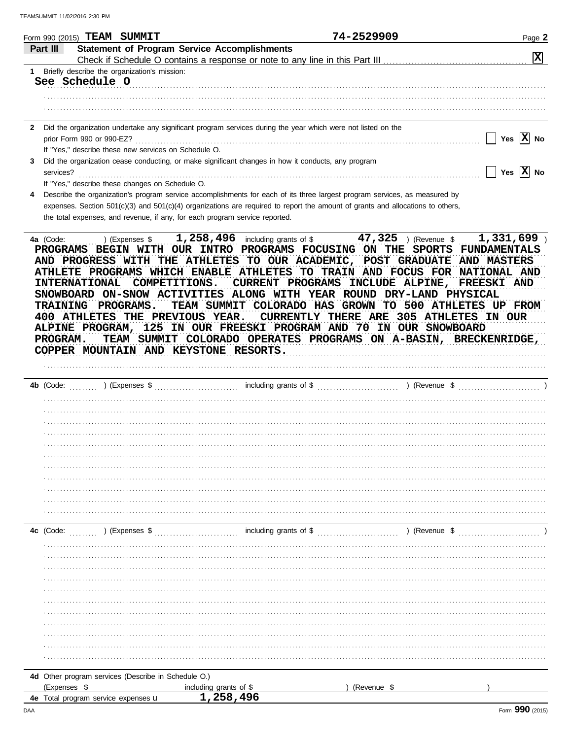Form 990 (2015) **TEAM SUMMIT** 74-2529909 Page **2**

## Part III Statement of Program Service Accomplishments

Check if Schedule O contains a response or note to any line in this Part III ............ **[X]**

**1** Briefly describe the organization's mission:

See Schedule O

**2** Did the organization undertake any significant program services during the year which were not listed on the prior Form 990 or 990-EZ? ............ [ ] Yes [X] No

If "Yes," describe these new services on Schedule O.

**3** Did the organization cease conducting, or make significant changes in how it conducts, any program services? ............ [ ] Yes [X] No

If "Yes," describe these changes on Schedule O.

**4** Describe the organization's program service accomplishments for each of its three largest program services, as measured by expenses. Section 501(c)(3) and 501(c)(4) organizations are required to report the amount of grants and allocations to others, the total expenses, and revenue, if any, for each program service reported.

**4a** (Code: ) (Expenses $ 1,258,496 including grants of $ 47,325 ) (Revenue $ 1,331,699 )

PROGRAMS BEGIN WITH OUR INTRO PROGRAMS FOCUSING ON THE SPORTS FUNDAMENTALS AND PROGRESS WITH THE ATHLETES TO OUR ACADEMIC, POST GRADUATE AND MASTERS ATHLETE PROGRAMS WHICH ENABLE ATHLETES TO TRAIN AND FOCUS FOR NATIONAL AND INTERNATIONAL COMPETITIONS. CURRENT PROGRAMS INCLUDE ALPINE, FREESKI AND SNOWBOARD ON-SNOW ACTIVITIES ALONG WITH YEAR ROUND DRY-LAND PHYSICAL TRAINING PROGRAMS. TEAM SUMMIT COLORADO HAS GROWN TO 500 ATHLETES UP FROM 400 ATHLETES THE PREVIOUS YEAR. CURRENTLY THERE ARE 305 ATHLETES IN OUR ALPINE PROGRAM, 125 IN OUR FREESKI PROGRAM AND 70 IN OUR SNOWBOARD PROGRAM. TEAM SUMMIT COLORADO OPERATES PROGRAMS ON A-BASIN, BRECKENRIDGE, COPPER MOUNTAIN AND KEYSTONE RESORTS.

**4b** (Code: ) (Expenses $ including grants of $ ) (Revenue $ )

**4c** (Code: ) (Expenses $ including grants of $ ) (Revenue $ )

**4d** Other program services (Describe in Schedule O.)

(Expenses $ including grants of $ ) (Revenue $ )

**4e** Total program service expenses ▶ 1,258,496

Form **990** (2015)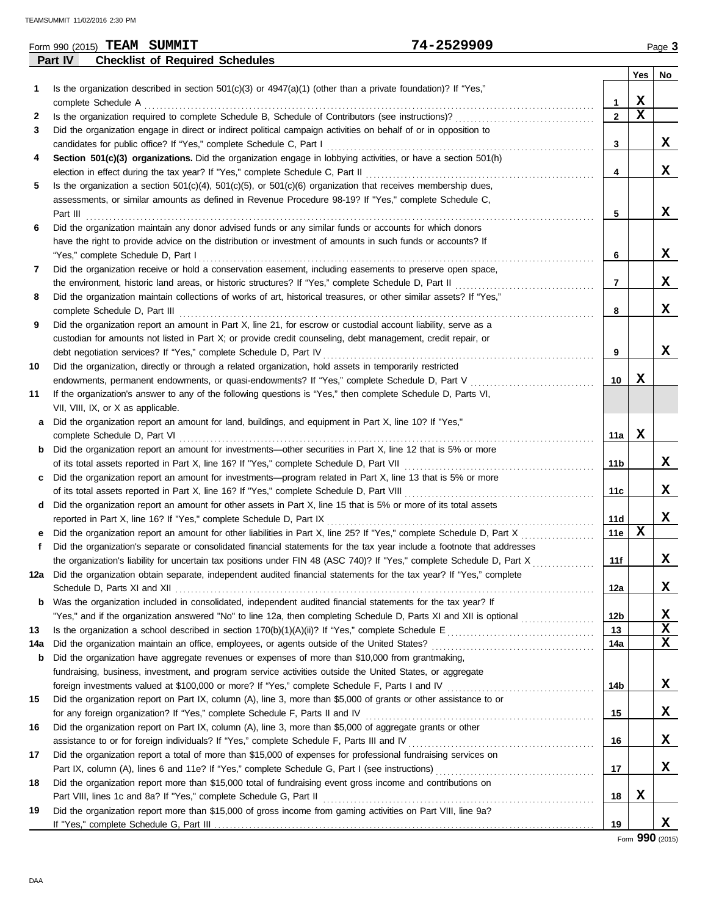Form 990 (2015) **TEAM SUMMIT** **74-2529909** Page **3**

## Part IV Checklist of Required Schedules

| | | | Yes | No |
|---|---|---|---|---|
| **1** | Is the organization described in section 501(c)(3) or 4947(a)(1) (other than a private foundation)? If "Yes," complete Schedule A | 1 | X | |
| **2** | Is the organization required to complete Schedule B, Schedule of Contributors (see instructions)? | 2 | X | |
| **3** | Did the organization engage in direct or indirect political campaign activities on behalf of or in opposition to candidates for public office? If "Yes," complete Schedule C, Part I | 3 | | X |
| **4** | **Section 501(c)(3) organizations.** Did the organization engage in lobbying activities, or have a section 501(h) election in effect during the tax year? If "Yes," complete Schedule C, Part II | 4 | | X |
| **5** | Is the organization a section 501(c)(4), 501(c)(5), or 501(c)(6) organization that receives membership dues, assessments, or similar amounts as defined in Revenue Procedure 98-19? If "Yes," complete Schedule C, Part III | 5 | | X |
| **6** | Did the organization maintain any donor advised funds or any similar funds or accounts for which donors have the right to provide advice on the distribution or investment of amounts in such funds or accounts? If "Yes," complete Schedule D, Part I | 6 | | X |
| **7** | Did the organization receive or hold a conservation easement, including easements to preserve open space, the environment, historic land areas, or historic structures? If "Yes," complete Schedule D, Part II | 7 | | X |
| **8** | Did the organization maintain collections of works of art, historical treasures, or other similar assets? If "Yes," complete Schedule D, Part III | 8 | | X |
| **9** | Did the organization report an amount in Part X, line 21, for escrow or custodial account liability, serve as a custodian for amounts not listed in Part X; or provide credit counseling, debt management, credit repair, or debt negotiation services? If "Yes," complete Schedule D, Part IV | 9 | | X |
| **10** | Did the organization, directly or through a related organization, hold assets in temporarily restricted endowments, permanent endowments, or quasi-endowments? If "Yes," complete Schedule D, Part V | 10 | X | |
| **11** | If the organization's answer to any of the following questions is "Yes," then complete Schedule D, Parts VI, VII, VIII, IX, or X as applicable. | | | |
| **a** | Did the organization report an amount for land, buildings, and equipment in Part X, line 10? If "Yes," complete Schedule D, Part VI | 11a | X | |
| **b** | Did the organization report an amount for investments—other securities in Part X, line 12 that is 5% or more of its total assets reported in Part X, line 16? If "Yes," complete Schedule D, Part VII | 11b | | X |
| **c** | Did the organization report an amount for investments—program related in Part X, line 13 that is 5% or more of its total assets reported in Part X, line 16? If "Yes," complete Schedule D, Part VIII | 11c | | X |
| **d** | Did the organization report an amount for other assets in Part X, line 15 that is 5% or more of its total assets reported in Part X, line 16? If "Yes," complete Schedule D, Part IX | 11d | | X |
| **e** | Did the organization report an amount for other liabilities in Part X, line 25? If "Yes," complete Schedule D, Part X | 11e | X | |
| **f** | Did the organization's separate or consolidated financial statements for the tax year include a footnote that addresses the organization's liability for uncertain tax positions under FIN 48 (ASC 740)? If "Yes," complete Schedule D, Part X | 11f | | X |
| **12a** | Did the organization obtain separate, independent audited financial statements for the tax year? If "Yes," complete Schedule D, Parts XI and XII | 12a | | X |
| **b** | Was the organization included in consolidated, independent audited financial statements for the tax year? If "Yes," and if the organization answered "No" to line 12a, then completing Schedule D, Parts XI and XII is optional | 12b | | X |
| **13** | Is the organization a school described in section 170(b)(1)(A)(ii)? If "Yes," complete Schedule E | 13 | | X |
| **14a** | Did the organization maintain an office, employees, or agents outside of the United States? | 14a | | X |
| **b** | Did the organization have aggregate revenues or expenses of more than $10,000 from grantmaking, fundraising, business, investment, and program service activities outside the United States, or aggregate foreign investments valued at $100,000 or more? If "Yes," complete Schedule F, Parts I and IV | 14b | | X |
| **15** | Did the organization report on Part IX, column (A), line 3, more than $5,000 of grants or other assistance to or for any foreign organization? If "Yes," complete Schedule F, Parts II and IV | 15 | | X |
| **16** | Did the organization report on Part IX, column (A), line 3, more than $5,000 of aggregate grants or other assistance to or for foreign individuals? If "Yes," complete Schedule F, Parts III and IV | 16 | | X |
| **17** | Did the organization report a total of more than $15,000 of expenses for professional fundraising services on Part IX, column (A), lines 6 and 11e? If "Yes," complete Schedule G, Part I (see instructions) | 17 | | X |
| **18** | Did the organization report more than $15,000 total of fundraising event gross income and contributions on Part VIII, lines 1c and 8a? If "Yes," complete Schedule G, Part II | 18 | X | |
| **19** | Did the organization report more than $15,000 of gross income from gaming activities on Part VIII, line 9a? If "Yes," complete Schedule G, Part III | 19 | | X |

Form **990** (2015)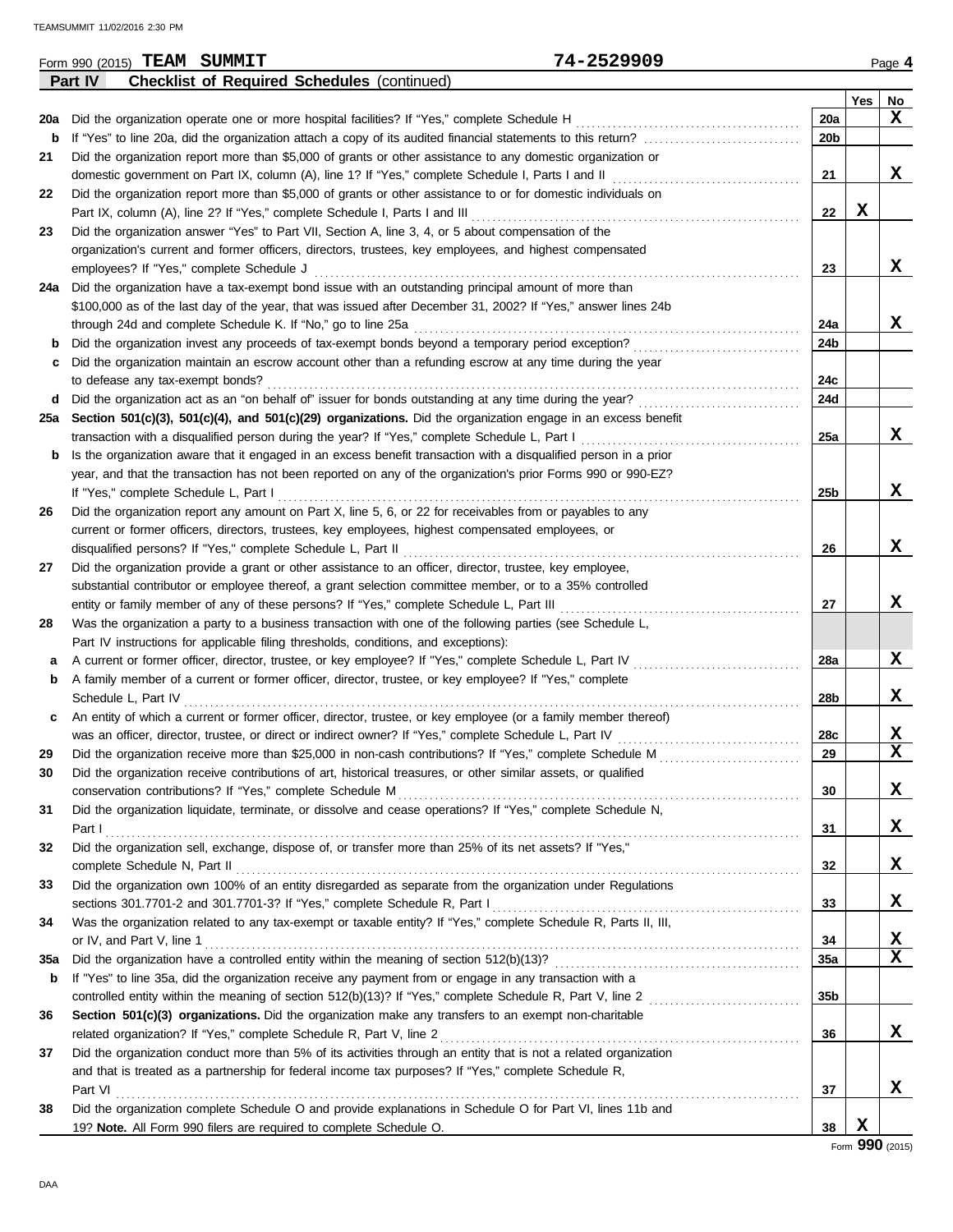Form 990 (2015) **TEAM SUMMIT** **74-2529909** Page **4**

**Part IV** **Checklist of Required Schedules** (continued)

| | | | Yes | No |
|---|---|---|---|---|
| **20a** | Did the organization operate one or more hospital facilities? If "Yes," complete Schedule H | **20a** | | **X** |
| **b** | If "Yes" to line 20a, did the organization attach a copy of its audited financial statements to this return? | **20b** | | |
| **21** | Did the organization report more than $5,000 of grants or other assistance to any domestic organization or domestic government on Part IX, column (A), line 1? If "Yes," complete Schedule I, Parts I and II | **21** | | **X** |
| **22** | Did the organization report more than $5,000 of grants or other assistance to or for domestic individuals on Part IX, column (A), line 2? If "Yes," complete Schedule I, Parts I and III | **22** | **X** | |
| **23** | Did the organization answer "Yes" to Part VII, Section A, line 3, 4, or 5 about compensation of the organization's current and former officers, directors, trustees, key employees, and highest compensated employees? If "Yes," complete Schedule J | **23** | | **X** |
| **24a** | Did the organization have a tax-exempt bond issue with an outstanding principal amount of more than $100,000 as of the last day of the year, that was issued after December 31, 2002? If "Yes," answer lines 24b through 24d and complete Schedule K. If "No," go to line 25a | **24a** | | **X** |
| **b** | Did the organization invest any proceeds of tax-exempt bonds beyond a temporary period exception? | **24b** | | |
| **c** | Did the organization maintain an escrow account other than a refunding escrow at any time during the year to defease any tax-exempt bonds? | **24c** | | |
| **d** | Did the organization act as an "on behalf of" issuer for bonds outstanding at any time during the year? | **24d** | | |
| **25a** | **Section 501(c)(3), 501(c)(4), and 501(c)(29) organizations.** Did the organization engage in an excess benefit transaction with a disqualified person during the year? If "Yes," complete Schedule L, Part I | **25a** | | **X** |
| **b** | Is the organization aware that it engaged in an excess benefit transaction with a disqualified person in a prior year, and that the transaction has not been reported on any of the organization's prior Forms 990 or 990-EZ? If "Yes," complete Schedule L, Part I | **25b** | | **X** |
| **26** | Did the organization report any amount on Part X, line 5, 6, or 22 for receivables from or payables to any current or former officers, directors, trustees, key employees, highest compensated employees, or disqualified persons? If "Yes," complete Schedule L, Part II | **26** | | **X** |
| **27** | Did the organization provide a grant or other assistance to an officer, director, trustee, key employee, substantial contributor or employee thereof, a grant selection committee member, or to a 35% controlled entity or family member of any of these persons? If "Yes," complete Schedule L, Part III | **27** | | **X** |
| **28** | Was the organization a party to a business transaction with one of the following parties (see Schedule L, Part IV instructions for applicable filing thresholds, conditions, and exceptions): | | | |
| **a** | A current or former officer, director, trustee, or key employee? If "Yes," complete Schedule L, Part IV | **28a** | | **X** |
| **b** | A family member of a current or former officer, director, trustee, or key employee? If "Yes," complete Schedule L, Part IV | **28b** | | **X** |
| **c** | An entity of which a current or former officer, director, trustee, or key employee (or a family member thereof) was an officer, director, trustee, or direct or indirect owner? If "Yes," complete Schedule L, Part IV | **28c** | | **X** |
| **29** | Did the organization receive more than $25,000 in non-cash contributions? If "Yes," complete Schedule M | **29** | | **X** |
| **30** | Did the organization receive contributions of art, historical treasures, or other similar assets, or qualified conservation contributions? If "Yes," complete Schedule M | **30** | | **X** |
| **31** | Did the organization liquidate, terminate, or dissolve and cease operations? If "Yes," complete Schedule N, Part I | **31** | | **X** |
| **32** | Did the organization sell, exchange, dispose of, or transfer more than 25% of its net assets? If "Yes," complete Schedule N, Part II | **32** | | **X** |
| **33** | Did the organization own 100% of an entity disregarded as separate from the organization under Regulations sections 301.7701-2 and 301.7701-3? If "Yes," complete Schedule R, Part I | **33** | | **X** |
| **34** | Was the organization related to any tax-exempt or taxable entity? If "Yes," complete Schedule R, Parts II, III, or IV, and Part V, line 1 | **34** | | **X** |
| **35a** | Did the organization have a controlled entity within the meaning of section 512(b)(13)? | **35a** | | **X** |
| **b** | If "Yes" to line 35a, did the organization receive any payment from or engage in any transaction with a controlled entity within the meaning of section 512(b)(13)? If "Yes," complete Schedule R, Part V, line 2 | **35b** | | |
| **36** | **Section 501(c)(3) organizations.** Did the organization make any transfers to an exempt non-charitable related organization? If "Yes," complete Schedule R, Part V, line 2 | **36** | | **X** |
| **37** | Did the organization conduct more than 5% of its activities through an entity that is not a related organization and that is treated as a partnership for federal income tax purposes? If "Yes," complete Schedule R, Part VI | **37** | | **X** |
| **38** | Did the organization complete Schedule O and provide explanations in Schedule O for Part VI, lines 11b and 19? **Note.** All Form 990 filers are required to complete Schedule O. | **38** | **X** | |

Form **990** (2015)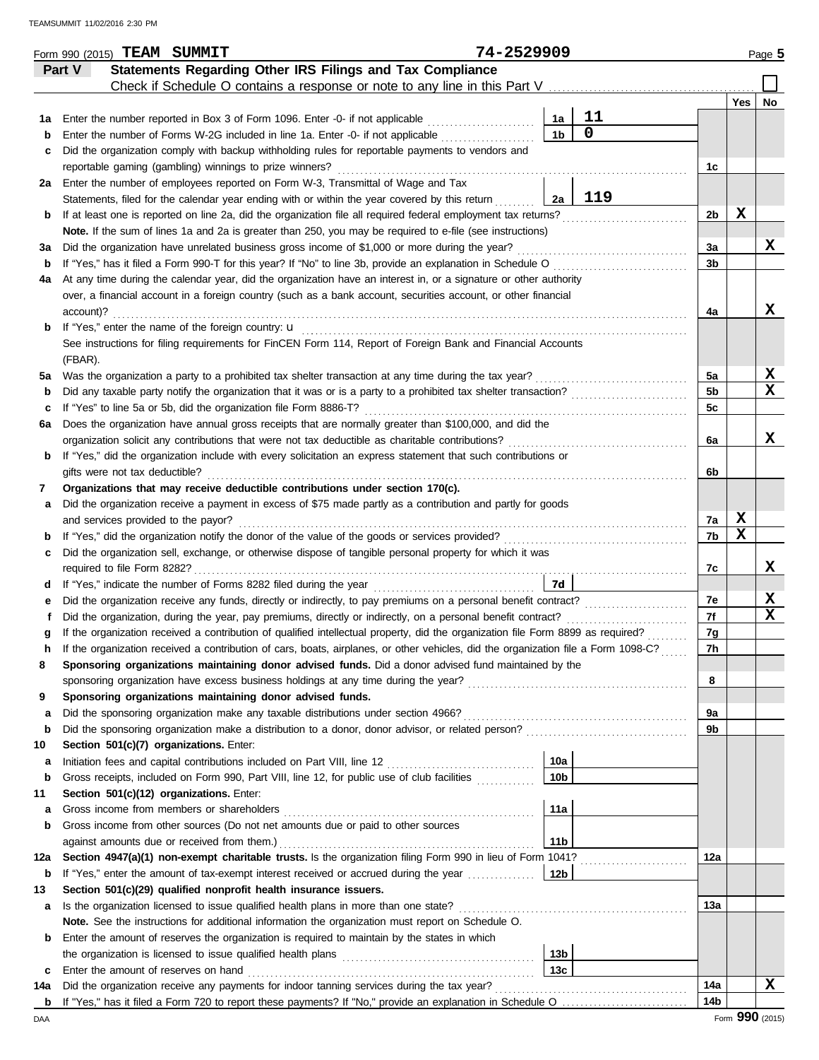Form 990 (2015) **TEAM SUMMIT** 74-2529909 Page **5**

## Part V Statements Regarding Other IRS Filings and Tax Compliance

Check if Schedule O contains a response or note to any line in this Part V ☐

| | | | | | Yes | No |
|---|---|---|---|---|---|---|
| **1a** | Enter the number reported in Box 3 of Form 1096. Enter -0- if not applicable | 1a | 11 | | | |
| **b** | Enter the number of Forms W-2G included in line 1a. Enter -0- if not applicable | 1b | 0 | | | |
| **c** | Did the organization comply with backup withholding rules for reportable payments to vendors and reportable gaming (gambling) winnings to prize winners? | | | 1c | | |
| **2a** | Enter the number of employees reported on Form W-3, Transmittal of Wage and Tax Statements, filed for the calendar year ending with or within the year covered by this return | 2a | 119 | | | |
| **b** | If at least one is reported on line 2a, did the organization file all required federal employment tax returns? | | | 2b | X | |
| | **Note.** If the sum of lines 1a and 2a is greater than 250, you may be required to e-file (see instructions) | | | | | |
| **3a** | Did the organization have unrelated business gross income of $1,000 or more during the year? | | | 3a | | X |
| **b** | If "Yes," has it filed a Form 990-T for this year? If "No" to line 3b, provide an explanation in Schedule O | | | 3b | | |
| **4a** | At any time during the calendar year, did the organization have an interest in, or a signature or other authority over, a financial account in a foreign country (such as a bank account, securities account, or other financial account)? | | | 4a | | X |
| **b** | If "Yes," enter the name of the foreign country: u | | | | | |
| | See instructions for filing requirements for FinCEN Form 114, Report of Foreign Bank and Financial Accounts (FBAR). | | | | | |
| **5a** | Was the organization a party to a prohibited tax shelter transaction at any time during the tax year? | | | 5a | | X |
| **b** | Did any taxable party notify the organization that it was or is a party to a prohibited tax shelter transaction? | | | 5b | | X |
| **c** | If "Yes" to line 5a or 5b, did the organization file Form 8886-T? | | | 5c | | |
| **6a** | Does the organization have annual gross receipts that are normally greater than $100,000, and did the organization solicit any contributions that were not tax deductible as charitable contributions? | | | 6a | | X |
| **b** | If "Yes," did the organization include with every solicitation an express statement that such contributions or gifts were not tax deductible? | | | 6b | | |
| **7** | **Organizations that may receive deductible contributions under section 170(c).** | | | | | |
| **a** | Did the organization receive a payment in excess of $75 made partly as a contribution and partly for goods and services provided to the payor? | | | 7a | X | |
| **b** | If "Yes," did the organization notify the donor of the value of the goods or services provided? | | | 7b | X | |
| **c** | Did the organization sell, exchange, or otherwise dispose of tangible personal property for which it was required to file Form 8282? | | | 7c | | X |
| **d** | If "Yes," indicate the number of Forms 8282 filed during the year | 7d | | | | |
| **e** | Did the organization receive any funds, directly or indirectly, to pay premiums on a personal benefit contract? | | | 7e | | X |
| **f** | Did the organization, during the year, pay premiums, directly or indirectly, on a personal benefit contract? | | | 7f | | X |
| **g** | If the organization received a contribution of qualified intellectual property, did the organization file Form 8899 as required? | | | 7g | | |
| **h** | If the organization received a contribution of cars, boats, airplanes, or other vehicles, did the organization file a Form 1098-C? | | | 7h | | |
| **8** | **Sponsoring organizations maintaining donor advised funds.** Did a donor advised fund maintained by the sponsoring organization have excess business holdings at any time during the year? | | | 8 | | |
| **9** | **Sponsoring organizations maintaining donor advised funds.** | | | | | |
| **a** | Did the sponsoring organization make any taxable distributions under section 4966? | | | 9a | | |
| **b** | Did the sponsoring organization make a distribution to a donor, donor advisor, or related person? | | | 9b | | |
| **10** | **Section 501(c)(7) organizations.** Enter: | | | | | |
| **a** | Initiation fees and capital contributions included on Part VIII, line 12 | 10a | | | | |
| **b** | Gross receipts, included on Form 990, Part VIII, line 12, for public use of club facilities | 10b | | | | |
| **11** | **Section 501(c)(12) organizations.** Enter: | | | | | |
| **a** | Gross income from members or shareholders | 11a | | | | |
| **b** | Gross income from other sources (Do not net amounts due or paid to other sources against amounts due or received from them.) | 11b | | | | |
| **12a** | **Section 4947(a)(1) non-exempt charitable trusts.** Is the organization filing Form 990 in lieu of Form 1041? | | | 12a | | |
| **b** | If "Yes," enter the amount of tax-exempt interest received or accrued during the year | 12b | | | | |
| **13** | **Section 501(c)(29) qualified nonprofit health insurance issuers.** | | | | | |
| **a** | Is the organization licensed to issue qualified health plans in more than one state? | | | 13a | | |
| | **Note.** See the instructions for additional information the organization must report on Schedule O. | | | | | |
| **b** | Enter the amount of reserves the organization is required to maintain by the states in which the organization is licensed to issue qualified health plans | 13b | | | | |
| **c** | Enter the amount of reserves on hand | 13c | | | | |
| **14a** | Did the organization receive any payments for indoor tanning services during the tax year? | | | 14a | | X |
| **b** | If "Yes," has it filed a Form 720 to report these payments? If "No," provide an explanation in Schedule O | | | 14b | | |

Form **990** (2015)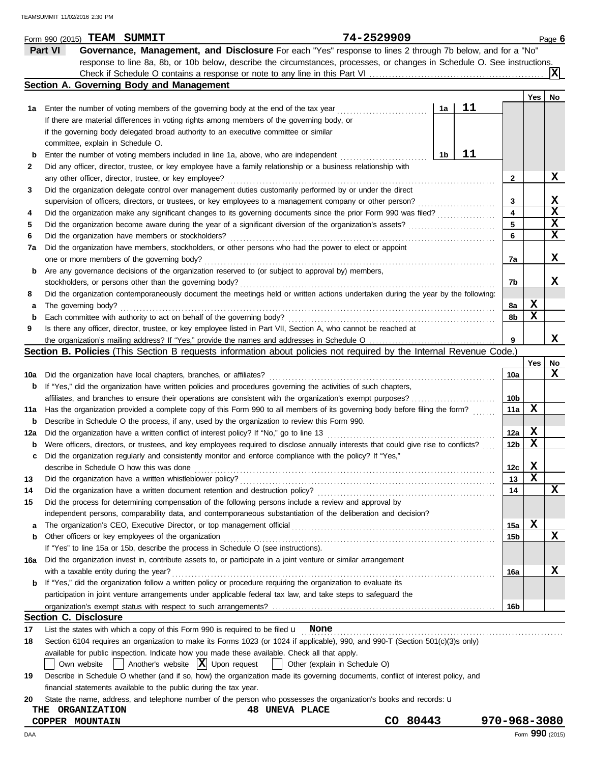Form 990 (2015) **TEAM SUMMIT** 74-2529909 Page **6**

## Part VI Governance, Management, and Disclosure

For each "Yes" response to lines 2 through 7b below, and for a "No" response to line 8a, 8b, or 10b below, describe the circumstances, processes, or changes in Schedule O. See instructions.

Check if Schedule O contains a response or note to any line in this Part VI . . . . . [X]

### Section A. Governing Body and Management

| | | | | Yes | No |
|---|---|---|---|---|---|
| **1a** | Enter the number of voting members of the governing body at the end of the tax year . . . . . If there are material differences in voting rights among members of the governing body, or if the governing body delegated broad authority to an executive committee or similar committee, explain in Schedule O. | 1a: 11 | | | |
| **b** | Enter the number of voting members included in line 1a, above, who are independent . . . . . | 1b: 11 | | | |
| **2** | Did any officer, director, trustee, or key employee have a family relationship or a business relationship with any other officer, director, trustee, or key employee? | | 2 | | X |
| **3** | Did the organization delegate control over management duties customarily performed by or under the direct supervision of officers, directors, or trustees, or key employees to a management company or other person? | | 3 | | X |
| **4** | Did the organization make any significant changes to its governing documents since the prior Form 990 was filed? | | 4 | | X |
| **5** | Did the organization become aware during the year of a significant diversion of the organization's assets? | | 5 | | X |
| **6** | Did the organization have members or stockholders? | | 6 | | X |
| **7a** | Did the organization have members, stockholders, or other persons who had the power to elect or appoint one or more members of the governing body? | | 7a | | X |
| **b** | Are any governance decisions of the organization reserved to (or subject to approval by) members, stockholders, or persons other than the governing body? | | 7b | | X |
| **8** | Did the organization contemporaneously document the meetings held or written actions undertaken during the year by the following: | | | | |
| **a** | The governing body? | | 8a | X | |
| **b** | Each committee with authority to act on behalf of the governing body? | | 8b | X | |
| **9** | Is there any officer, director, trustee, or key employee listed in Part VII, Section A, who cannot be reached at the organization's mailing address? If "Yes," provide the names and addresses in Schedule O | | 9 | | X |

### Section B. Policies (This Section B requests information about policies not required by the Internal Revenue Code.)

| | | | Yes | No |
|---|---|---|---|---|
| **10a** | Did the organization have local chapters, branches, or affiliates? | 10a | | X |
| **b** | If "Yes," did the organization have written policies and procedures governing the activities of such chapters, affiliates, and branches to ensure their operations are consistent with the organization's exempt purposes? | 10b | | |
| **11a** | Has the organization provided a complete copy of this Form 990 to all members of its governing body before filing the form? | 11a | X | |
| **b** | Describe in Schedule O the process, if any, used by the organization to review this Form 990. | | | |
| **12a** | Did the organization have a written conflict of interest policy? If "No," go to line 13 | 12a | X | |
| **b** | Were officers, directors, or trustees, and key employees required to disclose annually interests that could give rise to conflicts? | 12b | X | |
| **c** | Did the organization regularly and consistently monitor and enforce compliance with the policy? If "Yes," describe in Schedule O how this was done | 12c | X | |
| **13** | Did the organization have a written whistleblower policy? | 13 | X | |
| **14** | Did the organization have a written document retention and destruction policy? | 14 | | X |
| **15** | Did the process for determining compensation of the following persons include a review and approval by independent persons, comparability data, and contemporaneous substantiation of the deliberation and decision? | | | |
| **a** | The organization's CEO, Executive Director, or top management official | 15a | X | |
| **b** | Other officers or key employees of the organization | 15b | | X |
| | If "Yes" to line 15a or 15b, describe the process in Schedule O (see instructions). | | | |
| **16a** | Did the organization invest in, contribute assets to, or participate in a joint venture or similar arrangement with a taxable entity during the year? | 16a | | X |
| **b** | If "Yes," did the organization follow a written policy or procedure requiring the organization to evaluate its participation in joint venture arrangements under applicable federal tax law, and take steps to safeguard the organization's exempt status with respect to such arrangements? | 16b | | |

### Section C. Disclosure

**17** List the states with which a copy of this Form 990 is required to be filed u **None**

**18** Section 6104 requires an organization to make its Forms 1023 (or 1024 if applicable), 990, and 990-T (Section 501(c)(3)s only) available for public inspection. Indicate how you made these available. Check all that apply.

[ ] Own website [ ] Another's website [X] Upon request [ ] Other (explain in Schedule O)

**19** Describe in Schedule O whether (and if so, how) the organization made its governing documents, conflict of interest policy, and financial statements available to the public during the tax year.

**20** State the name, address, and telephone number of the person who possesses the organization's books and records: u

THE ORGANIZATION 48 UNEVA PLACE
COPPER MOUNTAIN CO 80443 970-968-3080

Form **990** (2015)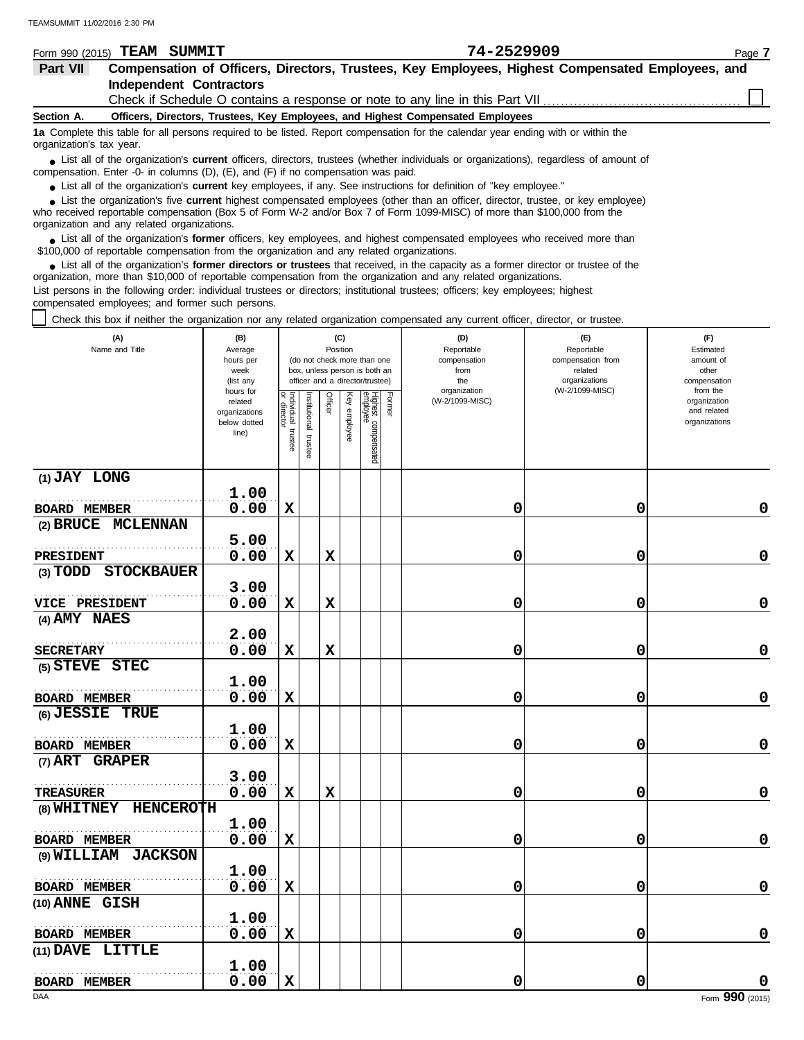Form 990 (2015) **TEAM SUMMIT** **74-2529909** Page **7**

## Part VII Compensation of Officers, Directors, Trustees, Key Employees, Highest Compensated Employees, and Independent Contractors

Check if Schedule O contains a response or note to any line in this Part VII ☐

**Section A. Officers, Directors, Trustees, Key Employees, and Highest Compensated Employees**

**1a** Complete this table for all persons required to be listed. Report compensation for the calendar year ending with or within the organization's tax year.

- List all of the organization's **current** officers, directors, trustees (whether individuals or organizations), regardless of amount of compensation. Enter -0- in columns (D), (E), and (F) if no compensation was paid.
- List all of the organization's **current** key employees, if any. See instructions for definition of "key employee."
- List the organization's five **current** highest compensated employees (other than an officer, director, trustee, or key employee) who received reportable compensation (Box 5 of Form W-2 and/or Box 7 of Form 1099-MISC) of more than $100,000 from the organization and any related organizations.
- List all of the organization's **former** officers, key employees, and highest compensated employees who received more than $100,000 of reportable compensation from the organization and any related organizations.
- List all of the organization's **former directors or trustees** that received, in the capacity as a former director or trustee of the organization, more than $10,000 of reportable compensation from the organization and any related organizations.

List persons in the following order: individual trustees or directors; institutional trustees; officers; key employees; highest compensated employees; and former such persons.

☐ Check this box if neither the organization nor any related organization compensated any current officer, director, or trustee.

| (A) Name and Title | (B) Average hours per week (list any hours for related organizations below dotted line) | (C) Position: Individual trustee or director | Institutional trustee | Officer | Key employee | Highest compensated employee | Former | (D) Reportable compensation from the organization (W-2/1099-MISC) | (E) Reportable compensation from related organizations (W-2/1099-MISC) | (F) Estimated amount of other compensation from the organization and related organizations |
|---|---|---|---|---|---|---|---|---|---|---|
| (1) JAY LONG<br>BOARD MEMBER | 1.00<br>0.00 | X | | | | | | 0 | 0 | 0 |
| (2) BRUCE MCLENNAN<br>PRESIDENT | 5.00<br>0.00 | X | | X | | | | 0 | 0 | 0 |
| (3) TODD STOCKBAUER<br>VICE PRESIDENT | 3.00<br>0.00 | X | | X | | | | 0 | 0 | 0 |
| (4) AMY NAES<br>SECRETARY | 2.00<br>0.00 | X | | X | | | | 0 | 0 | 0 |
| (5) STEVE STEC<br>BOARD MEMBER | 1.00<br>0.00 | X | | | | | | 0 | 0 | 0 |
| (6) JESSIE TRUE<br>BOARD MEMBER | 1.00<br>0.00 | X | | | | | | 0 | 0 | 0 |
| (7) ART GRAPER<br>TREASURER | 3.00<br>0.00 | X | | X | | | | 0 | 0 | 0 |
| (8) WHITNEY HENCEROTH<br>BOARD MEMBER | 1.00<br>0.00 | X | | | | | | 0 | 0 | 0 |
| (9) WILLIAM JACKSON<br>BOARD MEMBER | 1.00<br>0.00 | X | | | | | | 0 | 0 | 0 |
| (10) ANNE GISH<br>BOARD MEMBER | 1.00<br>0.00 | X | | | | | | 0 | 0 | 0 |
| (11) DAVE LITTLE<br>BOARD MEMBER | 1.00<br>0.00 | X | | | | | | 0 | 0 | 0 |

Form **990** (2015)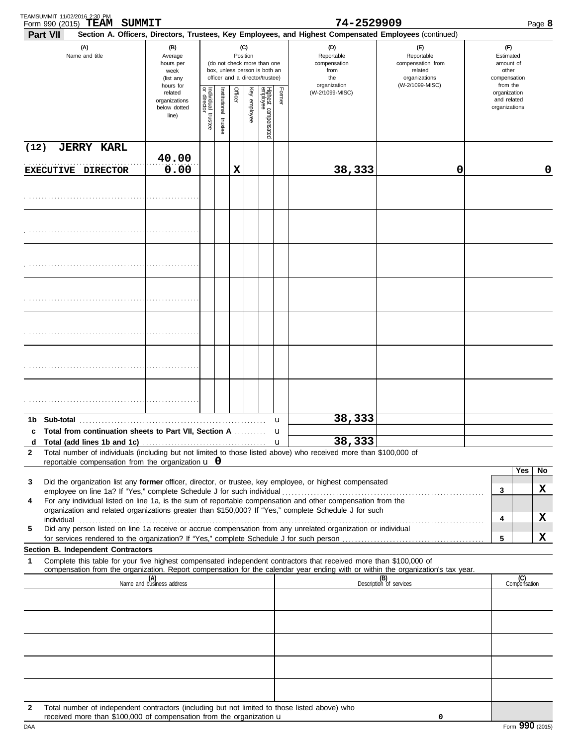TEAMSUMMIT 11/02/2016 2:30 PM

Form 990 (2015) **TEAM SUMMIT** **74-2529909** Page **8**

## Part VII Section A. Officers, Directors, Trustees, Key Employees, and Highest Compensated Employees (continued)

| (A) Name and title | (B) Average hours per week (list any hours for related organizations below dotted line) | (C) Position: Individual trustee or director | Institutional trustee | Officer | Key employee | Highest compensated employee | Former | (D) Reportable compensation from the organization (W-2/1099-MISC) | (E) Reportable compensation from related organizations (W-2/1099-MISC) | (F) Estimated amount of other compensation from the organization and related organizations |
|---|---|---|---|---|---|---|---|---|---|---|
| (12) JERRY KARL<br>EXECUTIVE DIRECTOR | 40.00<br>0.00 | | | X | | | | 38,333 | 0 | 0 |
| | | | | | | | | | | |
| | | | | | | | | | | |
| | | | | | | | | | | |
| | | | | | | | | | | |
| | | | | | | | | | | |
| | | | | | | | | | | |
| | | | | | | | | | | |

| | | (D) | (E) | (F) |
|---|---|---|---|---|
| 1b | Sub-total | 38,333 | | |
| c | Total from continuation sheets to Part VII, Section A | | | |
| d | Total (add lines 1b and 1c) | 38,333 | | |

**2** Total number of individuals (including but not limited to those listed above) who received more than $100,000 of reportable compensation from the organization u **0**

| | | | Yes | No |
|---|---|---|---|---|
| **3** | Did the organization list any **former** officer, director, or trustee, key employee, or highest compensated employee on line 1a? If "Yes," complete Schedule J for such individual | 3 | | X |
| **4** | For any individual listed on line 1a, is the sum of reportable compensation and other compensation from the organization and related organizations greater than $150,000? If "Yes," complete Schedule J for such individual | 4 | | X |
| **5** | Did any person listed on line 1a receive or accrue compensation from any unrelated organization or individual for services rendered to the organization? If "Yes," complete Schedule J for such person | 5 | | X |

### Section B. Independent Contractors

**1** Complete this table for your five highest compensated independent contractors that received more than $100,000 of compensation from the organization. Report compensation for the calendar year ending with or within the organization's tax year.

| (A) Name and business address | (B) Description of services | (C) Compensation |
|---|---|---|
| | | |
| | | |
| | | |
| | | |
| | | |

**2** Total number of independent contractors (including but not limited to those listed above) who received more than $100,000 of compensation from the organization u **0**

DAA Form **990** (2015)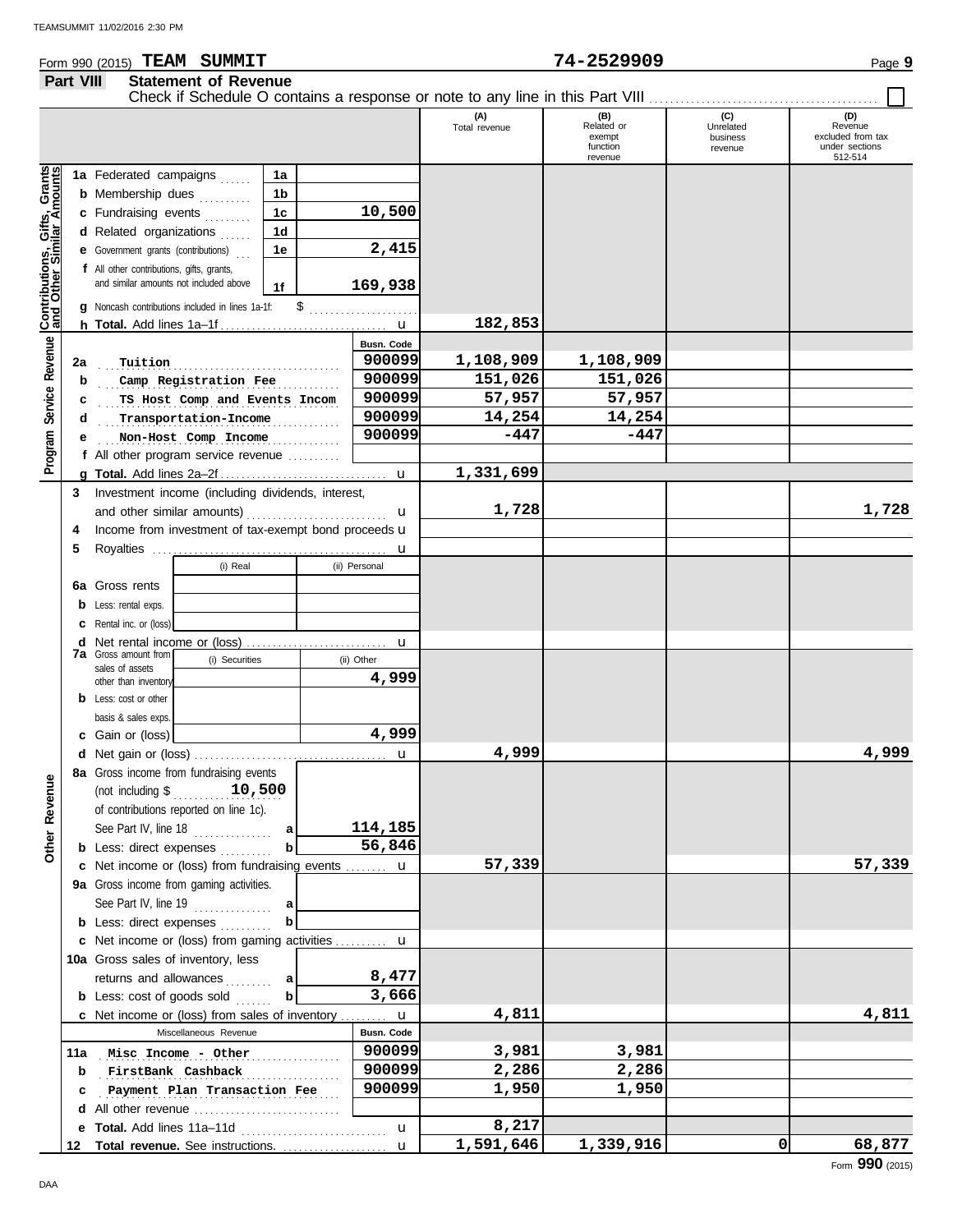Form 990 (2015) **TEAM SUMMIT** **74-2529909** Page **9**

## Part VIII Statement of Revenue

Check if Schedule O contains a response or note to any line in this Part VIII ☐

| | | | | (A) Total revenue | (B) Related or exempt function revenue | (C) Unrelated business revenue | (D) Revenue excluded from tax under sections 512-514 |
|---|---|---|---|---|---|---|---|
| **Contributions, Gifts, Grants and Other Similar Amounts** | 1a Federated campaigns | 1a | | | | | |
| | b Membership dues | 1b | | | | | |
| | c Fundraising events | 1c | 10,500 | | | | |
| | d Related organizations | 1d | | | | | |
| | e Government grants (contributions) | 1e | 2,415 | | | | |
| | f All other contributions, gifts, grants, and similar amounts not included above | 1f | 169,938 | | | | |
| | g Noncash contributions included in lines 1a-1f: $ | | | | | | |
| | h **Total.** Add lines 1a–1f | | | 182,853 | | | |
| **Program Service Revenue** | | | Busn. Code | | | | |
| | 2a Tuition | | 900099 | 1,108,909 | 1,108,909 | | |
| | b Camp Registration Fee | | 900099 | 151,026 | 151,026 | | |
| | c TS Host Comp and Events Incom | | 900099 | 57,957 | 57,957 | | |
| | d Transportation-Income | | 900099 | 14,254 | 14,254 | | |
| | e Non-Host Comp Income | | 900099 | -447 | -447 | | |
| | f All other program service revenue | | | | | | |
| | g **Total.** Add lines 2a–2f | | | 1,331,699 | | | |
| **Other Revenue** | 3 Investment income (including dividends, interest, and other similar amounts) | | | 1,728 | | | 1,728 |
| | 4 Income from investment of tax-exempt bond proceeds | | | | | | |
| | 5 Royalties | | | | | | |
| | | (i) Real | (ii) Personal | | | | |
| | 6a Gross rents | | | | | | |
| | b Less: rental exps. | | | | | | |
| | c Rental inc. or (loss) | | | | | | |
| | d Net rental income or (loss) | | | | | | |
| | 7a Gross amount from sales of assets other than inventory | (i) Securities | (ii) Other 4,999 | | | | |
| | b Less: cost or other basis & sales exps. | | | | | | |
| | c Gain or (loss) | | 4,999 | | | | |
| | d Net gain or (loss) | | | 4,999 | | | 4,999 |
| | 8a Gross income from fundraising events (not including $ 10,500 of contributions reported on line 1c). See Part IV, line 18 | a | 114,185 | | | | |
| | b Less: direct expenses | b | 56,846 | | | | |
| | c Net income or (loss) from fundraising events | | | 57,339 | | | 57,339 |
| | 9a Gross income from gaming activities. See Part IV, line 19 | a | | | | | |
| | b Less: direct expenses | b | | | | | |
| | c Net income or (loss) from gaming activities | | | | | | |
| | 10a Gross sales of inventory, less returns and allowances | a | 8,477 | | | | |
| | b Less: cost of goods sold | b | 3,666 | | | | |
| | c Net income or (loss) from sales of inventory | | | 4,811 | | | 4,811 |
| | Miscellaneous Revenue | | Busn. Code | | | | |
| | 11a Misc Income - Other | | 900099 | 3,981 | 3,981 | | |
| | b FirstBank Cashback | | 900099 | 2,286 | 2,286 | | |
| | c Payment Plan Transaction Fee | | 900099 | 1,950 | 1,950 | | |
| | d All other revenue | | | | | | |
| | e **Total.** Add lines 11a–11d | | | 8,217 | | | |
| | 12 **Total revenue.** See instructions. | | | 1,591,646 | 1,339,916 | 0 | 68,877 |

Form **990** (2015)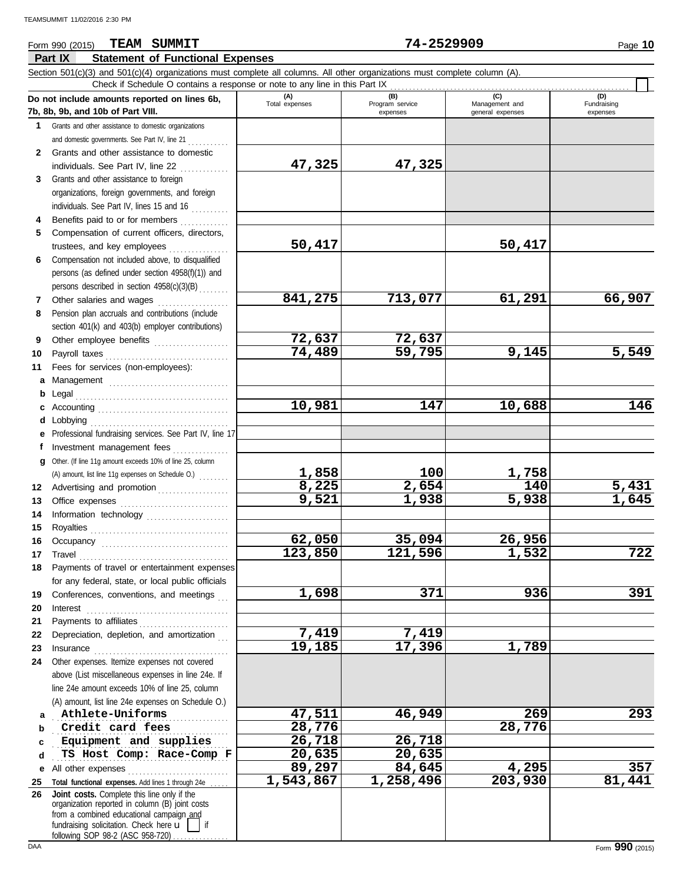Form 990 (2015) **TEAM SUMMIT** **74-2529909**

## Part IX Statement of Functional Expenses

Section 501(c)(3) and 501(c)(4) organizations must complete all columns. All other organizations must complete column (A).

Check if Schedule O contains a response or note to any line in this Part IX ☐

| Do not include amounts reported on lines 6b, 7b, 8b, 9b, and 10b of Part VIII. | (A) Total expenses | (B) Program service expenses | (C) Management and general expenses | (D) Fundraising expenses |
|---|---|---|---|---|
| 1 Grants and other assistance to domestic organizations and domestic governments. See Part IV, line 21 | | | | |
| 2 Grants and other assistance to domestic individuals. See Part IV, line 22 | 47,325 | 47,325 | | |
| 3 Grants and other assistance to foreign organizations, foreign governments, and foreign individuals. See Part IV, lines 15 and 16 | | | | |
| 4 Benefits paid to or for members | | | | |
| 5 Compensation of current officers, directors, trustees, and key employees | 50,417 | | 50,417 | |
| 6 Compensation not included above, to disqualified persons (as defined under section 4958(f)(1)) and persons described in section 4958(c)(3)(B) | | | | |
| 7 Other salaries and wages | 841,275 | 713,077 | 61,291 | 66,907 |
| 8 Pension plan accruals and contributions (include section 401(k) and 403(b) employer contributions) | | | | |
| 9 Other employee benefits | 72,637 | 72,637 | | |
| 10 Payroll taxes | 74,489 | 59,795 | 9,145 | 5,549 |
| 11 Fees for services (non-employees): | | | | |
| a Management | | | | |
| b Legal | | | | |
| c Accounting | 10,981 | 147 | 10,688 | 146 |
| d Lobbying | | | | |
| e Professional fundraising services. See Part IV, line 17 | | | | |
| f Investment management fees | | | | |
| g Other. (If line 11g amount exceeds 10% of line 25, column (A) amount, list line 11g expenses on Schedule O.) | 1,858 | 100 | 1,758 | |
| 12 Advertising and promotion | 8,225 | 2,654 | 140 | 5,431 |
| 13 Office expenses | 9,521 | 1,938 | 5,938 | 1,645 |
| 14 Information technology | | | | |
| 15 Royalties | | | | |
| 16 Occupancy | 62,050 | 35,094 | 26,956 | |
| 17 Travel | 123,850 | 121,596 | 1,532 | 722 |
| 18 Payments of travel or entertainment expenses for any federal, state, or local public officials | | | | |
| 19 Conferences, conventions, and meetings | 1,698 | 371 | 936 | 391 |
| 20 Interest | | | | |
| 21 Payments to affiliates | | | | |
| 22 Depreciation, depletion, and amortization | 7,419 | 7,419 | | |
| 23 Insurance | 19,185 | 17,396 | 1,789 | |
| 24 Other expenses. Itemize expenses not covered above (List miscellaneous expenses in line 24e. If line 24e amount exceeds 10% of line 25, column (A) amount, list line 24e expenses on Schedule O.) | | | | |
| a Athlete-Uniforms | 47,511 | 46,949 | 269 | 293 |
| b Credit card fees | 28,776 | | 28,776 | |
| c Equipment and supplies | 26,718 | 26,718 | | |
| d TS Host Comp: Race-Comp F | 20,635 | 20,635 | | |
| e All other expenses | 89,297 | 84,645 | 4,295 | 357 |
| 25 Total functional expenses. Add lines 1 through 24e | 1,543,867 | 1,258,496 | 203,930 | 81,441 |
| 26 Joint costs. Complete this line only if the organization reported in column (B) joint costs from a combined educational campaign and fundraising solicitation. Check here ☐ if following SOP 98-2 (ASC 958-720) | | | | |

Form **990** (2015)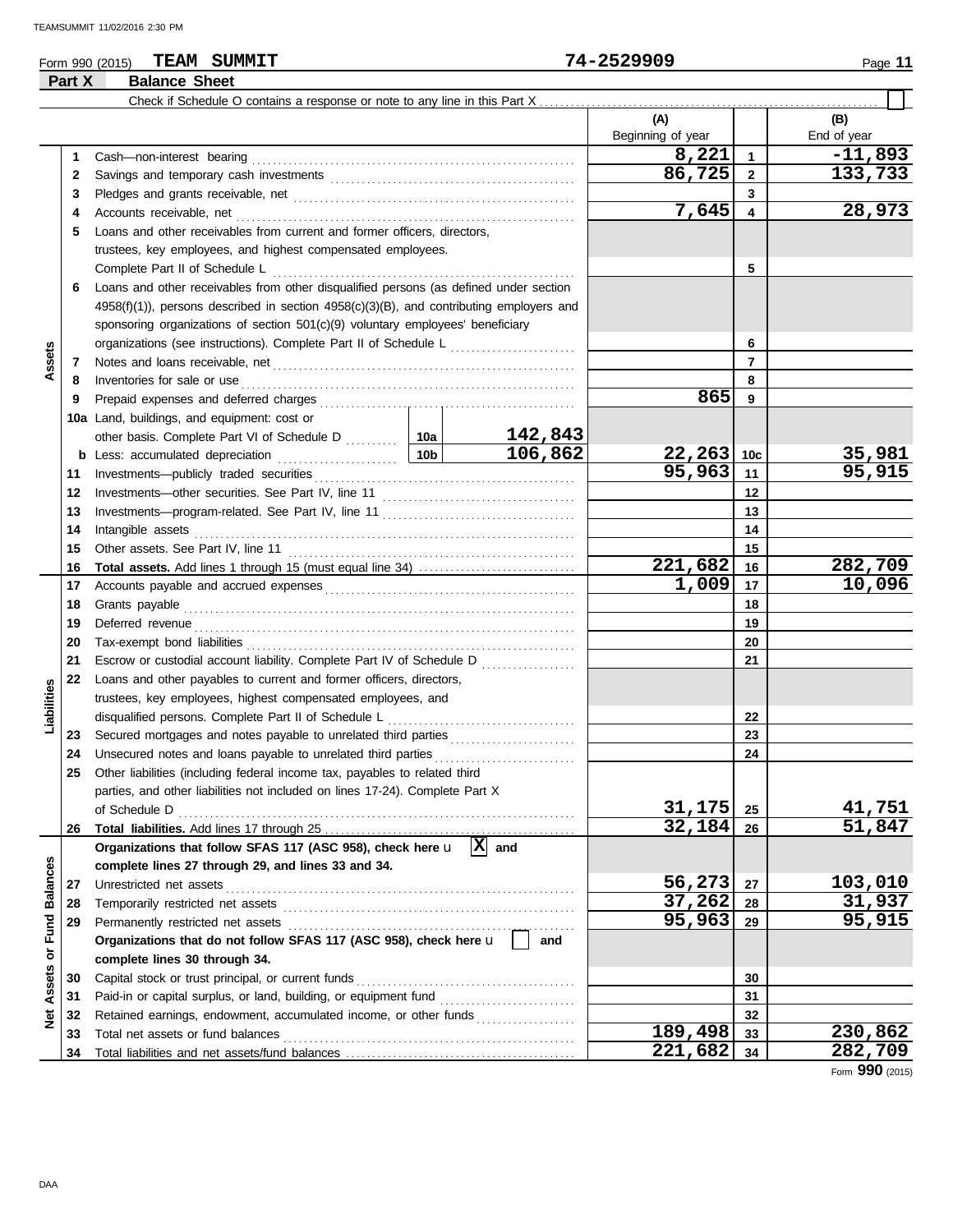Form 990 (2015) **TEAM SUMMIT** **74-2529909** Page **11**

## Part X Balance Sheet

Check if Schedule O contains a response or note to any line in this Part X . . . . . . . . . . . . . . . . . . . . . . . . . . . . . . . . . . . . . . . . . . . . . . . . . . . . . . . ☐

| | | | | (A) Beginning of year | | (B) End of year |
|---|---|---|---|---|---|---|
| **Assets** | 1 | Cash—non-interest bearing | | 8,221 | 1 | -11,893 |
| | 2 | Savings and temporary cash investments | | 86,725 | 2 | 133,733 |
| | 3 | Pledges and grants receivable, net | | | 3 | |
| | 4 | Accounts receivable, net | | 7,645 | 4 | 28,973 |
| | 5 | Loans and other receivables from current and former officers, directors, trustees, key employees, and highest compensated employees. Complete Part II of Schedule L | | | 5 | |
| | 6 | Loans and other receivables from other disqualified persons (as defined under section 4958(f)(1)), persons described in section 4958(c)(3)(B), and contributing employers and sponsoring organizations of section 501(c)(9) voluntary employees' beneficiary organizations (see instructions). Complete Part II of Schedule L | | | 6 | |
| | 7 | Notes and loans receivable, net | | | 7 | |
| | 8 | Inventories for sale or use | | | 8 | |
| | 9 | Prepaid expenses and deferred charges | | 865 | 9 | |
| | 10a | Land, buildings, and equipment: cost or other basis. Complete Part VI of Schedule D | 10a 142,843 | | | |
| | b | Less: accumulated depreciation | 10b 106,862 | 22,263 | 10c | 35,981 |
| | 11 | Investments—publicly traded securities | | 95,963 | 11 | 95,915 |
| | 12 | Investments—other securities. See Part IV, line 11 | | | 12 | |
| | 13 | Investments—program-related. See Part IV, line 11 | | | 13 | |
| | 14 | Intangible assets | | | 14 | |
| | 15 | Other assets. See Part IV, line 11 | | | 15 | |
| | 16 | **Total assets.** Add lines 1 through 15 (must equal line 34) | | 221,682 | 16 | 282,709 |
| **Liabilities** | 17 | Accounts payable and accrued expenses | | 1,009 | 17 | 10,096 |
| | 18 | Grants payable | | | 18 | |
| | 19 | Deferred revenue | | | 19 | |
| | 20 | Tax-exempt bond liabilities | | | 20 | |
| | 21 | Escrow or custodial account liability. Complete Part IV of Schedule D | | | 21 | |
| | 22 | Loans and other payables to current and former officers, directors, trustees, key employees, highest compensated employees, and disqualified persons. Complete Part II of Schedule L | | | 22 | |
| | 23 | Secured mortgages and notes payable to unrelated third parties | | | 23 | |
| | 24 | Unsecured notes and loans payable to unrelated third parties | | | 24 | |
| | 25 | Other liabilities (including federal income tax, payables to related third parties, and other liabilities not included on lines 17-24). Complete Part X of Schedule D | | 31,175 | 25 | 41,751 |
| | 26 | **Total liabilities.** Add lines 17 through 25 | | 32,184 | 26 | 51,847 |
| **Net Assets or Fund Balances** | | **Organizations that follow SFAS 117 (ASC 958), check here** ☒ **and complete lines 27 through 29, and lines 33 and 34.** | | | | |
| | 27 | Unrestricted net assets | | 56,273 | 27 | 103,010 |
| | 28 | Temporarily restricted net assets | | 37,262 | 28 | 31,937 |
| | 29 | Permanently restricted net assets | | 95,963 | 29 | 95,915 |
| | | **Organizations that do not follow SFAS 117 (ASC 958), check here** ☐ **and complete lines 30 through 34.** | | | | |
| | 30 | Capital stock or trust principal, or current funds | | | 30 | |
| | 31 | Paid-in or capital surplus, or land, building, or equipment fund | | | 31 | |
| | 32 | Retained earnings, endowment, accumulated income, or other funds | | | 32 | |
| | 33 | Total net assets or fund balances | | 189,498 | 33 | 230,862 |
| | 34 | Total liabilities and net assets/fund balances | | 221,682 | 34 | 282,709 |

Form **990** (2015)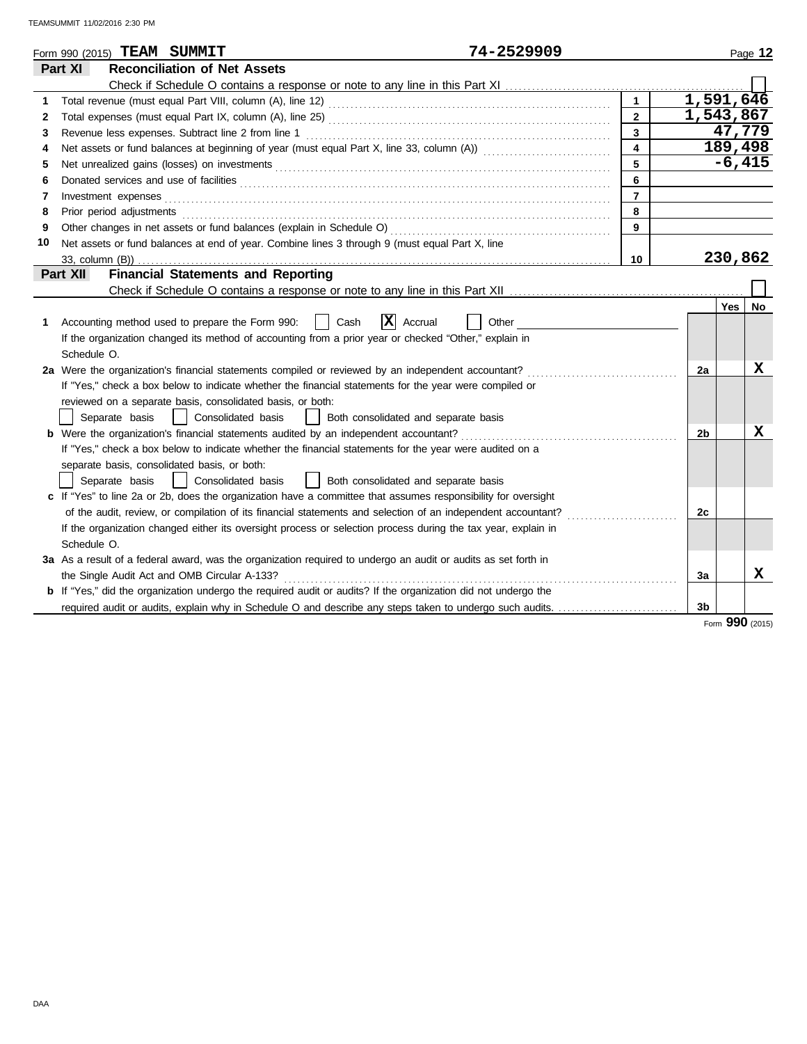Form 990 (2015) **TEAM SUMMIT** **74-2529909**

## Part XI Reconciliation of Net Assets

Check if Schedule O contains a response or note to any line in this Part XI ☐

| | | | |
|---|---|---|---|
| 1 | Total revenue (must equal Part VIII, column (A), line 12) | 1 | 1,591,646 |
| 2 | Total expenses (must equal Part IX, column (A), line 25) | 2 | 1,543,867 |
| 3 | Revenue less expenses. Subtract line 2 from line 1 | 3 | 47,779 |
| 4 | Net assets or fund balances at beginning of year (must equal Part X, line 33, column (A)) | 4 | 189,498 |
| 5 | Net unrealized gains (losses) on investments | 5 | -6,415 |
| 6 | Donated services and use of facilities | 6 | |
| 7 | Investment expenses | 7 | |
| 8 | Prior period adjustments | 8 | |
| 9 | Other changes in net assets or fund balances (explain in Schedule O) | 9 | |
| 10 | Net assets or fund balances at end of year. Combine lines 3 through 9 (must equal Part X, line 33, column (B)) | 10 | 230,862 |

## Part XII Financial Statements and Reporting

Check if Schedule O contains a response or note to any line in this Part XII ☐

| | | | Yes | No |
|---|---|---|---|---|
| 1 | Accounting method used to prepare the Form 990: ☐ Cash ☒ Accrual ☐ Other ______ <br> If the organization changed its method of accounting from a prior year or checked "Other," explain in Schedule O. | | | |
| 2a | Were the organization's financial statements compiled or reviewed by an independent accountant? <br> If "Yes," check a box below to indicate whether the financial statements for the year were compiled or reviewed on a separate basis, consolidated basis, or both: <br> ☐ Separate basis ☐ Consolidated basis ☐ Both consolidated and separate basis | 2a | | X |
| b | Were the organization's financial statements audited by an independent accountant? <br> If "Yes," check a box below to indicate whether the financial statements for the year were audited on a separate basis, consolidated basis, or both: <br> ☐ Separate basis ☐ Consolidated basis ☐ Both consolidated and separate basis | 2b | | X |
| c | If "Yes" to line 2a or 2b, does the organization have a committee that assumes responsibility for oversight of the audit, review, or compilation of its financial statements and selection of an independent accountant? <br> If the organization changed either its oversight process or selection process during the tax year, explain in Schedule O. | 2c | | |
| 3a | As a result of a federal award, was the organization required to undergo an audit or audits as set forth in the Single Audit Act and OMB Circular A-133? | 3a | | X |
| b | If "Yes," did the organization undergo the required audit or audits? If the organization did not undergo the required audit or audits, explain why in Schedule O and describe any steps taken to undergo such audits. | 3b | | |

Form **990** (2015)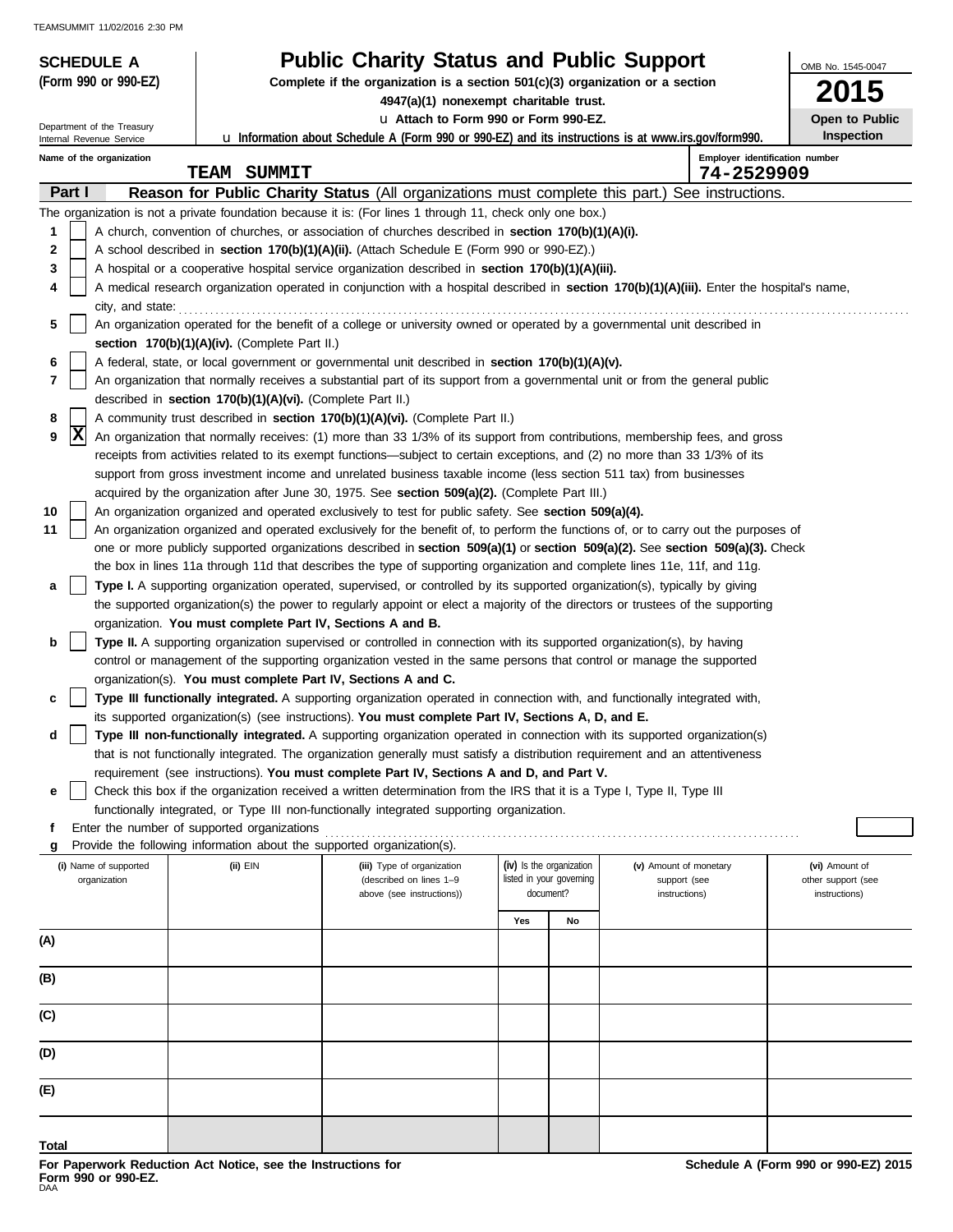# SCHEDULE A (Form 990 or 990-EZ)

Department of the Treasury
Internal Revenue Service

## Public Charity Status and Public Support

**Complete if the organization is a section 501(c)(3) organization or a section 4947(a)(1) nonexempt charitable trust.**

u **Attach to Form 990 or Form 990-EZ.**

u **Information about Schedule A (Form 990 or 990-EZ) and its instructions is at www.irs.gov/form990.**

OMB No. 1545-0047

**2015**

**Open to Public Inspection**

Name of the organization: TEAM SUMMIT

Employer identification number: 74-2529909

### Part I — Reason for Public Charity Status (All organizations must complete this part.) See instructions.

The organization is not a private foundation because it is: (For lines 1 through 11, check only one box.)

1. [ ] A church, convention of churches, or association of churches described in **section 170(b)(1)(A)(i).**
2. [ ] A school described in **section 170(b)(1)(A)(ii).** (Attach Schedule E (Form 990 or 990-EZ).)
3. [ ] A hospital or a cooperative hospital service organization described in **section 170(b)(1)(A)(iii).**
4. [ ] A medical research organization operated in conjunction with a hospital described in **section 170(b)(1)(A)(iii).** Enter the hospital's name, city, and state:
5. [ ] An organization operated for the benefit of a college or university owned or operated by a governmental unit described in **section 170(b)(1)(A)(iv).** (Complete Part II.)
6. [ ] A federal, state, or local government or governmental unit described in **section 170(b)(1)(A)(v).**
7. [ ] An organization that normally receives a substantial part of its support from a governmental unit or from the general public described in **section 170(b)(1)(A)(vi).** (Complete Part II.)
8. [ ] A community trust described in **section 170(b)(1)(A)(vi).** (Complete Part II.)
9. [X] An organization that normally receives: (1) more than 33 1/3% of its support from contributions, membership fees, and gross receipts from activities related to its exempt functions—subject to certain exceptions, and (2) no more than 33 1/3% of its support from gross investment income and unrelated business taxable income (less section 511 tax) from businesses acquired by the organization after June 30, 1975. See **section 509(a)(2).** (Complete Part III.)
10. [ ] An organization organized and operated exclusively to test for public safety. See **section 509(a)(4).**
11. [ ] An organization organized and operated exclusively for the benefit of, to perform the functions of, or to carry out the purposes of one or more publicly supported organizations described in **section 509(a)(1)** or **section 509(a)(2).** See **section 509(a)(3).** Check the box in lines 11a through 11d that describes the type of supporting organization and complete lines 11e, 11f, and 11g.
    - **a** [ ] **Type I.** A supporting organization operated, supervised, or controlled by its supported organization(s), typically by giving the supported organization(s) the power to regularly appoint or elect a majority of the directors or trustees of the supporting organization. **You must complete Part IV, Sections A and B.**
    - **b** [ ] **Type II.** A supporting organization supervised or controlled in connection with its supported organization(s), by having control or management of the supporting organization vested in the same persons that control or manage the supported organization(s). **You must complete Part IV, Sections A and C.**
    - **c** [ ] **Type III functionally integrated.** A supporting organization operated in connection with, and functionally integrated with, its supported organization(s) (see instructions). **You must complete Part IV, Sections A, D, and E.**
    - **d** [ ] **Type III non-functionally integrated.** A supporting organization operated in connection with its supported organization(s) that is not functionally integrated. The organization generally must satisfy a distribution requirement and an attentiveness requirement (see instructions). **You must complete Part IV, Sections A and D, and Part V.**
    - **e** [ ] Check this box if the organization received a written determination from the IRS that it is a Type I, Type II, Type III functionally integrated, or Type III non-functionally integrated supporting organization.
    - **f** Enter the number of supported organizations
    - **g** Provide the following information about the supported organization(s).

| (i) Name of supported organization | (ii) EIN | (iii) Type of organization (described on lines 1–9 above (see instructions)) | (iv) Is the organization listed in your governing document? Yes | No | (v) Amount of monetary support (see instructions) | (vi) Amount of other support (see instructions) |
|---|---|---|---|---|---|---|
| (A) | | | | | | |
| (B) | | | | | | |
| (C) | | | | | | |
| (D) | | | | | | |
| (E) | | | | | | |
| Total | | | | | | |

**For Paperwork Reduction Act Notice, see the Instructions for Form 990 or 990-EZ.**

DAA

**Schedule A (Form 990 or 990-EZ) 2015**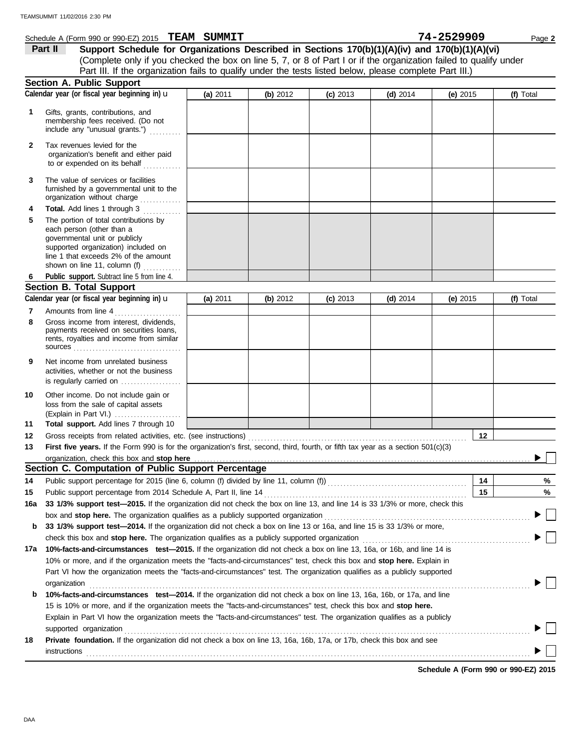Schedule A (Form 990 or 990-EZ) 2015 **TEAM SUMMIT** **74-2529909**

**Part II** **Support Schedule for Organizations Described in Sections 170(b)(1)(A)(iv) and 170(b)(1)(A)(vi)**
(Complete only if you checked the box on line 5, 7, or 8 of Part I or if the organization failed to qualify under Part III. If the organization fails to qualify under the tests listed below, please complete Part III.)

### Section A. Public Support

| Calendar year (or fiscal year beginning in) ▶ | (a) 2011 | (b) 2012 | (c) 2013 | (d) 2014 | (e) 2015 | (f) Total |
|---|---|---|---|---|---|---|
| **1** Gifts, grants, contributions, and membership fees received. (Do not include any "unusual grants.") | | | | | | |
| **2** Tax revenues levied for the organization's benefit and either paid to or expended on its behalf | | | | | | |
| **3** The value of services or facilities furnished by a governmental unit to the organization without charge | | | | | | |
| **4** **Total.** Add lines 1 through 3 | | | | | | |
| **5** The portion of total contributions by each person (other than a governmental unit or publicly supported organization) included on line 1 that exceeds 2% of the amount shown on line 11, column (f) | | | | | | |
| **6** **Public support.** Subtract line 5 from line 4. | | | | | | |

### Section B. Total Support

| Calendar year (or fiscal year beginning in) ▶ | (a) 2011 | (b) 2012 | (c) 2013 | (d) 2014 | (e) 2015 | (f) Total |
|---|---|---|---|---|---|---|
| **7** Amounts from line 4 | | | | | | |
| **8** Gross income from interest, dividends, payments received on securities loans, rents, royalties and income from similar sources | | | | | | |
| **9** Net income from unrelated business activities, whether or not the business is regularly carried on | | | | | | |
| **10** Other income. Do not include gain or loss from the sale of capital assets (Explain in Part VI.) | | | | | | |
| **11** **Total support.** Add lines 7 through 10 | | | | | | |

**12** Gross receipts from related activities, etc. (see instructions) **12**

**13** **First five years.** If the Form 990 is for the organization's first, second, third, fourth, or fifth tax year as a section 501(c)(3) organization, check this box and **stop here** ▶ ☐

### Section C. Computation of Public Support Percentage

**14** Public support percentage for 2015 (line 6, column (f) divided by line 11, column (f)) **14** %

**15** Public support percentage from 2014 Schedule A, Part II, line 14 **15** %

**16a** **33 1/3% support test—2015.** If the organization did not check the box on line 13, and line 14 is 33 1/3% or more, check this box and **stop here.** The organization qualifies as a publicly supported organization ▶ ☐

**b** **33 1/3% support test—2014.** If the organization did not check a box on line 13 or 16a, and line 15 is 33 1/3% or more, check this box and **stop here.** The organization qualifies as a publicly supported organization ▶ ☐

**17a** **10%-facts-and-circumstances test—2015.** If the organization did not check a box on line 13, 16a, or 16b, and line 14 is 10% or more, and if the organization meets the "facts-and-circumstances" test, check this box and **stop here.** Explain in Part VI how the organization meets the "facts-and-circumstances" test. The organization qualifies as a publicly supported organization ▶ ☐

**b** **10%-facts-and-circumstances test—2014.** If the organization did not check a box on line 13, 16a, 16b, or 17a, and line 15 is 10% or more, and if the organization meets the "facts-and-circumstances" test, check this box and **stop here.** Explain in Part VI how the organization meets the "facts-and-circumstances" test. The organization qualifies as a publicly supported organization ▶ ☐

**18** **Private foundation.** If the organization did not check a box on line 13, 16a, 16b, 17a, or 17b, check this box and see instructions ▶ ☐

**Schedule A (Form 990 or 990-EZ) 2015**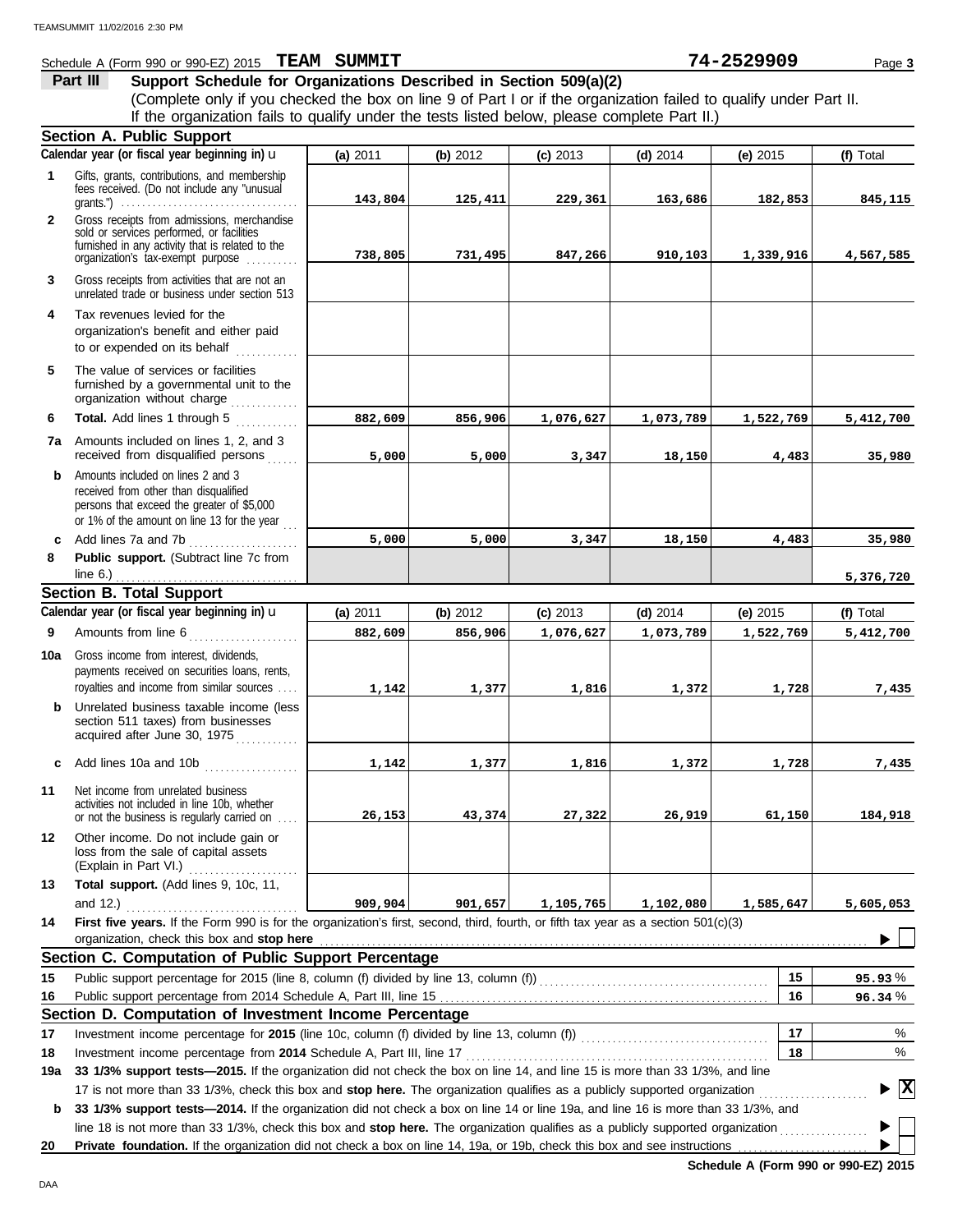Schedule A (Form 990 or 990-EZ) 2015 **TEAM SUMMIT** **74-2529909**

**Part III** **Support Schedule for Organizations Described in Section 509(a)(2)**

(Complete only if you checked the box on line 9 of Part I or if the organization failed to qualify under Part II. If the organization fails to qualify under the tests listed below, please complete Part II.)

## Section A. Public Support

| Calendar year (or fiscal year beginning in) u | (a) 2011 | (b) 2012 | (c) 2013 | (d) 2014 | (e) 2015 | (f) Total |
|---|---|---|---|---|---|---|
| 1 Gifts, grants, contributions, and membership fees received. (Do not include any "unusual grants.") | 143,804 | 125,411 | 229,361 | 163,686 | 182,853 | 845,115 |
| 2 Gross receipts from admissions, merchandise sold or services performed, or facilities furnished in any activity that is related to the organization's tax-exempt purpose | 738,805 | 731,495 | 847,266 | 910,103 | 1,339,916 | 4,567,585 |
| 3 Gross receipts from activities that are not an unrelated trade or business under section 513 | | | | | | |
| 4 Tax revenues levied for the organization's benefit and either paid to or expended on its behalf | | | | | | |
| 5 The value of services or facilities furnished by a governmental unit to the organization without charge | | | | | | |
| 6 **Total.** Add lines 1 through 5 | 882,609 | 856,906 | 1,076,627 | 1,073,789 | 1,522,769 | 5,412,700 |
| 7a Amounts included on lines 1, 2, and 3 received from disqualified persons | 5,000 | 5,000 | 3,347 | 18,150 | 4,483 | 35,980 |
| b Amounts included on lines 2 and 3 received from other than disqualified persons that exceed the greater of $5,000 or 1% of the amount on line 13 for the year | | | | | | |
| c Add lines 7a and 7b | 5,000 | 5,000 | 3,347 | 18,150 | 4,483 | 35,980 |
| 8 **Public support.** (Subtract line 7c from line 6.) | | | | | | 5,376,720 |

## Section B. Total Support

| Calendar year (or fiscal year beginning in) u | (a) 2011 | (b) 2012 | (c) 2013 | (d) 2014 | (e) 2015 | (f) Total |
|---|---|---|---|---|---|---|
| 9 Amounts from line 6 | 882,609 | 856,906 | 1,076,627 | 1,073,789 | 1,522,769 | 5,412,700 |
| 10a Gross income from interest, dividends, payments received on securities loans, rents, royalties and income from similar sources | 1,142 | 1,377 | 1,816 | 1,372 | 1,728 | 7,435 |
| b Unrelated business taxable income (less section 511 taxes) from businesses acquired after June 30, 1975 | | | | | | |
| c Add lines 10a and 10b | 1,142 | 1,377 | 1,816 | 1,372 | 1,728 | 7,435 |
| 11 Net income from unrelated business activities not included in line 10b, whether or not the business is regularly carried on | 26,153 | 43,374 | 27,322 | 26,919 | 61,150 | 184,918 |
| 12 Other income. Do not include gain or loss from the sale of capital assets (Explain in Part VI.) | | | | | | |
| 13 **Total support.** (Add lines 9, 10c, 11, and 12.) | 909,904 | 901,657 | 1,105,765 | 1,102,080 | 1,585,647 | 5,605,053 |

**14** **First five years.** If the Form 990 is for the organization's first, second, third, fourth, or fifth tax year as a section 501(c)(3) organization, check this box and **stop here** ▶ ☐

## Section C. Computation of Public Support Percentage

| | | | |
|---|---|---|---|
| 15 | Public support percentage for 2015 (line 8, column (f) divided by line 13, column (f)) | 15 | 95.93 % |
| 16 | Public support percentage from 2014 Schedule A, Part III, line 15 | 16 | 96.34 % |

## Section D. Computation of Investment Income Percentage

| | | | |
|---|---|---|---|
| 17 | Investment income percentage for **2015** (line 10c, column (f) divided by line 13, column (f)) | 17 | % |
| 18 | Investment income percentage from **2014** Schedule A, Part III, line 17 | 18 | % |

**19a** **33 1/3% support tests—2015.** If the organization did not check the box on line 14, and line 15 is more than 33 1/3%, and line 17 is not more than 33 1/3%, check this box and **stop here.** The organization qualifies as a publicly supported organization ▶ ☒

**b** **33 1/3% support tests—2014.** If the organization did not check a box on line 14 or line 19a, and line 16 is more than 33 1/3%, and line 18 is not more than 33 1/3%, check this box and **stop here.** The organization qualifies as a publicly supported organization ▶ ☐

**20** **Private foundation.** If the organization did not check a box on line 14, 19a, or 19b, check this box and see instructions ▶ ☐

**Schedule A (Form 990 or 990-EZ) 2015**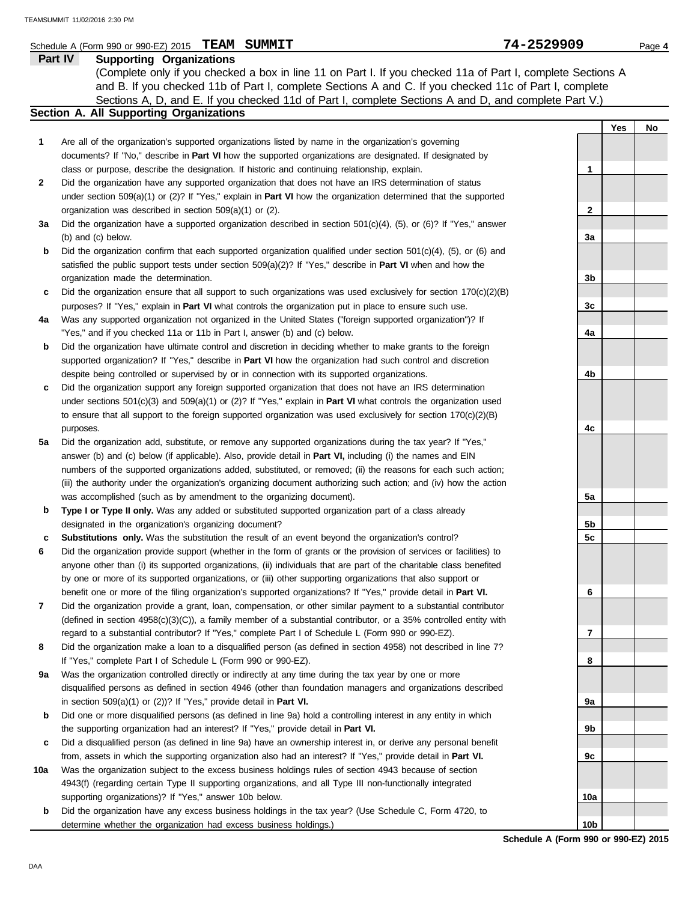Schedule A (Form 990 or 990-EZ) 2015 **TEAM SUMMIT** **74-2529909**

**Part IV** **Supporting Organizations**

(Complete only if you checked a box in line 11 on Part I. If you checked 11a of Part I, complete Sections A and B. If you checked 11b of Part I, complete Sections A and C. If you checked 11c of Part I, complete Sections A, D, and E. If you checked 11d of Part I, complete Sections A and D, and complete Part V.)

## Section A. All Supporting Organizations

| | | | Yes | No |
|---|---|---|---|---|
| **1** | Are all of the organization's supported organizations listed by name in the organization's governing documents? If "No," describe in **Part VI** how the supported organizations are designated. If designated by class or purpose, describe the designation. If historic and continuing relationship, explain. | 1 | | |
| **2** | Did the organization have any supported organization that does not have an IRS determination of status under section 509(a)(1) or (2)? If "Yes," explain in **Part VI** how the organization determined that the supported organization was described in section 509(a)(1) or (2). | 2 | | |
| **3a** | Did the organization have a supported organization described in section 501(c)(4), (5), or (6)? If "Yes," answer (b) and (c) below. | 3a | | |
| **b** | Did the organization confirm that each supported organization qualified under section 501(c)(4), (5), or (6) and satisfied the public support tests under section 509(a)(2)? If "Yes," describe in **Part VI** when and how the organization made the determination. | 3b | | |
| **c** | Did the organization ensure that all support to such organizations was used exclusively for section 170(c)(2)(B) purposes? If "Yes," explain in **Part VI** what controls the organization put in place to ensure such use. | 3c | | |
| **4a** | Was any supported organization not organized in the United States ("foreign supported organization")? If "Yes," and if you checked 11a or 11b in Part I, answer (b) and (c) below. | 4a | | |
| **b** | Did the organization have ultimate control and discretion in deciding whether to make grants to the foreign supported organization? If "Yes," describe in **Part VI** how the organization had such control and discretion despite being controlled or supervised by or in connection with its supported organizations. | 4b | | |
| **c** | Did the organization support any foreign supported organization that does not have an IRS determination under sections 501(c)(3) and 509(a)(1) or (2)? If "Yes," explain in **Part VI** what controls the organization used to ensure that all support to the foreign supported organization was used exclusively for section 170(c)(2)(B) purposes. | 4c | | |
| **5a** | Did the organization add, substitute, or remove any supported organizations during the tax year? If "Yes," answer (b) and (c) below (if applicable). Also, provide detail in **Part VI,** including (i) the names and EIN numbers of the supported organizations added, substituted, or removed; (ii) the reasons for each such action; (iii) the authority under the organization's organizing document authorizing such action; and (iv) how the action was accomplished (such as by amendment to the organizing document). | 5a | | |
| **b** | **Type I or Type II only.** Was any added or substituted supported organization part of a class already designated in the organization's organizing document? | 5b | | |
| **c** | **Substitutions only.** Was the substitution the result of an event beyond the organization's control? | 5c | | |
| **6** | Did the organization provide support (whether in the form of grants or the provision of services or facilities) to anyone other than (i) its supported organizations, (ii) individuals that are part of the charitable class benefited by one or more of its supported organizations, or (iii) other supporting organizations that also support or benefit one or more of the filing organization's supported organizations? If "Yes," provide detail in **Part VI.** | 6 | | |
| **7** | Did the organization provide a grant, loan, compensation, or other similar payment to a substantial contributor (defined in section 4958(c)(3)(C)), a family member of a substantial contributor, or a 35% controlled entity with regard to a substantial contributor? If "Yes," complete Part I of Schedule L (Form 990 or 990-EZ). | 7 | | |
| **8** | Did the organization make a loan to a disqualified person (as defined in section 4958) not described in line 7? If "Yes," complete Part I of Schedule L (Form 990 or 990-EZ). | 8 | | |
| **9a** | Was the organization controlled directly or indirectly at any time during the tax year by one or more disqualified persons as defined in section 4946 (other than foundation managers and organizations described in section 509(a)(1) or (2))? If "Yes," provide detail in **Part VI.** | 9a | | |
| **b** | Did one or more disqualified persons (as defined in line 9a) hold a controlling interest in any entity in which the supporting organization had an interest? If "Yes," provide detail in **Part VI.** | 9b | | |
| **c** | Did a disqualified person (as defined in line 9a) have an ownership interest in, or derive any personal benefit from, assets in which the supporting organization also had an interest? If "Yes," provide detail in **Part VI.** | 9c | | |
| **10a** | Was the organization subject to the excess business holdings rules of section 4943 because of section 4943(f) (regarding certain Type II supporting organizations, and all Type III non-functionally integrated supporting organizations)? If "Yes," answer 10b below. | 10a | | |
| **b** | Did the organization have any excess business holdings in the tax year? (Use Schedule C, Form 4720, to determine whether the organization had excess business holdings.) | 10b | | |

**Schedule A (Form 990 or 990-EZ) 2015**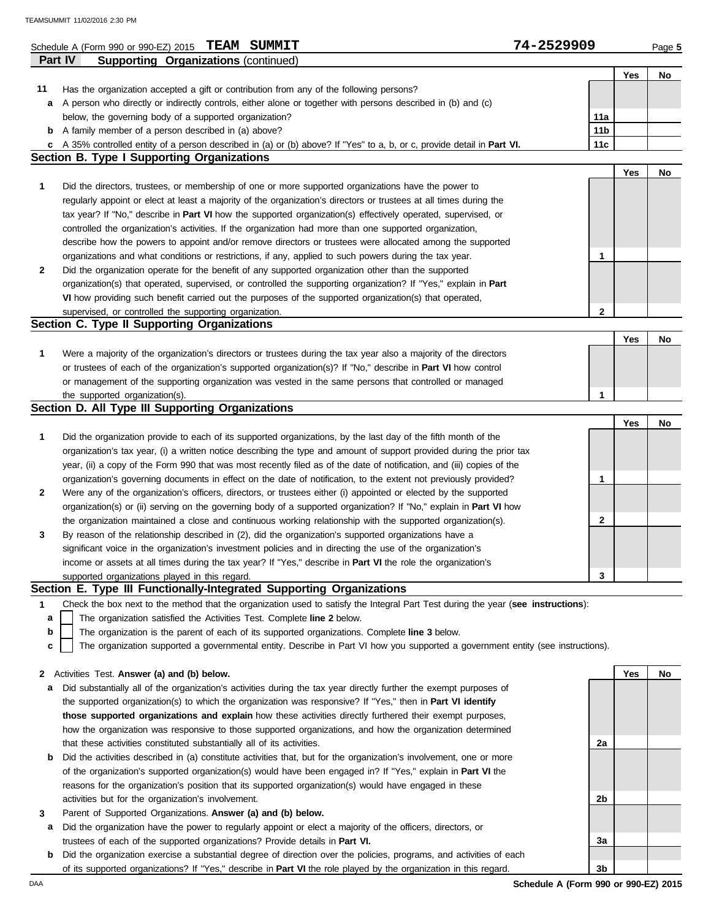Schedule A (Form 990 or 990-EZ) 2015 **TEAM SUMMIT** **74-2529909**

## Part IV Supporting Organizations (continued)

| | | | Yes | No |
|---|---|---|---|---|
| **11** | Has the organization accepted a gift or contribution from any of the following persons? | | | |
| **a** | A person who directly or indirectly controls, either alone or together with persons described in (b) and (c) below, the governing body of a supported organization? | 11a | | |
| **b** | A family member of a person described in (a) above? | 11b | | |
| **c** | A 35% controlled entity of a person described in (a) or (b) above? If "Yes" to a, b, or c, provide detail in **Part VI.** | 11c | | |

### Section B. Type I Supporting Organizations

| | | | Yes | No |
|---|---|---|---|---|
| **1** | Did the directors, trustees, or membership of one or more supported organizations have the power to regularly appoint or elect at least a majority of the organization's directors or trustees at all times during the tax year? If "No," describe in **Part VI** how the supported organization(s) effectively operated, supervised, or controlled the organization's activities. If the organization had more than one supported organization, describe how the powers to appoint and/or remove directors or trustees were allocated among the supported organizations and what conditions or restrictions, if any, applied to such powers during the tax year. | 1 | | |
| **2** | Did the organization operate for the benefit of any supported organization other than the supported organization(s) that operated, supervised, or controlled the supporting organization? If "Yes," explain in **Part VI** how providing such benefit carried out the purposes of the supported organization(s) that operated, supervised, or controlled the supporting organization. | 2 | | |

### Section C. Type II Supporting Organizations

| | | | Yes | No |
|---|---|---|---|---|
| **1** | Were a majority of the organization's directors or trustees during the tax year also a majority of the directors or trustees of each of the organization's supported organization(s)? If "No," describe in **Part VI** how control or management of the supporting organization was vested in the same persons that controlled or managed the supported organization(s). | 1 | | |

### Section D. All Type III Supporting Organizations

| | | | Yes | No |
|---|---|---|---|---|
| **1** | Did the organization provide to each of its supported organizations, by the last day of the fifth month of the organization's tax year, (i) a written notice describing the type and amount of support provided during the prior tax year, (ii) a copy of the Form 990 that was most recently filed as of the date of notification, and (iii) copies of the organization's governing documents in effect on the date of notification, to the extent not previously provided? | 1 | | |
| **2** | Were any of the organization's officers, directors, or trustees either (i) appointed or elected by the supported organization(s) or (ii) serving on the governing body of a supported organization? If "No," explain in **Part VI** how the organization maintained a close and continuous working relationship with the supported organization(s). | 2 | | |
| **3** | By reason of the relationship described in (2), did the organization's supported organizations have a significant voice in the organization's investment policies and in directing the use of the organization's income or assets at all times during the tax year? If "Yes," describe in **Part VI** the role the organization's supported organizations played in this regard. | 3 | | |

### Section E. Type III Functionally-Integrated Supporting Organizations

**1** Check the box next to the method that the organization used to satisfy the Integral Part Test during the year (**see instructions**):

- **a** ☐ The organization satisfied the Activities Test. Complete **line 2** below.
- **b** ☐ The organization is the parent of each of its supported organizations. Complete **line 3** below.
- **c** ☐ The organization supported a governmental entity. Describe in Part VI how you supported a government entity (see instructions).

| | | | Yes | No |
|---|---|---|---|---|
| **2** | Activities Test. **Answer (a) and (b) below.** | | | |
| **a** | Did substantially all of the organization's activities during the tax year directly further the exempt purposes of the supported organization(s) to which the organization was responsive? If "Yes," then in **Part VI identify those supported organizations and explain** how these activities directly furthered their exempt purposes, how the organization was responsive to those supported organizations, and how the organization determined that these activities constituted substantially all of its activities. | 2a | | |
| **b** | Did the activities described in (a) constitute activities that, but for the organization's involvement, one or more of the organization's supported organization(s) would have been engaged in? If "Yes," explain in **Part VI** the reasons for the organization's position that its supported organization(s) would have engaged in these activities but for the organization's involvement. | 2b | | |
| **3** | Parent of Supported Organizations. **Answer (a) and (b) below.** | | | |
| **a** | Did the organization have the power to regularly appoint or elect a majority of the officers, directors, or trustees of each of the supported organizations? Provide details in **Part VI.** | 3a | | |
| **b** | Did the organization exercise a substantial degree of direction over the policies, programs, and activities of each of its supported organizations? If "Yes," describe in **Part VI** the role played by the organization in this regard. | 3b | | |

**Schedule A (Form 990 or 990-EZ) 2015**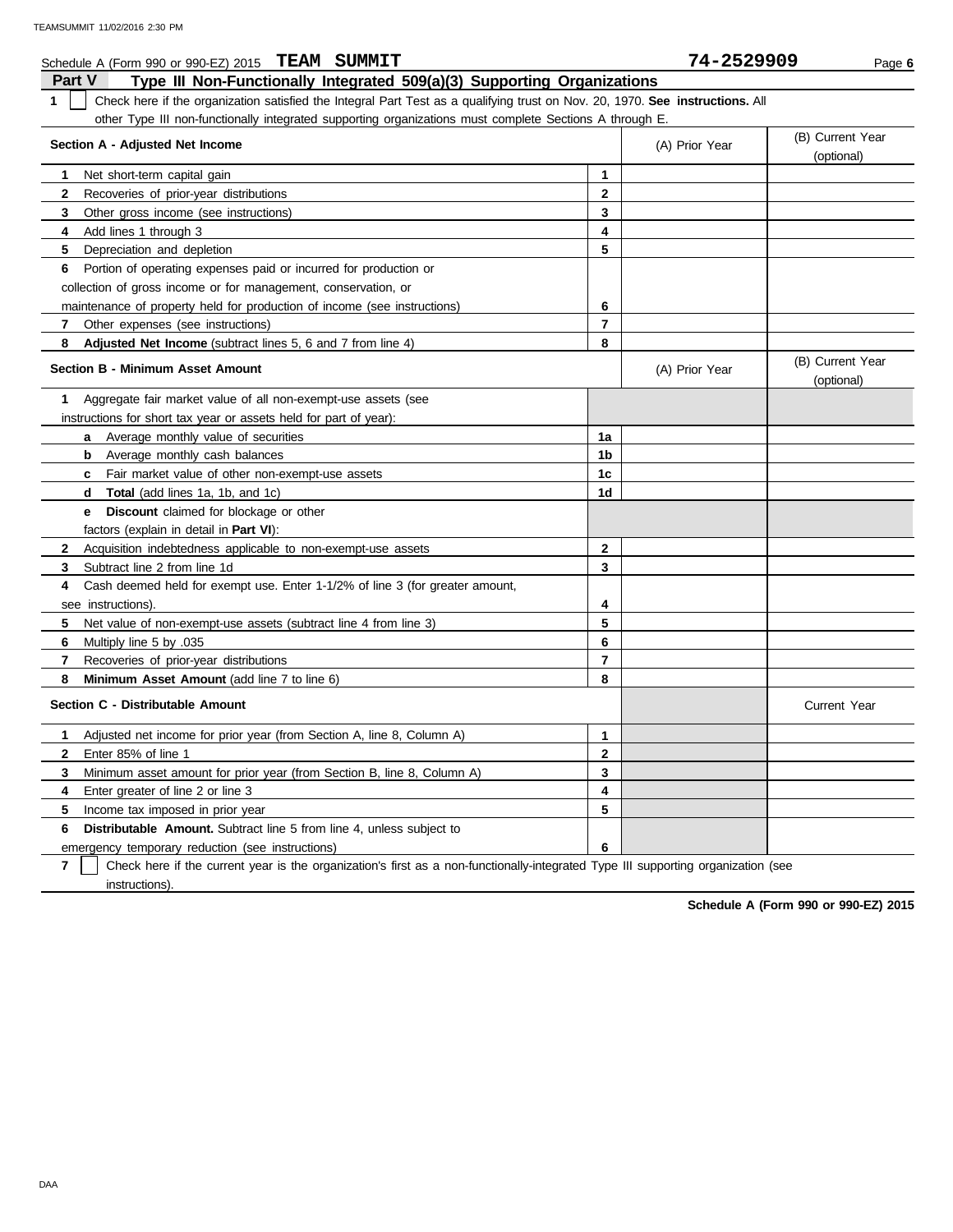Schedule A (Form 990 or 990-EZ) 2015 **TEAM SUMMIT** **74-2529909** Page **6**

## Part V Type III Non-Functionally Integrated 509(a)(3) Supporting Organizations

**1** ☐ Check here if the organization satisfied the Integral Part Test as a qualifying trust on Nov. 20, 1970. **See instructions.** All other Type III non-functionally integrated supporting organizations must complete Sections A through E.

| **Section A - Adjusted Net Income** | | (A) Prior Year | (B) Current Year (optional) |
|---|---|---|---|
| **1** Net short-term capital gain | **1** | | |
| **2** Recoveries of prior-year distributions | **2** | | |
| **3** Other gross income (see instructions) | **3** | | |
| **4** Add lines 1 through 3 | **4** | | |
| **5** Depreciation and depletion | **5** | | |
| **6** Portion of operating expenses paid or incurred for production or collection of gross income or for management, conservation, or maintenance of property held for production of income (see instructions) | **6** | | |
| **7** Other expenses (see instructions) | **7** | | |
| **8** **Adjusted Net Income** (subtract lines 5, 6 and 7 from line 4) | **8** | | |

| **Section B - Minimum Asset Amount** | | (A) Prior Year | (B) Current Year (optional) |
|---|---|---|---|
| **1** Aggregate fair market value of all non-exempt-use assets (see instructions for short tax year or assets held for part of year): | | | |
| **a** Average monthly value of securities | **1a** | | |
| **b** Average monthly cash balances | **1b** | | |
| **c** Fair market value of other non-exempt-use assets | **1c** | | |
| **d** **Total** (add lines 1a, 1b, and 1c) | **1d** | | |
| **e** **Discount** claimed for blockage or other factors (explain in detail in **Part VI**): | | | |
| **2** Acquisition indebtedness applicable to non-exempt-use assets | **2** | | |
| **3** Subtract line 2 from line 1d | **3** | | |
| **4** Cash deemed held for exempt use. Enter 1-1/2% of line 3 (for greater amount, see instructions). | **4** | | |
| **5** Net value of non-exempt-use assets (subtract line 4 from line 3) | **5** | | |
| **6** Multiply line 5 by .035 | **6** | | |
| **7** Recoveries of prior-year distributions | **7** | | |
| **8** **Minimum Asset Amount** (add line 7 to line 6) | **8** | | |

| **Section C - Distributable Amount** | | | Current Year |
|---|---|---|---|
| **1** Adjusted net income for prior year (from Section A, line 8, Column A) | **1** | | |
| **2** Enter 85% of line 1 | **2** | | |
| **3** Minimum asset amount for prior year (from Section B, line 8, Column A) | **3** | | |
| **4** Enter greater of line 2 or line 3 | **4** | | |
| **5** Income tax imposed in prior year | **5** | | |
| **6** **Distributable Amount.** Subtract line 5 from line 4, unless subject to emergency temporary reduction (see instructions) | **6** | | |

**7** ☐ Check here if the current year is the organization's first as a non-functionally-integrated Type III supporting organization (see instructions).

**Schedule A (Form 990 or 990-EZ) 2015**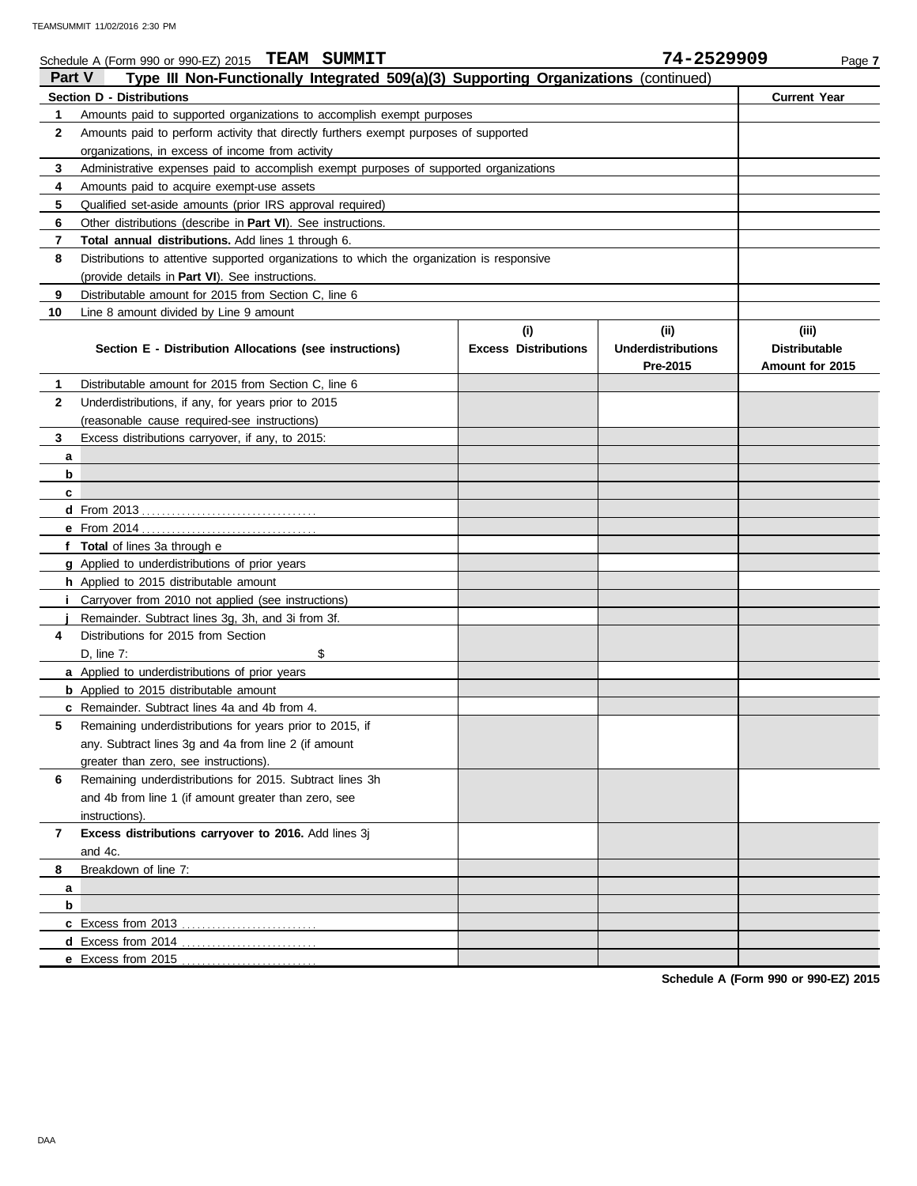Schedule A (Form 990 or 990-EZ) 2015 **TEAM SUMMIT** **74-2529909**

## Part V Type III Non-Functionally Integrated 509(a)(3) Supporting Organizations (continued)

| Section D - Distributions | | Current Year |
|---|---|---|
| 1 | Amounts paid to supported organizations to accomplish exempt purposes | |
| 2 | Amounts paid to perform activity that directly furthers exempt purposes of supported organizations, in excess of income from activity | |
| 3 | Administrative expenses paid to accomplish exempt purposes of supported organizations | |
| 4 | Amounts paid to acquire exempt-use assets | |
| 5 | Qualified set-aside amounts (prior IRS approval required) | |
| 6 | Other distributions (describe in **Part VI**). See instructions. | |
| 7 | **Total annual distributions.** Add lines 1 through 6. | |
| 8 | Distributions to attentive supported organizations to which the organization is responsive (provide details in **Part VI**). See instructions. | |
| 9 | Distributable amount for 2015 from Section C, line 6 | |
| 10 | Line 8 amount divided by Line 9 amount | |

| | Section E - Distribution Allocations (see instructions) | (i) Excess Distributions | (ii) Underdistributions Pre-2015 | (iii) Distributable Amount for 2015 |
|---|---|---|---|---|
| 1 | Distributable amount for 2015 from Section C, line 6 | | | |
| 2 | Underdistributions, if any, for years prior to 2015 (reasonable cause required-see instructions) | | | |
| 3 | Excess distributions carryover, if any, to 2015: | | | |
| a | | | | |
| b | | | | |
| c | | | | |
| d | From 2013 | | | |
| e | From 2014 | | | |
| f | **Total** of lines 3a through e | | | |
| g | Applied to underdistributions of prior years | | | |
| h | Applied to 2015 distributable amount | | | |
| i | Carryover from 2010 not applied (see instructions) | | | |
| j | Remainder. Subtract lines 3g, 3h, and 3i from 3f. | | | |
| 4 | Distributions for 2015 from Section D, line 7: $ | | | |
| a | Applied to underdistributions of prior years | | | |
| b | Applied to 2015 distributable amount | | | |
| c | Remainder. Subtract lines 4a and 4b from 4. | | | |
| 5 | Remaining underdistributions for years prior to 2015, if any. Subtract lines 3g and 4a from line 2 (if amount greater than zero, see instructions). | | | |
| 6 | Remaining underdistributions for 2015. Subtract lines 3h and 4b from line 1 (if amount greater than zero, see instructions). | | | |
| 7 | **Excess distributions carryover to 2016.** Add lines 3j and 4c. | | | |
| 8 | Breakdown of line 7: | | | |
| a | | | | |
| b | | | | |
| c | Excess from 2013 | | | |
| d | Excess from 2014 | | | |
| e | Excess from 2015 | | | |

**Schedule A (Form 990 or 990-EZ) 2015**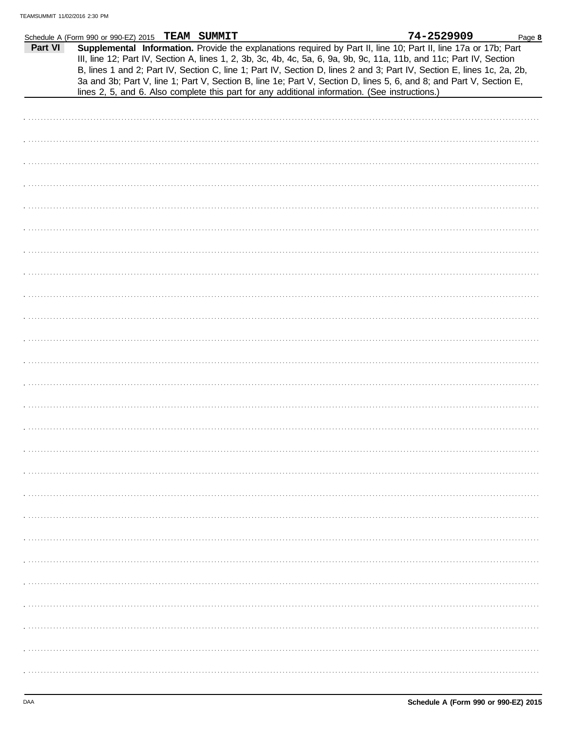Schedule A (Form 990 or 990-EZ) 2015 **TEAM SUMMIT** **74-2529909**

**Part VI** **Supplemental Information.** Provide the explanations required by Part II, line 10; Part II, line 17a or 17b; Part III, line 12; Part IV, Section A, lines 1, 2, 3b, 3c, 4b, 4c, 5a, 6, 9a, 9b, 9c, 11a, 11b, and 11c; Part IV, Section B, lines 1 and 2; Part IV, Section C, line 1; Part IV, Section D, lines 2 and 3; Part IV, Section E, lines 1c, 2a, 2b, 3a and 3b; Part V, line 1; Part V, Section B, line 1e; Part V, Section D, lines 5, 6, and 8; and Part V, Section E, lines 2, 5, and 6. Also complete this part for any additional information. (See instructions.)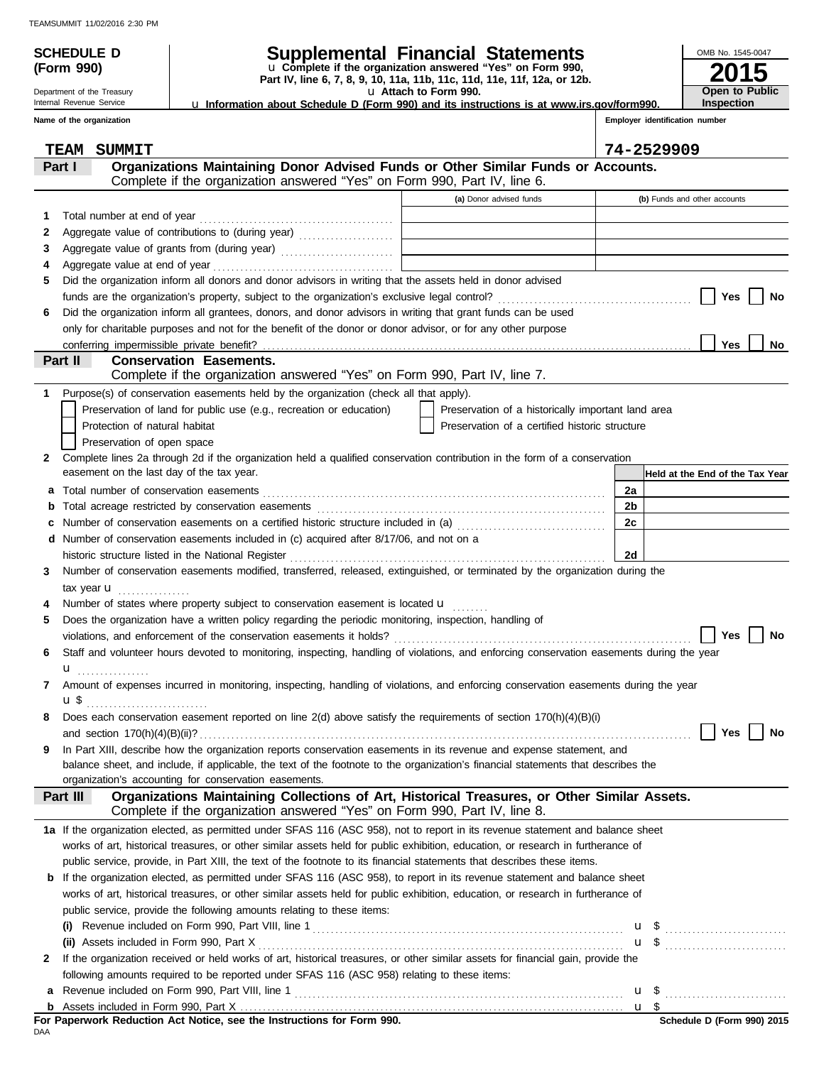TEAMSUMMIT 11/02/2016 2:30 PM

**SCHEDULE D (Form 990)**

Department of the Treasury
Internal Revenue Service

# Supplemental Financial Statements

u Complete if the organization answered "Yes" on Form 990, Part IV, line 6, 7, 8, 9, 10, 11a, 11b, 11c, 11d, 11e, 11f, 12a, or 12b.

u Attach to Form 990.

u Information about Schedule D (Form 990) and its instructions is at www.irs.gov/form990.

OMB No. 1545-0047

**2015**

**Open to Public Inspection**

**Name of the organization:** TEAM SUMMIT

**Employer identification number:** 74-2529909

## Part I — Organizations Maintaining Donor Advised Funds or Other Similar Funds or Accounts.
Complete if the organization answered "Yes" on Form 990, Part IV, line 6.

| | | (a) Donor advised funds | (b) Funds and other accounts |
|---|---|---|---|
| 1 | Total number at end of year | | |
| 2 | Aggregate value of contributions to (during year) | | |
| 3 | Aggregate value of grants from (during year) | | |
| 4 | Aggregate value at end of year | | |

5 Did the organization inform all donors and donor advisors in writing that the assets held in donor advised funds are the organization's property, subject to the organization's exclusive legal control? ☐ Yes ☐ No

6 Did the organization inform all grantees, donors, and donor advisors in writing that grant funds can be used only for charitable purposes and not for the benefit of the donor or donor advisor, or for any other purpose conferring impermissible private benefit? ☐ Yes ☐ No

## Part II — Conservation Easements.
Complete if the organization answered "Yes" on Form 990, Part IV, line 7.

1 Purpose(s) of conservation easements held by the organization (check all that apply).

- ☐ Preservation of land for public use (e.g., recreation or education)
- ☐ Preservation of a historically important land area
- ☐ Protection of natural habitat
- ☐ Preservation of a certified historic structure
- ☐ Preservation of open space

2 Complete lines 2a through 2d if the organization held a qualified conservation contribution in the form of a conservation easement on the last day of the tax year.

| | | | Held at the End of the Tax Year |
|---|---|---|---|
| a | Total number of conservation easements | 2a | |
| b | Total acreage restricted by conservation easements | 2b | |
| c | Number of conservation easements on a certified historic structure included in (a) | 2c | |
| d | Number of conservation easements included in (c) acquired after 8/17/06, and not on a historic structure listed in the National Register | 2d | |

3 Number of conservation easements modified, transferred, released, extinguished, or terminated by the organization during the tax year u

4 Number of states where property subject to conservation easement is located u

5 Does the organization have a written policy regarding the periodic monitoring, inspection, handling of violations, and enforcement of the conservation easements it holds? ☐ Yes ☐ No

6 Staff and volunteer hours devoted to monitoring, inspecting, handling of violations, and enforcing conservation easements during the year u

7 Amount of expenses incurred in monitoring, inspecting, handling of violations, and enforcing conservation easements during the year u $

8 Does each conservation easement reported on line 2(d) above satisfy the requirements of section 170(h)(4)(B)(i) and section 170(h)(4)(B)(ii)? ☐ Yes ☐ No

9 In Part XIII, describe how the organization reports conservation easements in its revenue and expense statement, and balance sheet, and include, if applicable, the text of the footnote to the organization's financial statements that describes the organization's accounting for conservation easements.

## Part III — Organizations Maintaining Collections of Art, Historical Treasures, or Other Similar Assets.
Complete if the organization answered "Yes" on Form 990, Part IV, line 8.

1a If the organization elected, as permitted under SFAS 116 (ASC 958), not to report in its revenue statement and balance sheet works of art, historical treasures, or other similar assets held for public exhibition, education, or research in furtherance of public service, provide, in Part XIII, the text of the footnote to its financial statements that describes these items.

b If the organization elected, as permitted under SFAS 116 (ASC 958), to report in its revenue statement and balance sheet works of art, historical treasures, or other similar assets held for public exhibition, education, or research in furtherance of public service, provide the following amounts relating to these items:

(i) Revenue included on Form 990, Part VIII, line 1 u $

(ii) Assets included in Form 990, Part X u $

2 If the organization received or held works of art, historical treasures, or other similar assets for financial gain, provide the following amounts required to be reported under SFAS 116 (ASC 958) relating to these items:

a Revenue included on Form 990, Part VIII, line 1 u $

b Assets included in Form 990, Part X u $

**For Paperwork Reduction Act Notice, see the Instructions for Form 990.**

DAA

**Schedule D (Form 990) 2015**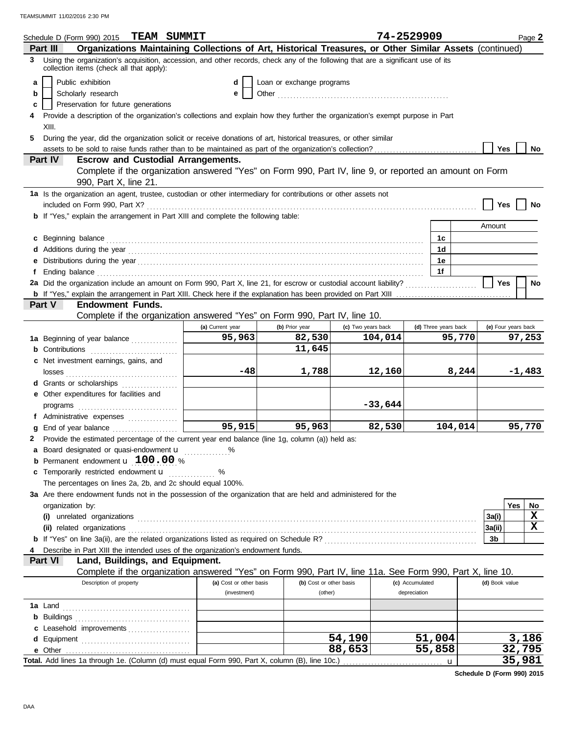Schedule D (Form 990) 2015 **TEAM SUMMIT** **74-2529909** Page **2**

## Part III Organizations Maintaining Collections of Art, Historical Treasures, or Other Similar Assets (continued)

**3** Using the organization's acquisition, accession, and other records, check any of the following that are a significant use of its collection items (check all that apply):

- **a** ☐ Public exhibition
- **b** ☐ Scholarly research
- **c** ☐ Preservation for future generations
- **d** ☐ Loan or exchange programs
- **e** ☐ Other ..........

**4** Provide a description of the organization's collections and explain how they further the organization's exempt purpose in Part XIII.

**5** During the year, did the organization solicit or receive donations of art, historical treasures, or other similar assets to be sold to raise funds rather than to be maintained as part of the organization's collection? ☐ Yes ☐ No

## Part IV Escrow and Custodial Arrangements.

Complete if the organization answered "Yes" on Form 990, Part IV, line 9, or reported an amount on Form 990, Part X, line 21.

**1a** Is the organization an agent, trustee, custodian or other intermediary for contributions or other assets not included on Form 990, Part X? ☐ Yes ☐ No

**b** If "Yes," explain the arrangement in Part XIII and complete the following table:

| | | Amount |
|---|---|---|
| **c** Beginning balance | 1c | |
| **d** Additions during the year | 1d | |
| **e** Distributions during the year | 1e | |
| **f** Ending balance | 1f | |

**2a** Did the organization include an amount on Form 990, Part X, line 21, for escrow or custodial account liability? ☐ Yes ☐ No

**b** If "Yes," explain the arrangement in Part XIII. Check here if the explanation has been provided on Part XIII ☐

## Part V Endowment Funds.

Complete if the organization answered "Yes" on Form 990, Part IV, line 10.

| | (a) Current year | (b) Prior year | (c) Two years back | (d) Three years back | (e) Four years back |
|---|---|---|---|---|---|
| **1a** Beginning of year balance | 95,963 | 82,530 | 104,014 | 95,770 | 97,253 |
| **b** Contributions | | 11,645 | | | |
| **c** Net investment earnings, gains, and losses | -48 | 1,788 | 12,160 | 8,244 | -1,483 |
| **d** Grants or scholarships | | | | | |
| **e** Other expenditures for facilities and programs | | | -33,644 | | |
| **f** Administrative expenses | | | | | |
| **g** End of year balance | 95,915 | 95,963 | 82,530 | 104,014 | 95,770 |

**2** Provide the estimated percentage of the current year end balance (line 1g, column (a)) held as:

- **a** Board designated or quasi-endowment ▸ ..........%
- **b** Permanent endowment ▸ **100.00** %
- **c** Temporarily restricted endowment ▸ .......... %

The percentages on lines 2a, 2b, and 2c should equal 100%.

**3a** Are there endowment funds not in the possession of the organization that are held and administered for the organization by:

| | | Yes | No |
|---|---|---|---|
| **(i)** unrelated organizations | 3a(i) | | X |
| **(ii)** related organizations | 3a(ii) | | X |
| **b** If "Yes" on line 3a(ii), are the related organizations listed as required on Schedule R? | 3b | | |

**4** Describe in Part XIII the intended uses of the organization's endowment funds.

## Part VI Land, Buildings, and Equipment.

Complete if the organization answered "Yes" on Form 990, Part IV, line 11a. See Form 990, Part X, line 10.

| Description of property | (a) Cost or other basis (investment) | (b) Cost or other basis (other) | (c) Accumulated depreciation | (d) Book value |
|---|---|---|---|---|
| **1a** Land | | | | |
| **b** Buildings | | | | |
| **c** Leasehold improvements | | | | |
| **d** Equipment | | 54,190 | 51,004 | 3,186 |
| **e** Other | | 88,653 | 55,858 | 32,795 |
| **Total.** Add lines 1a through 1e. (Column (d) must equal Form 990, Part X, column (B), line 10c.) ▸ | | | | 35,981 |

**Schedule D (Form 990) 2015**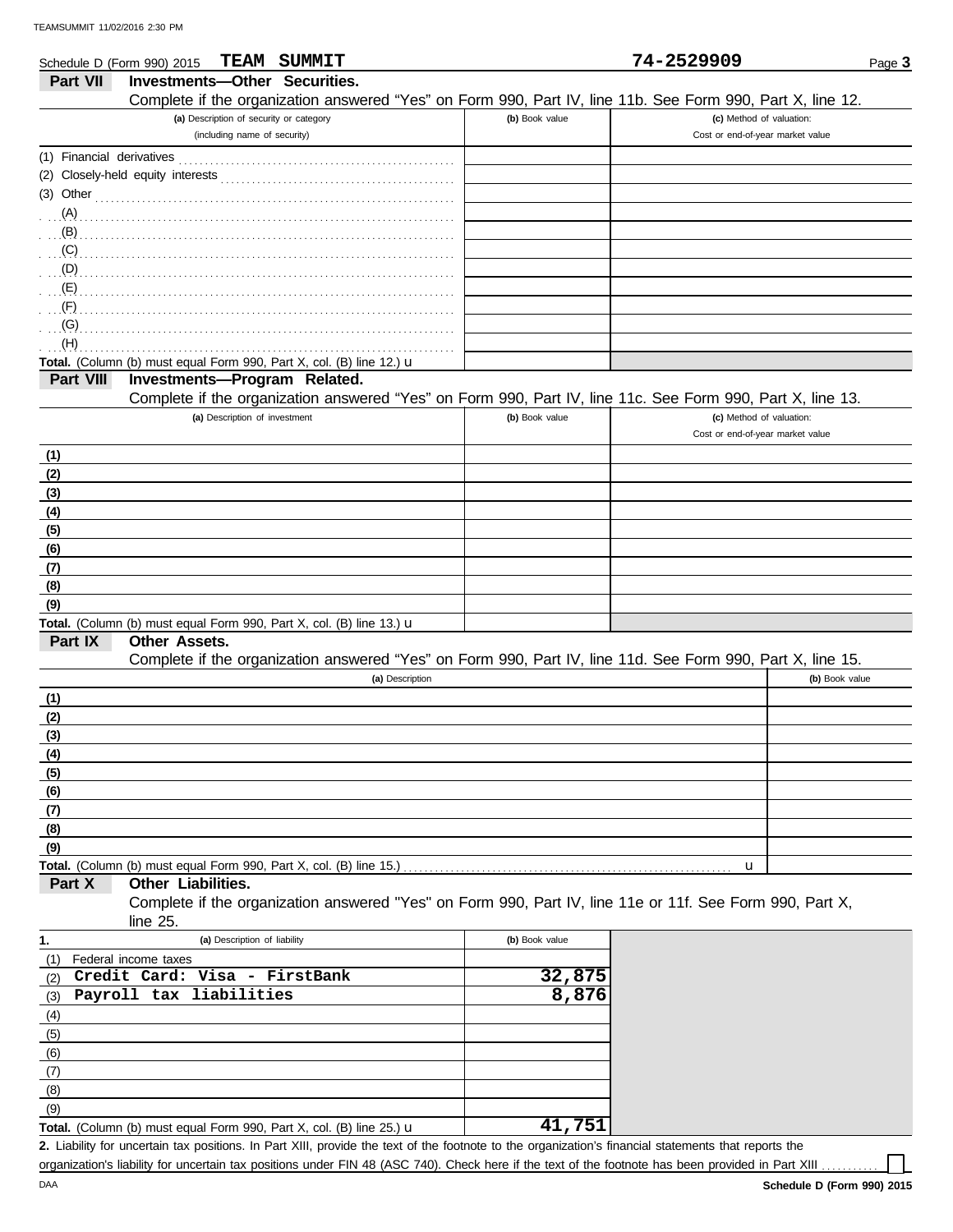TEAMSUMMIT 11/02/2016 2:30 PM

Schedule D (Form 990) 2015 **TEAM SUMMIT** **74-2529909** Page **3**

## Part VII Investments—Other Securities.

Complete if the organization answered "Yes" on Form 990, Part IV, line 11b. See Form 990, Part X, line 12.

| (a) Description of security or category (including name of security) | (b) Book value | (c) Method of valuation: Cost or end-of-year market value |
|---|---|---|
| (1) Financial derivatives | | |
| (2) Closely-held equity interests | | |
| (3) Other | | |
| (A) | | |
| (B) | | |
| (C) | | |
| (D) | | |
| (E) | | |
| (F) | | |
| (G) | | |
| (H) | | |
| **Total.** (Column (b) must equal Form 990, Part X, col. (B) line 12.) u | | |

## Part VIII Investments—Program Related.

Complete if the organization answered "Yes" on Form 990, Part IV, line 11c. See Form 990, Part X, line 13.

| (a) Description of investment | (b) Book value | (c) Method of valuation: Cost or end-of-year market value |
|---|---|---|
| (1) | | |
| (2) | | |
| (3) | | |
| (4) | | |
| (5) | | |
| (6) | | |
| (7) | | |
| (8) | | |
| (9) | | |
| **Total.** (Column (b) must equal Form 990, Part X, col. (B) line 13.) u | | |

## Part IX Other Assets.

Complete if the organization answered "Yes" on Form 990, Part IV, line 11d. See Form 990, Part X, line 15.

| (a) Description | (b) Book value |
|---|---|
| (1) | |
| (2) | |
| (3) | |
| (4) | |
| (5) | |
| (6) | |
| (7) | |
| (8) | |
| (9) | |
| **Total.** (Column (b) must equal Form 990, Part X, col. (B) line 15.) u | |

## Part X Other Liabilities.

Complete if the organization answered "Yes" on Form 990, Part IV, line 11e or 11f. See Form 990, Part X, line 25.

| 1. (a) Description of liability | (b) Book value |
|---|---|
| (1) Federal income taxes | |
| (2) Credit Card: Visa - FirstBank | 32,875 |
| (3) Payroll tax liabilities | 8,876 |
| (4) | |
| (5) | |
| (6) | |
| (7) | |
| (8) | |
| (9) | |
| **Total.** (Column (b) must equal Form 990, Part X, col. (B) line 25.) u | 41,751 |

**2.** Liability for uncertain tax positions. In Part XIII, provide the text of the footnote to the organization's financial statements that reports the organization's liability for uncertain tax positions under FIN 48 (ASC 740). Check here if the text of the footnote has been provided in Part XIII ☐

DAA **Schedule D (Form 990) 2015**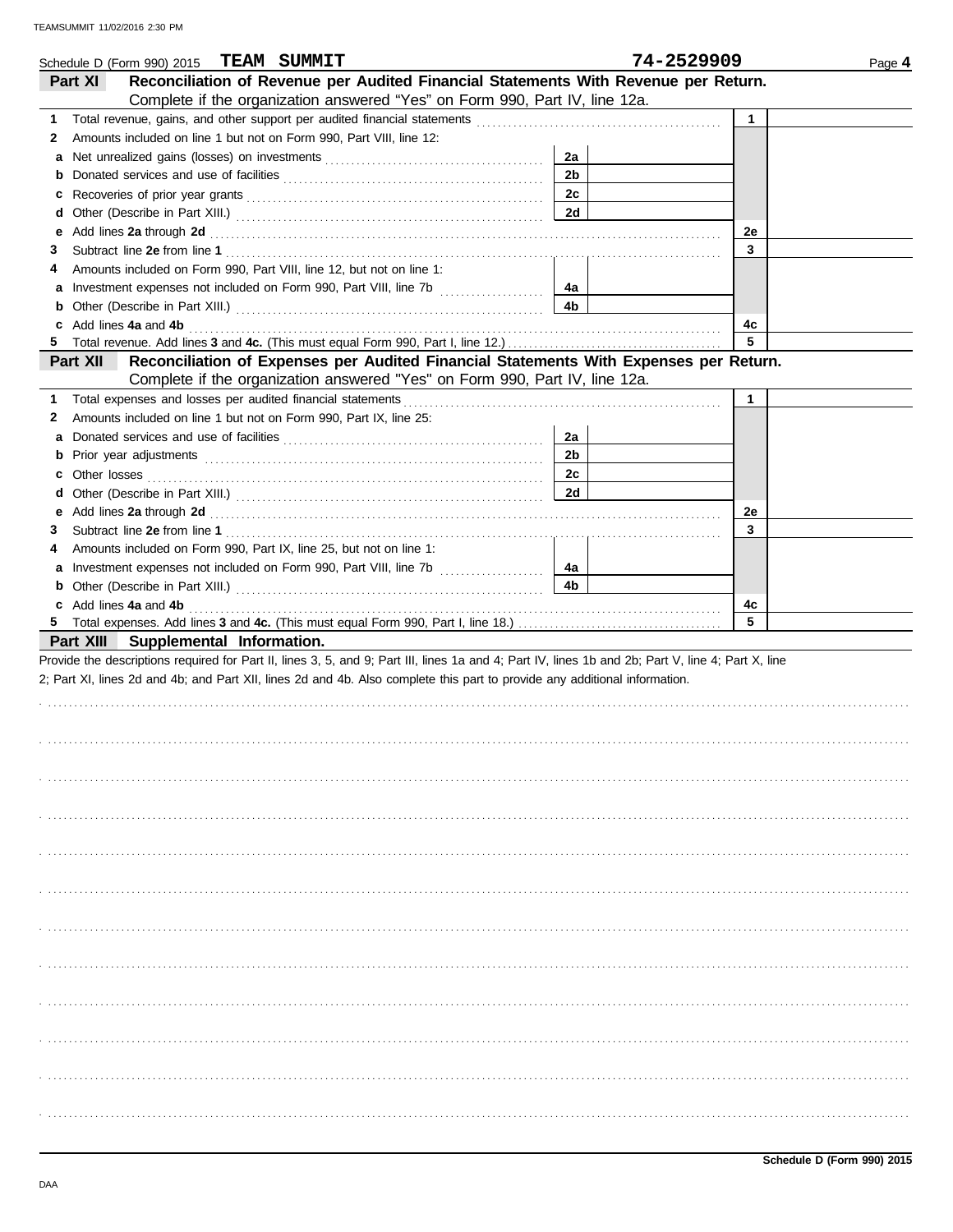Schedule D (Form 990) 2015 **TEAM SUMMIT** **74-2529909** Page **4**

## Part XI Reconciliation of Revenue per Audited Financial Statements With Revenue per Return.

Complete if the organization answered "Yes" on Form 990, Part IV, line 12a.

| | | | | | |
|---|---|---|---|---|---|
| **1** | Total revenue, gains, and other support per audited financial statements | | | **1** | |
| **2** | Amounts included on line 1 but not on Form 990, Part VIII, line 12: | | | | |
| **a** | Net unrealized gains (losses) on investments | **2a** | | | |
| **b** | Donated services and use of facilities | **2b** | | | |
| **c** | Recoveries of prior year grants | **2c** | | | |
| **d** | Other (Describe in Part XIII.) | **2d** | | | |
| **e** | Add lines **2a** through **2d** | | | **2e** | |
| **3** | Subtract line **2e** from line **1** | | | **3** | |
| **4** | Amounts included on Form 990, Part VIII, line 12, but not on line 1: | | | | |
| **a** | Investment expenses not included on Form 990, Part VIII, line 7b | **4a** | | | |
| **b** | Other (Describe in Part XIII.) | **4b** | | | |
| **c** | Add lines **4a** and **4b** | | | **4c** | |
| **5** | Total revenue. Add lines **3** and **4c.** (This must equal Form 990, Part I, line 12.) | | | **5** | |

## Part XII Reconciliation of Expenses per Audited Financial Statements With Expenses per Return.

Complete if the organization answered "Yes" on Form 990, Part IV, line 12a.

| | | | | | |
|---|---|---|---|---|---|
| **1** | Total expenses and losses per audited financial statements | | | **1** | |
| **2** | Amounts included on line 1 but not on Form 990, Part IX, line 25: | | | | |
| **a** | Donated services and use of facilities | **2a** | | | |
| **b** | Prior year adjustments | **2b** | | | |
| **c** | Other losses | **2c** | | | |
| **d** | Other (Describe in Part XIII.) | **2d** | | | |
| **e** | Add lines **2a** through **2d** | | | **2e** | |
| **3** | Subtract line **2e** from line **1** | | | **3** | |
| **4** | Amounts included on Form 990, Part IX, line 25, but not on line 1: | | | | |
| **a** | Investment expenses not included on Form 990, Part VIII, line 7b | **4a** | | | |
| **b** | Other (Describe in Part XIII.) | **4b** | | | |
| **c** | Add lines **4a** and **4b** | | | **4c** | |
| **5** | Total expenses. Add lines **3** and **4c.** (This must equal Form 990, Part I, line 18.) | | | **5** | |

## Part XIII Supplemental Information.

Provide the descriptions required for Part II, lines 3, 5, and 9; Part III, lines 1a and 4; Part IV, lines 1b and 2b; Part V, line 4; Part X, line 2; Part XI, lines 2d and 4b; and Part XII, lines 2d and 4b. Also complete this part to provide any additional information.

**Schedule D (Form 990) 2015**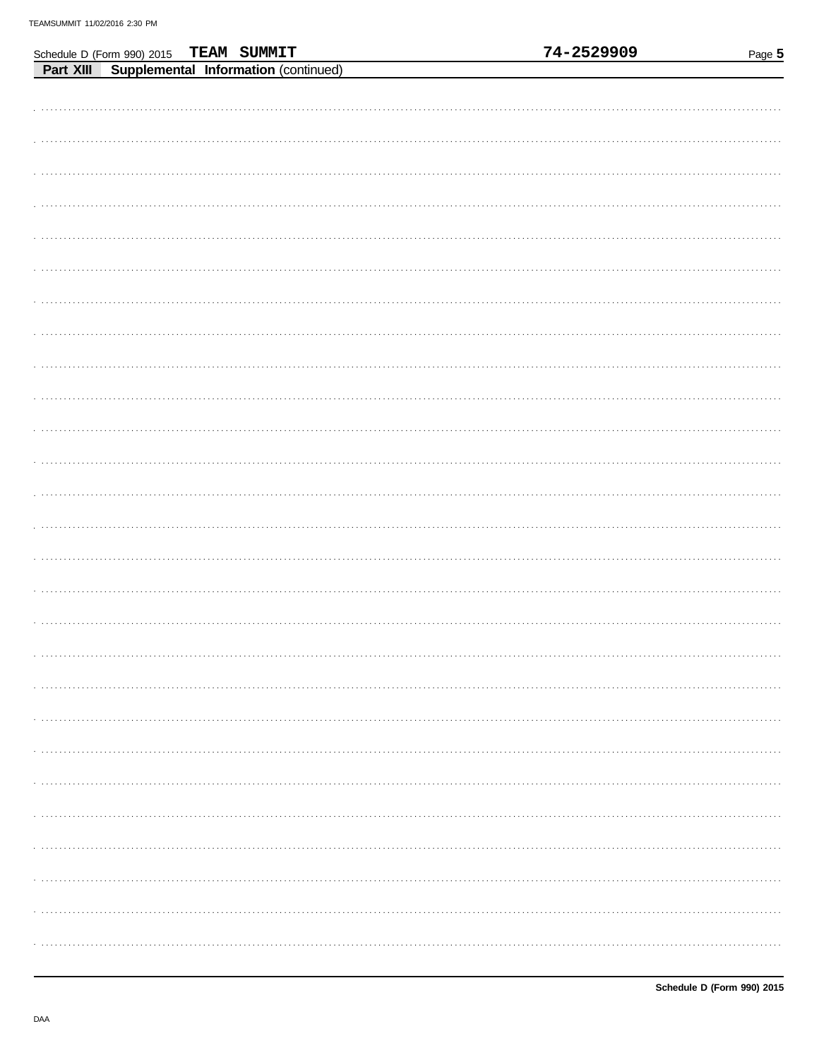Schedule D (Form 990) 2015 **TEAM SUMMIT** **74-2529909**

**Part XIII** **Supplemental Information** (continued)

**Schedule D (Form 990) 2015**

DAA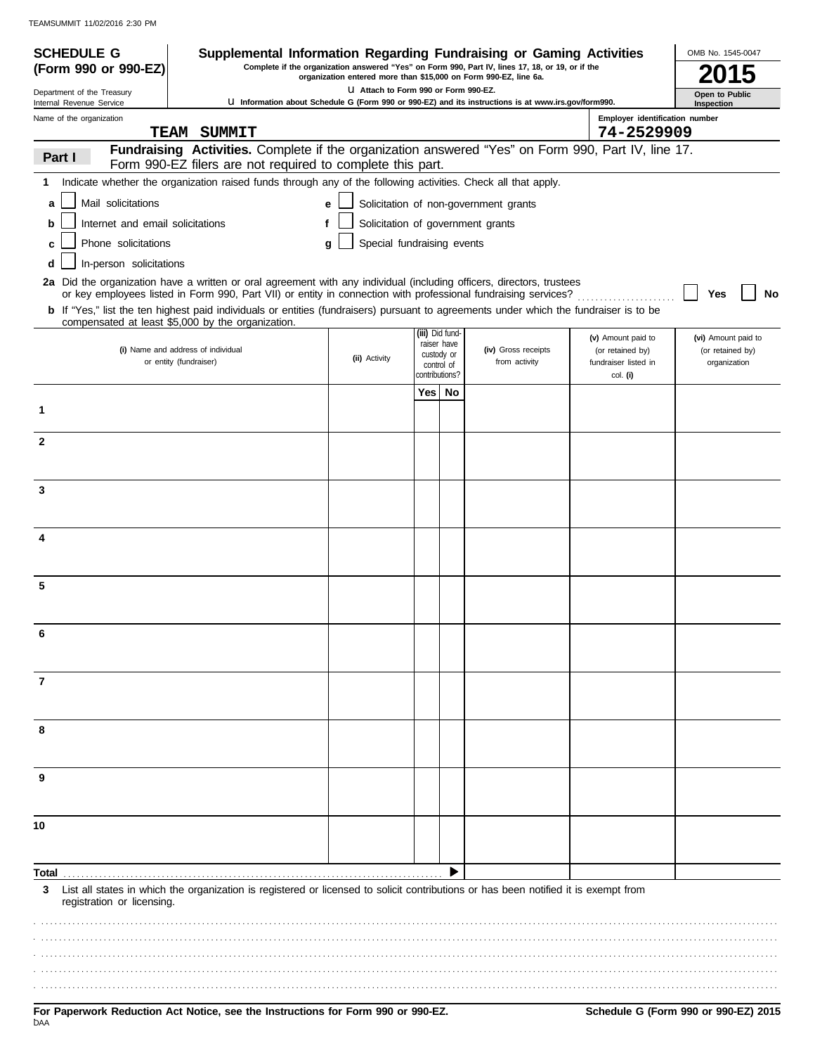TEAMSUMMIT 11/02/2016 2:30 PM

**SCHEDULE G (Form 990 or 990-EZ)**

Department of the Treasury
Internal Revenue Service

# Supplemental Information Regarding Fundraising or Gaming Activities

**Complete if the organization answered "Yes" on Form 990, Part IV, lines 17, 18, or 19, or if the organization entered more than $15,000 on Form 990-EZ, line 6a.**

u Attach to Form 990 or Form 990-EZ.

u Information about Schedule G (Form 990 or 990-EZ) and its instructions is at www.irs.gov/form990.

OMB No. 1545-0047

**2015**

**Open to Public Inspection**

Name of the organization: TEAM SUMMIT

Employer identification number: 74-2529909

**Part I** **Fundraising Activities.** Complete if the organization answered "Yes" on Form 990, Part IV, line 17. Form 990-EZ filers are not required to complete this part.

**1** Indicate whether the organization raised funds through any of the following activities. Check all that apply.

- **a** ☐ Mail solicitations
- **b** ☐ Internet and email solicitations
- **c** ☐ Phone solicitations
- **d** ☐ In-person solicitations
- **e** ☐ Solicitation of non-government grants
- **f** ☐ Solicitation of government grants
- **g** ☐ Special fundraising events

**2a** Did the organization have a written or oral agreement with any individual (including officers, directors, trustees or key employees listed in Form 990, Part VII) or entity in connection with professional fundraising services? ☐ **Yes** ☐ **No**

**b** If "Yes," list the ten highest paid individuals or entities (fundraisers) pursuant to agreements under which the fundraiser is to be compensated at least $5,000 by the organization.

| | **(i)** Name and address of individual or entity (fundraiser) | **(ii)** Activity | **(iii)** Did fund-raiser have custody or control of contributions? | | **(iv)** Gross receipts from activity | **(v)** Amount paid to (or retained by) fundraiser listed in col. **(i)** | **(vi)** Amount paid to (or retained by) organization |
|---|---|---|---|---|---|---|---|
| | | | Yes | No | | | |
| 1 | | | | | | | |
| 2 | | | | | | | |
| 3 | | | | | | | |
| 4 | | | | | | | |
| 5 | | | | | | | |
| 6 | | | | | | | |
| 7 | | | | | | | |
| 8 | | | | | | | |
| 9 | | | | | | | |
| 10 | | | | | | | |
| **Total** | | | | ▶ | | | |

**3** List all states in which the organization is registered or licensed to solicit contributions or has been notified it is exempt from registration or licensing.

**For Paperwork Reduction Act Notice, see the Instructions for Form 990 or 990-EZ.**

**Schedule G (Form 990 or 990-EZ) 2015**

DAA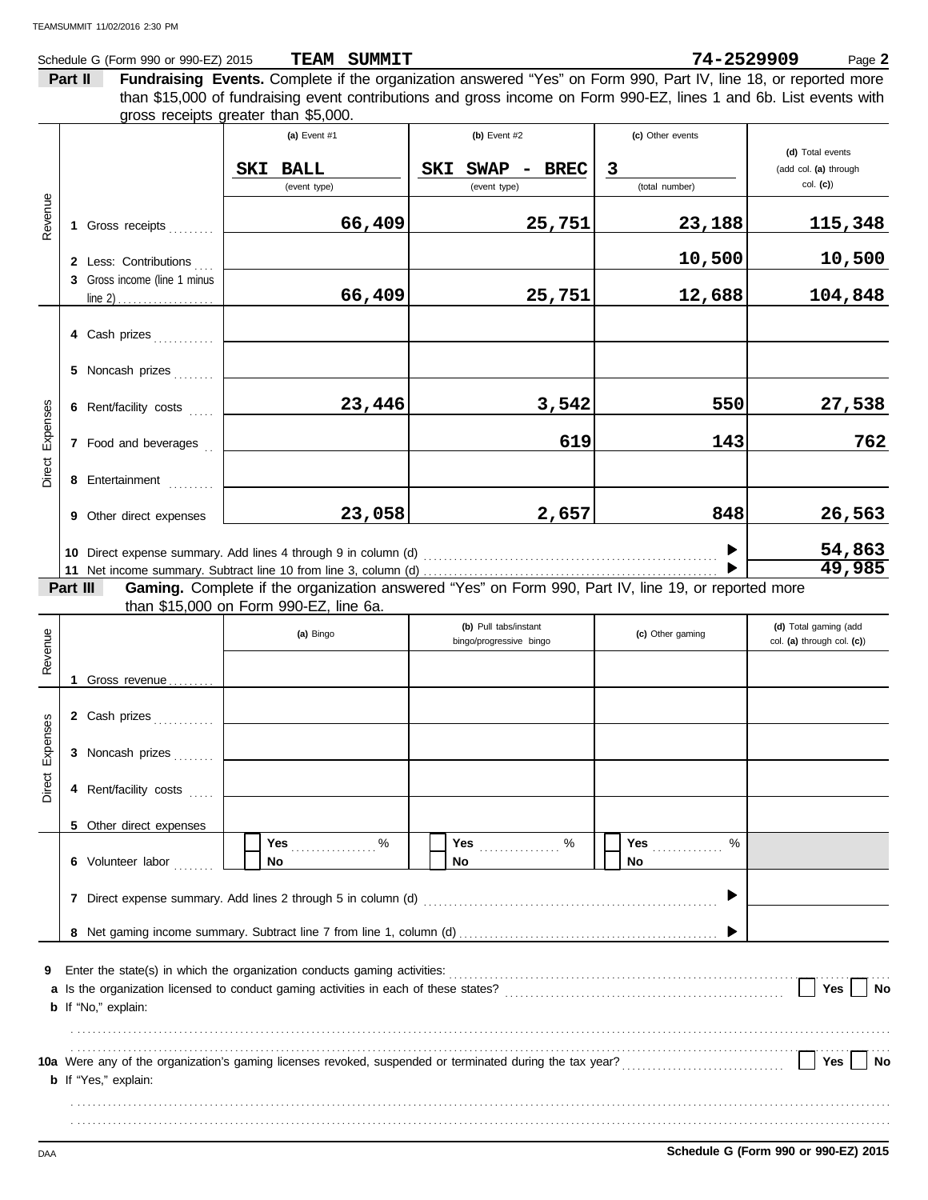Schedule G (Form 990 or 990-EZ) 2015 **TEAM SUMMIT** **74-2529909** Page **2**

**Part II** **Fundraising Events.** Complete if the organization answered "Yes" on Form 990, Part IV, line 18, or reported more than $15,000 of fundraising event contributions and gross income on Form 990-EZ, lines 1 and 6b. List events with gross receipts greater than $5,000.

| | | (a) Event #1 | (b) Event #2 | (c) Other events | (d) Total events (add col. (a) through col. (c)) |
|---|---|---|---|---|---|
| | | SKI BALL (event type) | SKI SWAP - BREC (event type) | 3 (total number) | |
| Revenue | 1 Gross receipts | 66,409 | 25,751 | 23,188 | 115,348 |
| | 2 Less: Contributions | | | 10,500 | 10,500 |
| | 3 Gross income (line 1 minus line 2) | 66,409 | 25,751 | 12,688 | 104,848 |
| Direct Expenses | 4 Cash prizes | | | | |
| | 5 Noncash prizes | | | | |
| | 6 Rent/facility costs | 23,446 | 3,542 | 550 | 27,538 |
| | 7 Food and beverages | | 619 | 143 | 762 |
| | 8 Entertainment | | | | |
| | 9 Other direct expenses | 23,058 | 2,657 | 848 | 26,563 |
| | 10 Direct expense summary. Add lines 4 through 9 in column (d) | | | | 54,863 |
| | 11 Net income summary. Subtract line 10 from line 3, column (d) | | | | 49,985 |

**Part III** **Gaming.** Complete if the organization answered "Yes" on Form 990, Part IV, line 19, or reported more than $15,000 on Form 990-EZ, line 6a.

| | | (a) Bingo | (b) Pull tabs/instant bingo/progressive bingo | (c) Other gaming | (d) Total gaming (add col. (a) through col. (c)) |
|---|---|---|---|---|---|
| Revenue | 1 Gross revenue | | | | |
| Direct Expenses | 2 Cash prizes | | | | |
| | 3 Noncash prizes | | | | |
| | 4 Rent/facility costs | | | | |
| | 5 Other direct expenses | | | | |
| | 6 Volunteer labor | Yes ___ % / No | Yes ___ % / No | Yes ___ % / No | |
| | 7 Direct expense summary. Add lines 2 through 5 in column (d) | | | | |
| | 8 Net gaming income summary. Subtract line 7 from line 1, column (d) | | | | |

**9** Enter the state(s) in which the organization conducts gaming activities:

**a** Is the organization licensed to conduct gaming activities in each of these states? Yes No

**b** If "No," explain:

**10a** Were any of the organization's gaming licenses revoked, suspended or terminated during the tax year? Yes No

**b** If "Yes," explain:

**Schedule G (Form 990 or 990-EZ) 2015**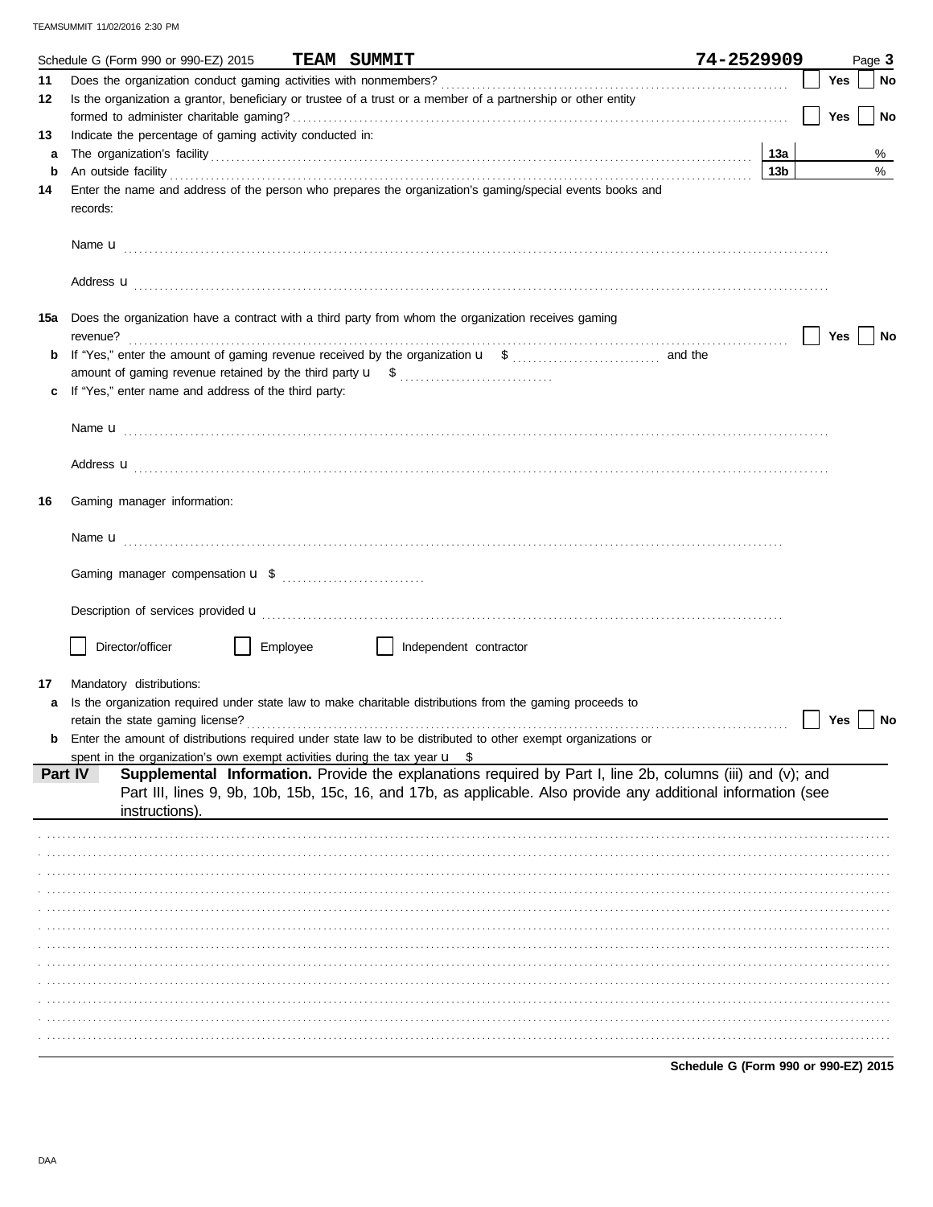Schedule G (Form 990 or 990-EZ) 2015 **TEAM SUMMIT** **74-2529909** Page **3**

**11** Does the organization conduct gaming activities with nonmembers? ☐ Yes ☐ No

**12** Is the organization a grantor, beneficiary or trustee of a trust or a member of a partnership or other entity formed to administer charitable gaming? ☐ Yes ☐ No

**13** Indicate the percentage of gaming activity conducted in:

**a** The organization's facility **13a** %

**b** An outside facility **13b** %

**14** Enter the name and address of the person who prepares the organization's gaming/special events books and records:

Name u

Address u

**15a** Does the organization have a contract with a third party from whom the organization receives gaming revenue? ☐ Yes ☐ No

**b** If "Yes," enter the amount of gaming revenue received by the organization u $ and the amount of gaming revenue retained by the third party u $

**c** If "Yes," enter name and address of the third party:

Name u

Address u

**16** Gaming manager information:

Name u

Gaming manager compensation u $

Description of services provided u

☐ Director/officer ☐ Employee ☐ Independent contractor

**17** Mandatory distributions:

**a** Is the organization required under state law to make charitable distributions from the gaming proceeds to retain the state gaming license? ☐ Yes ☐ No

**b** Enter the amount of distributions required under state law to be distributed to other exempt organizations or spent in the organization's own exempt activities during the tax year u $

## Part IV Supplemental Information.

Provide the explanations required by Part I, line 2b, columns (iii) and (v); and Part III, lines 9, 9b, 10b, 15b, 15c, 16, and 17b, as applicable. Also provide any additional information (see instructions).

**Schedule G (Form 990 or 990-EZ) 2015**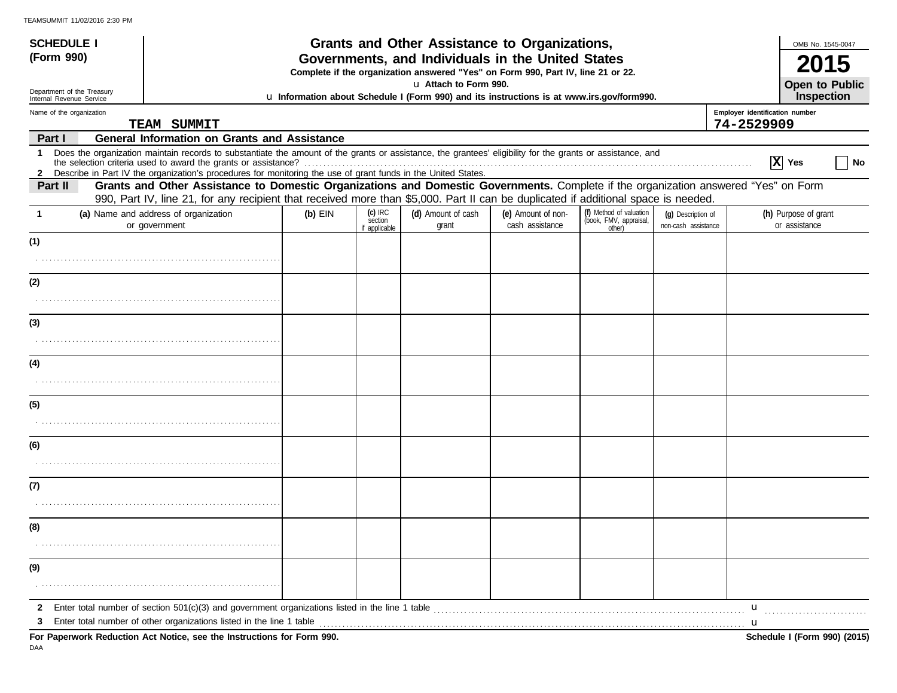TEAMSUMMIT 11/02/2016 2:30 PM

**SCHEDULE I**
**(Form 990)**

Department of the Treasury
Internal Revenue Service

# Grants and Other Assistance to Organizations, Governments, and Individuals in the United States

**Complete if the organization answered "Yes" on Form 990, Part IV, line 21 or 22.**
**u Attach to Form 990.**
**u Information about Schedule I (Form 990) and its instructions is at www.irs.gov/form990.**

OMB No. 1545-0047
**2015**
**Open to Public Inspection**

Name of the organization: **TEAM SUMMIT**
Employer identification number: **74-2529909**

**Part I — General Information on Grants and Assistance**

1 Does the organization maintain records to substantiate the amount of the grants or assistance, the grantees' eligibility for the grants or assistance, and the selection criteria used to award the grants or assistance? ..... [X] Yes [ ] No

2 Describe in Part IV the organization's procedures for monitoring the use of grant funds in the United States.

**Part II — Grants and Other Assistance to Domestic Organizations and Domestic Governments.** Complete if the organization answered "Yes" on Form 990, Part IV, line 21, for any recipient that received more than $5,000. Part II can be duplicated if additional space is needed.

| 1 (a) Name and address of organization or government | (b) EIN | (c) IRC section if applicable | (d) Amount of cash grant | (e) Amount of non-cash assistance | (f) Method of valuation (book, FMV, appraisal, other) | (g) Description of non-cash assistance | (h) Purpose of grant or assistance |
|---|---|---|---|---|---|---|---|
| (1) | | | | | | | |
| (2) | | | | | | | |
| (3) | | | | | | | |
| (4) | | | | | | | |
| (5) | | | | | | | |
| (6) | | | | | | | |
| (7) | | | | | | | |
| (8) | | | | | | | |
| (9) | | | | | | | |

2 Enter total number of section 501(c)(3) and government organizations listed in the line 1 table ..... u

3 Enter total number of other organizations listed in the line 1 table ..... u

**For Paperwork Reduction Act Notice, see the Instructions for Form 990.**
**Schedule I (Form 990) (2015)**

DAA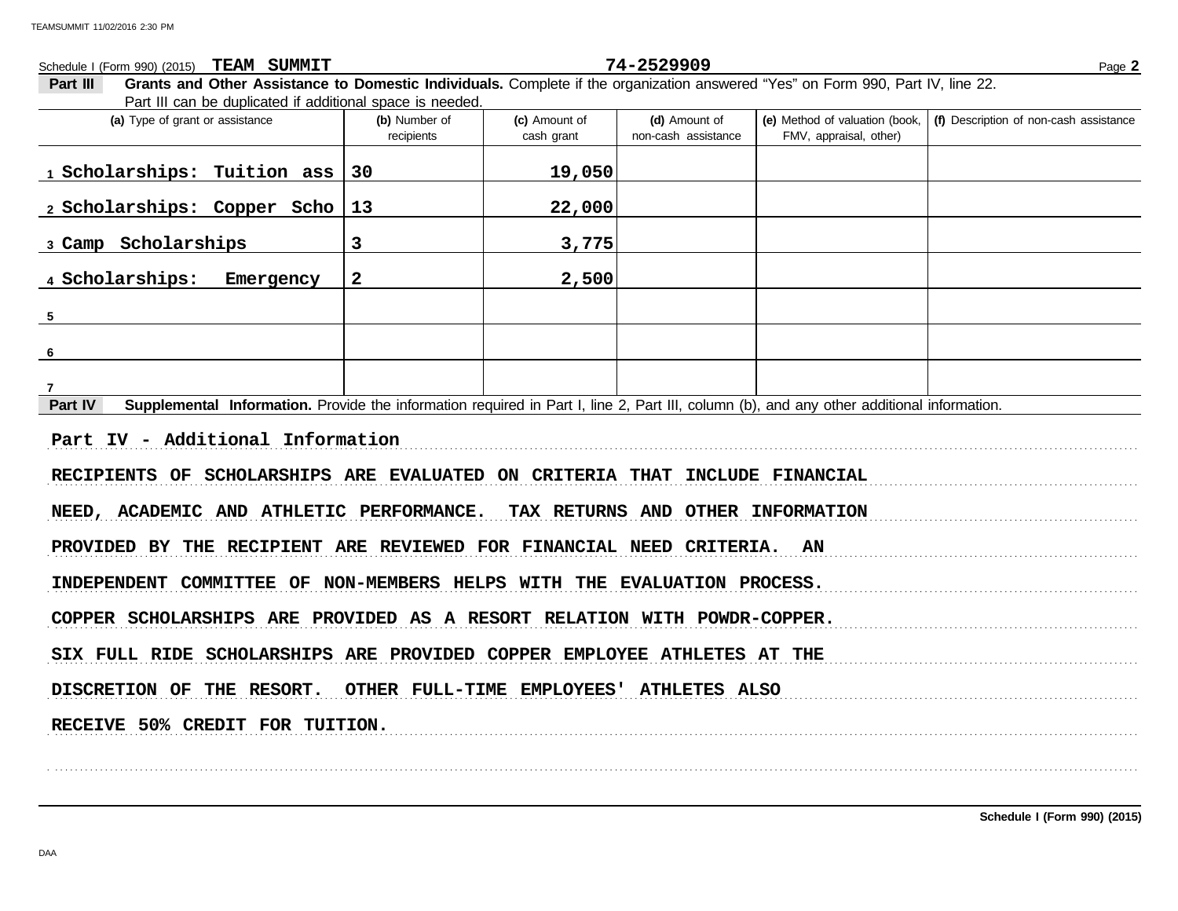Schedule I (Form 990) (2015) **TEAM SUMMIT** **74-2529909**

**Part III** **Grants and Other Assistance to Domestic Individuals.** Complete if the organization answered "Yes" on Form 990, Part IV, line 22. Part III can be duplicated if additional space is needed.

| (a) Type of grant or assistance | (b) Number of recipients | (c) Amount of cash grant | (d) Amount of non-cash assistance | (e) Method of valuation (book, FMV, appraisal, other) | (f) Description of non-cash assistance |
|---|---|---|---|---|---|
| 1 Scholarships: Tuition ass | 30 | 19,050 | | | |
| 2 Scholarships: Copper Scho | 13 | 22,000 | | | |
| 3 Camp Scholarships | 3 | 3,775 | | | |
| 4 Scholarships: Emergency | 2 | 2,500 | | | |
| 5 | | | | | |
| 6 | | | | | |
| 7 | | | | | |

**Part IV** **Supplemental Information.** Provide the information required in Part I, line 2, Part III, column (b), and any other additional information.

Part IV - Additional Information

RECIPIENTS OF SCHOLARSHIPS ARE EVALUATED ON CRITERIA THAT INCLUDE FINANCIAL NEED, ACADEMIC AND ATHLETIC PERFORMANCE. TAX RETURNS AND OTHER INFORMATION PROVIDED BY THE RECIPIENT ARE REVIEWED FOR FINANCIAL NEED CRITERIA. AN INDEPENDENT COMMITTEE OF NON-MEMBERS HELPS WITH THE EVALUATION PROCESS. COPPER SCHOLARSHIPS ARE PROVIDED AS A RESORT RELATION WITH POWDR-COPPER. SIX FULL RIDE SCHOLARSHIPS ARE PROVIDED COPPER EMPLOYEE ATHLETES AT THE DISCRETION OF THE RESORT. OTHER FULL-TIME EMPLOYEES' ATHLETES ALSO RECEIVE 50% CREDIT FOR TUITION.

**Schedule I (Form 990) (2015)**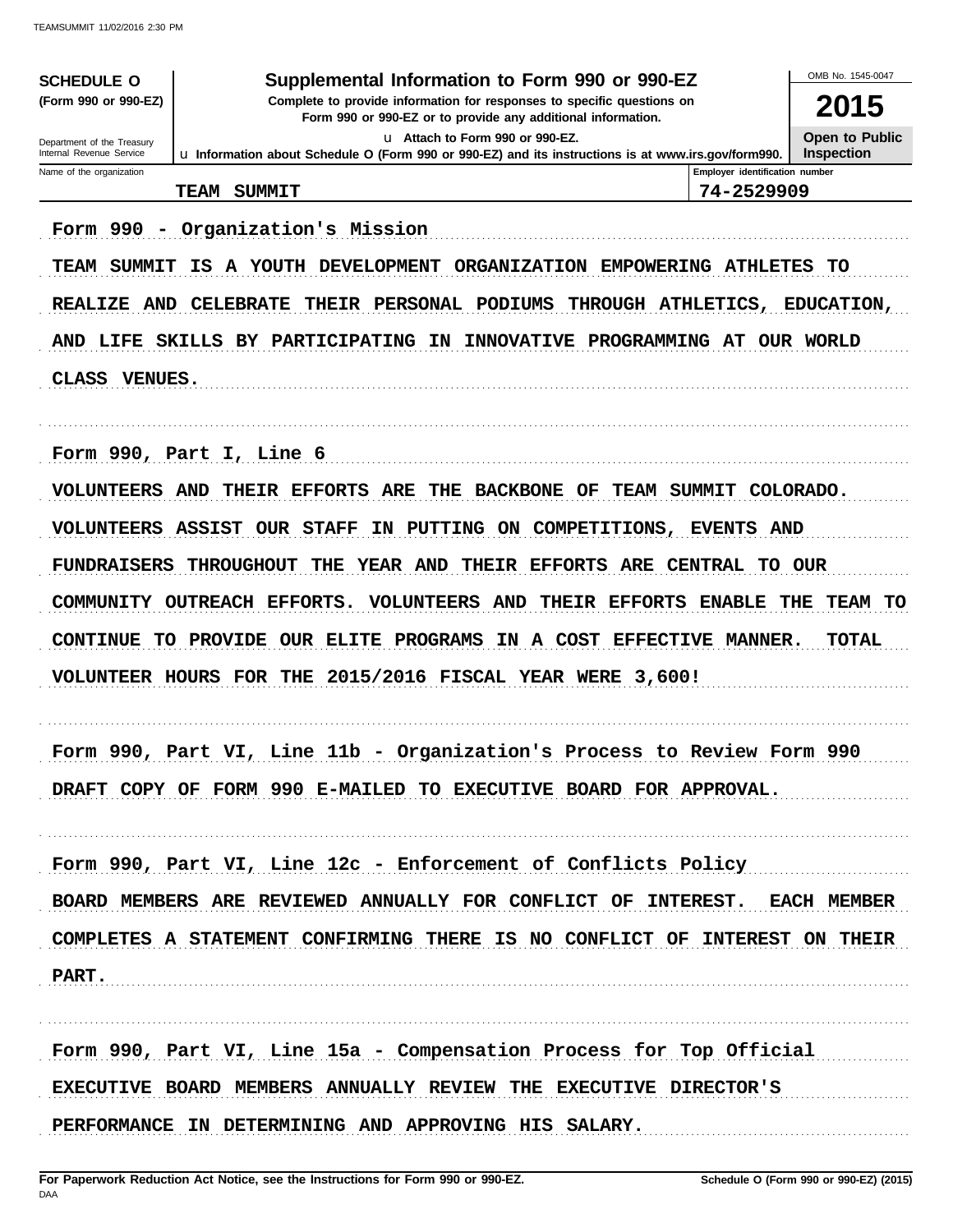**SCHEDULE O** (Form 990 or 990-EZ)

Department of the Treasury
Internal Revenue Service

# Supplemental Information to Form 990 or 990-EZ

**Complete to provide information for responses to specific questions on Form 990 or 990-EZ or to provide any additional information.**

u Attach to Form 990 or 990-EZ.

u Information about Schedule O (Form 990 or 990-EZ) and its instructions is at www.irs.gov/form990.

OMB No. 1545-0047

**2015**

**Open to Public Inspection**

| Name of the organization | Employer identification number |
|---|---|
| TEAM SUMMIT | 74-2529909 |

Form 990 - Organization's Mission

TEAM SUMMIT IS A YOUTH DEVELOPMENT ORGANIZATION EMPOWERING ATHLETES TO REALIZE AND CELEBRATE THEIR PERSONAL PODIUMS THROUGH ATHLETICS, EDUCATION, AND LIFE SKILLS BY PARTICIPATING IN INNOVATIVE PROGRAMMING AT OUR WORLD CLASS VENUES.

Form 990, Part I, Line 6

VOLUNTEERS AND THEIR EFFORTS ARE THE BACKBONE OF TEAM SUMMIT COLORADO. VOLUNTEERS ASSIST OUR STAFF IN PUTTING ON COMPETITIONS, EVENTS AND FUNDRAISERS THROUGHOUT THE YEAR AND THEIR EFFORTS ARE CENTRAL TO OUR COMMUNITY OUTREACH EFFORTS. VOLUNTEERS AND THEIR EFFORTS ENABLE THE TEAM TO CONTINUE TO PROVIDE OUR ELITE PROGRAMS IN A COST EFFECTIVE MANNER. TOTAL VOLUNTEER HOURS FOR THE 2015/2016 FISCAL YEAR WERE 3,600!

Form 990, Part VI, Line 11b - Organization's Process to Review Form 990

DRAFT COPY OF FORM 990 E-MAILED TO EXECUTIVE BOARD FOR APPROVAL.

Form 990, Part VI, Line 12c - Enforcement of Conflicts Policy

BOARD MEMBERS ARE REVIEWED ANNUALLY FOR CONFLICT OF INTEREST. EACH MEMBER COMPLETES A STATEMENT CONFIRMING THERE IS NO CONFLICT OF INTEREST ON THEIR PART.

Form 990, Part VI, Line 15a - Compensation Process for Top Official

EXECUTIVE BOARD MEMBERS ANNUALLY REVIEW THE EXECUTIVE DIRECTOR'S PERFORMANCE IN DETERMINING AND APPROVING HIS SALARY.

**For Paperwork Reduction Act Notice, see the Instructions for Form 990 or 990-EZ.** **Schedule O (Form 990 or 990-EZ) (2015)**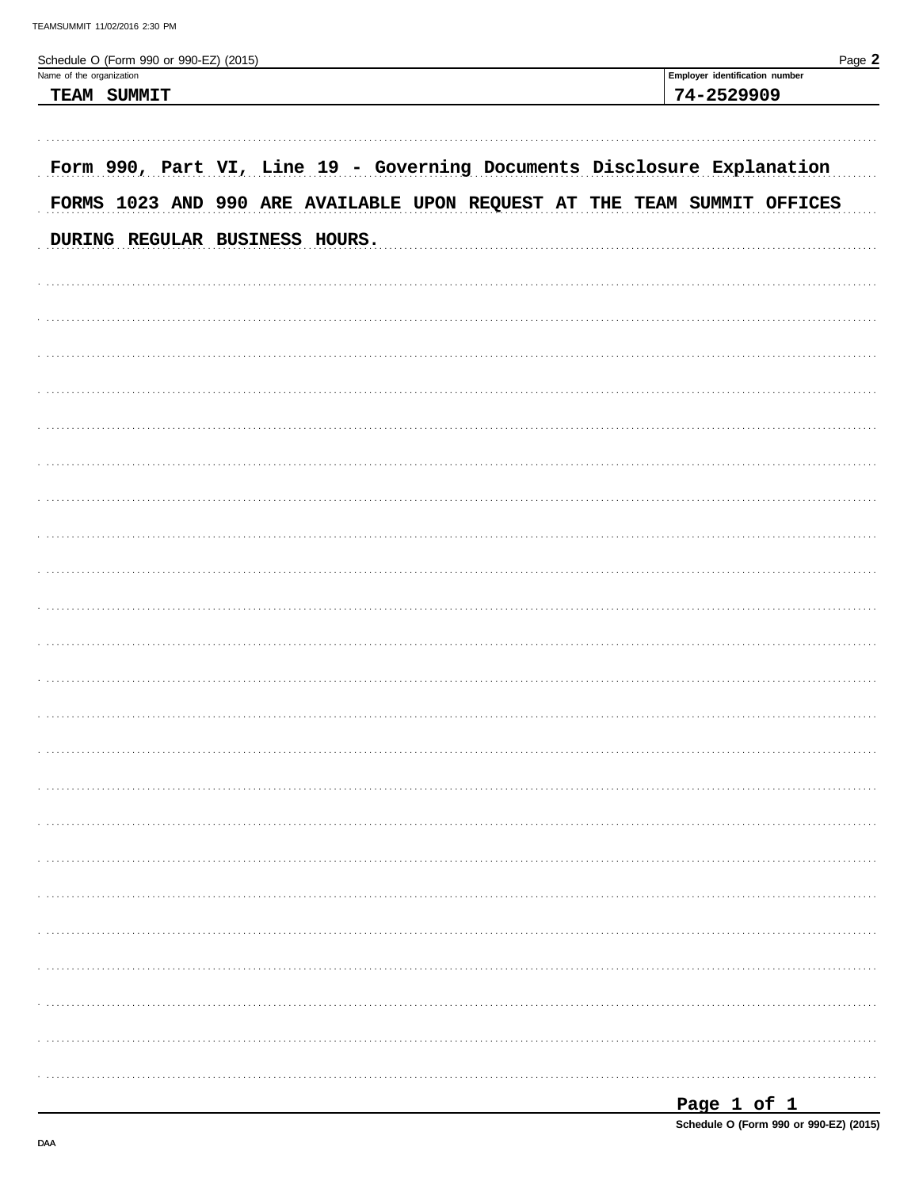Schedule O (Form 990 or 990-EZ) (2015)

| Name of the organization | Employer identification number |
| --- | --- |
| TEAM SUMMIT | 74-2529909 |

Form 990, Part VI, Line 19 - Governing Documents Disclosure Explanation

FORMS 1023 AND 990 ARE AVAILABLE UPON REQUEST AT THE TEAM SUMMIT OFFICES DURING REGULAR BUSINESS HOURS.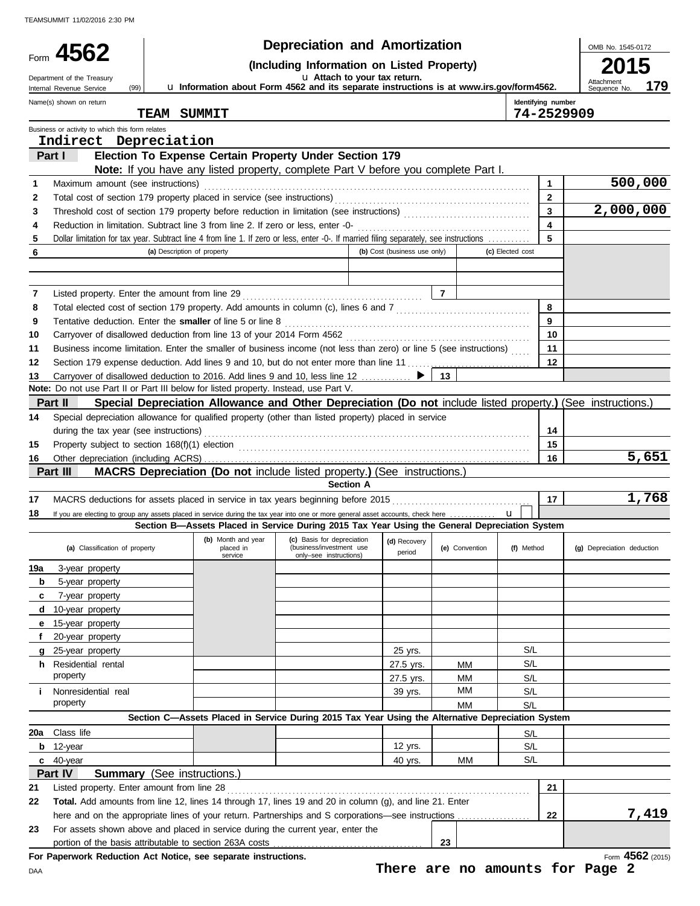TEAMSUMMIT 11/02/2016 2:30 PM

# Form 4562 — Depreciation and Amortization

**(Including Information on Listed Property)**

Department of the Treasury
Internal Revenue Service (99)

u Attach to your tax return.
u Information about Form 4562 and its separate instructions is at www.irs.gov/form4562.

OMB No. 1545-0172
**2015**
Attachment Sequence No. **179**

Name(s) shown on return: **TEAM SUMMIT**
Identifying number: **74-2529909**

Business or activity to which this form relates: **Indirect Depreciation**

## Part I — Election To Expense Certain Property Under Section 179

**Note:** If you have any listed property, complete Part V before you complete Part I.

| Line | Description | Box | Amount |
|---|---|---|---|
| 1 | Maximum amount (see instructions) | 1 | 500,000 |
| 2 | Total cost of section 179 property placed in service (see instructions) | 2 | |
| 3 | Threshold cost of section 179 property before reduction in limitation (see instructions) | 3 | 2,000,000 |
| 4 | Reduction in limitation. Subtract line 3 from line 2. If zero or less, enter -0- | 4 | |
| 5 | Dollar limitation for tax year. Subtract line 4 from line 1. If zero or less, enter -0-. If married filing separately, see instructions | 5 | |

| 6 | (a) Description of property | (b) Cost (business use only) | (c) Elected cost |
|---|---|---|---|
| | | | |
| | | | |

| Line | Description | Box | Amount |
|---|---|---|---|
| 7 | Listed property. Enter the amount from line 29 | 7 | |
| 8 | Total elected cost of section 179 property. Add amounts in column (c), lines 6 and 7 | 8 | |
| 9 | Tentative deduction. Enter the **smaller** of line 5 or line 8 | 9 | |
| 10 | Carryover of disallowed deduction from line 13 of your 2014 Form 4562 | 10 | |
| 11 | Business income limitation. Enter the smaller of business income (not less than zero) or line 5 (see instructions) | 11 | |
| 12 | Section 179 expense deduction. Add lines 9 and 10, but do not enter more than line 11 | 12 | |
| 13 | Carryover of disallowed deduction to 2016. Add lines 9 and 10, less line 12 | 13 | |

**Note:** Do not use Part II or Part III below for listed property. Instead, use Part V.

## Part II — Special Depreciation Allowance and Other Depreciation (Do not include listed property.) (See instructions.)

| Line | Description | Box | Amount |
|---|---|---|---|
| 14 | Special depreciation allowance for qualified property (other than listed property) placed in service during the tax year (see instructions) | 14 | |
| 15 | Property subject to section 168(f)(1) election | 15 | |
| 16 | Other depreciation (including ACRS) | 16 | 5,651 |

## Part III — MACRS Depreciation (Do not include listed property.) (See instructions.)

### Section A

| Line | Description | Box | Amount |
|---|---|---|---|
| 17 | MACRS deductions for assets placed in service in tax years beginning before 2015 | 17 | 1,768 |
| 18 | If you are electing to group any assets placed in service during the tax year into one or more general asset accounts, check here u | | |

### Section B—Assets Placed in Service During 2015 Tax Year Using the General Depreciation System

| (a) Classification of property | (b) Month and year placed in service | (c) Basis for depreciation (business/investment use only–see instructions) | (d) Recovery period | (e) Convention | (f) Method | (g) Depreciation deduction |
|---|---|---|---|---|---|---|
| 19a 3-year property | | | | | | |
| b 5-year property | | | | | | |
| c 7-year property | | | | | | |
| d 10-year property | | | | | | |
| e 15-year property | | | | | | |
| f 20-year property | | | | | | |
| g 25-year property | | | 25 yrs. | | S/L | |
| h Residential rental property | | | 27.5 yrs. | MM | S/L | |
| | | | 27.5 yrs. | MM | S/L | |
| i Nonresidential real property | | | 39 yrs. | MM | S/L | |
| | | | | MM | S/L | |

### Section C—Assets Placed in Service During 2015 Tax Year Using the Alternative Depreciation System

| (a) Classification of property | (b) Month and year placed in service | (c) Basis for depreciation | (d) Recovery period | (e) Convention | (f) Method | (g) Depreciation deduction |
|---|---|---|---|---|---|---|
| 20a Class life | | | | | S/L | |
| b 12-year | | | 12 yrs. | | S/L | |
| c 40-year | | | 40 yrs. | MM | S/L | |

## Part IV — Summary (See instructions.)

| Line | Description | Box | Amount |
|---|---|---|---|
| 21 | Listed property. Enter amount from line 28 | 21 | |
| 22 | **Total.** Add amounts from line 12, lines 14 through 17, lines 19 and 20 in column (g), and line 21. Enter here and on the appropriate lines of your return. Partnerships and S corporations—see instructions | 22 | 7,419 |
| 23 | For assets shown above and placed in service during the current year, enter the portion of the basis attributable to section 263A costs | 23 | |

**For Paperwork Reduction Act Notice, see separate instructions.**

DAA

Form **4562** (2015)

**There are no amounts for Page 2**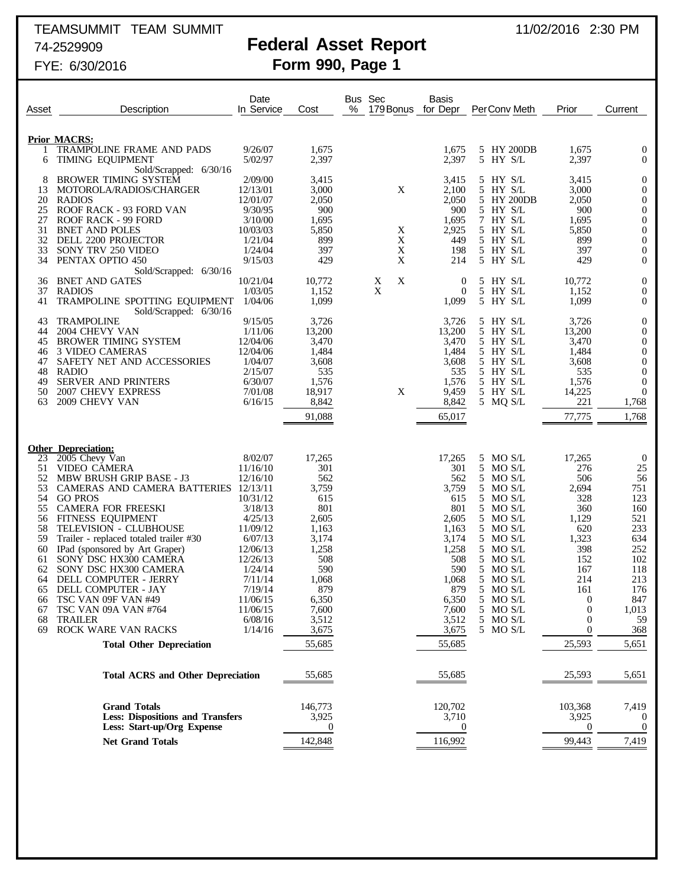TEAMSUMMIT TEAM SUMMIT

74-2529909

FYE: 6/30/2016

11/02/2016 2:30 PM

# Federal Asset Report

## Form 990, Page 1

| Asset | Description | Date In Service | Cost | Bus % | Sec 179 | Bonus | Basis for Depr | Per | Conv | Meth | Prior | Current |
|---|---|---|---|---|---|---|---|---|---|---|---|---|
| | **Prior MACRS:** | | | | | | | | | | | |
| 1 | TRAMPOLINE FRAME AND PADS | 9/26/07 | 1,675 | | | | 1,675 | 5 | HY | 200DB | 1,675 | 0 |
| 6 | TIMING EQUIPMENT | 5/02/97 | 2,397 | | | | 2,397 | 5 | HY | S/L | 2,397 | 0 |
| | Sold/Scrapped: 6/30/16 | | | | | | | | | | | |
| 8 | BROWER TIMING SYSTEM | 2/09/00 | 3,415 | | | | 3,415 | 5 | HY | S/L | 3,415 | 0 |
| 13 | MOTOROLA/RADIOS/CHARGER | 12/13/01 | 3,000 | | | X | 2,100 | 5 | HY | S/L | 3,000 | 0 |
| 20 | RADIOS | 12/01/07 | 2,050 | | | | 2,050 | 5 | HY | 200DB | 2,050 | 0 |
| 25 | ROOF RACK - 93 FORD VAN | 9/30/95 | 900 | | | | 900 | 5 | HY | S/L | 900 | 0 |
| 27 | ROOF RACK - 99 FORD | 3/10/00 | 1,695 | | | | 1,695 | 7 | HY | S/L | 1,695 | 0 |
| 31 | BNET AND POLES | 10/03/03 | 5,850 | | | X | 2,925 | 5 | HY | S/L | 5,850 | 0 |
| 32 | DELL 2200 PROJECTOR | 1/21/04 | 899 | | | X | 449 | 5 | HY | S/L | 899 | 0 |
| 33 | SONY TRV 250 VIDEO | 1/24/04 | 397 | | | X | 198 | 5 | HY | S/L | 397 | 0 |
| 34 | PENTAX OPTIO 450 | 9/15/03 | 429 | | | X | 214 | 5 | HY | S/L | 429 | 0 |
| | Sold/Scrapped: 6/30/16 | | | | | | | | | | | |
| 36 | BNET AND GATES | 10/21/04 | 10,772 | | X | X | 0 | 5 | HY | S/L | 10,772 | 0 |
| 37 | RADIOS | 1/03/05 | 1,152 | | X | | 0 | 5 | HY | S/L | 1,152 | 0 |
| 41 | TRAMPOLINE SPOTTING EQUIPMENT | 1/04/06 | 1,099 | | | | 1,099 | 5 | HY | S/L | 1,099 | 0 |
| | Sold/Scrapped: 6/30/16 | | | | | | | | | | | |
| 43 | TRAMPOLINE | 9/15/05 | 3,726 | | | | 3,726 | 5 | HY | S/L | 3,726 | 0 |
| 44 | 2004 CHEVY VAN | 1/11/06 | 13,200 | | | | 13,200 | 5 | HY | S/L | 13,200 | 0 |
| 45 | BROWER TIMING SYSTEM | 12/04/06 | 3,470 | | | | 3,470 | 5 | HY | S/L | 3,470 | 0 |
| 46 | 3 VIDEO CAMERAS | 12/04/06 | 1,484 | | | | 1,484 | 5 | HY | S/L | 1,484 | 0 |
| 47 | SAFETY NET AND ACCESSORIES | 1/04/07 | 3,608 | | | | 3,608 | 5 | HY | S/L | 3,608 | 0 |
| 48 | RADIO | 2/15/07 | 535 | | | | 535 | 5 | HY | S/L | 535 | 0 |
| 49 | SERVER AND PRINTERS | 6/30/07 | 1,576 | | | | 1,576 | 5 | HY | S/L | 1,576 | 0 |
| 50 | 2007 CHEVY EXPRESS | 7/01/08 | 18,917 | | | X | 9,459 | 5 | HY | S/L | 14,225 | 0 |
| 63 | 2009 CHEVY VAN | 6/16/15 | 8,842 | | | | 8,842 | 5 | MQ | S/L | 221 | 1,768 |
| | | | 91,088 | | | | 65,017 | | | | 77,775 | 1,768 |
| | **Other Depreciation:** | | | | | | | | | | | |
| 23 | 2005 Chevy Van | 8/02/07 | 17,265 | | | | 17,265 | 5 | MO | S/L | 17,265 | 0 |
| 51 | VIDEO CAMERA | 11/16/10 | 301 | | | | 301 | 5 | MO | S/L | 276 | 25 |
| 52 | MBW BRUSH GRIP BASE - J3 | 12/16/10 | 562 | | | | 562 | 5 | MO | S/L | 506 | 56 |
| 53 | CAMERAS AND CAMERA BATTERIES | 12/13/11 | 3,759 | | | | 3,759 | 5 | MO | S/L | 2,694 | 751 |
| 54 | GO PROS | 10/31/12 | 615 | | | | 615 | 5 | MO | S/L | 328 | 123 |
| 55 | CAMERA FOR FREESKI | 3/18/13 | 801 | | | | 801 | 5 | MO | S/L | 360 | 160 |
| 56 | FITNESS EQUIPMENT | 4/25/13 | 2,605 | | | | 2,605 | 5 | MO | S/L | 1,129 | 521 |
| 58 | TELEVISION - CLUBHOUSE | 11/09/12 | 1,163 | | | | 1,163 | 5 | MO | S/L | 620 | 233 |
| 59 | Trailer - replaced totaled trailer #30 | 6/07/13 | 3,174 | | | | 3,174 | 5 | MO | S/L | 1,323 | 634 |
| 60 | IPad (sponsored by Art Graper) | 12/06/13 | 1,258 | | | | 1,258 | 5 | MO | S/L | 398 | 252 |
| 61 | SONY DSC HX300 CAMERA | 12/26/13 | 508 | | | | 508 | 5 | MO | S/L | 152 | 102 |
| 62 | SONY DSC HX300 CAMERA | 1/24/14 | 590 | | | | 590 | 5 | MO | S/L | 167 | 118 |
| 64 | DELL COMPUTER - JERRY | 7/11/14 | 1,068 | | | | 1,068 | 5 | MO | S/L | 214 | 213 |
| 65 | DELL COMPUTER - JAY | 7/19/14 | 879 | | | | 879 | 5 | MO | S/L | 161 | 176 |
| 66 | TSC VAN 09F VAN #49 | 11/06/15 | 6,350 | | | | 6,350 | 5 | MO | S/L | 0 | 847 |
| 67 | TSC VAN 09A VAN #764 | 11/06/15 | 7,600 | | | | 7,600 | 5 | MO | S/L | 0 | 1,013 |
| 68 | TRAILER | 6/08/16 | 3,512 | | | | 3,512 | 5 | MO | S/L | 0 | 59 |
| 69 | ROCK WARE VAN RACKS | 1/14/16 | 3,675 | | | | 3,675 | 5 | MO | S/L | 0 | 368 |
| | **Total Other Depreciation** | | 55,685 | | | | 55,685 | | | | 25,593 | 5,651 |
| | **Total ACRS and Other Depreciation** | | 55,685 | | | | 55,685 | | | | 25,593 | 5,651 |
| | **Grand Totals** | | 146,773 | | | | 120,702 | | | | 103,368 | 7,419 |
| | **Less: Dispositions and Transfers** | | 3,925 | | | | 3,710 | | | | 3,925 | 0 |
| | **Less: Start-up/Org Expense** | | 0 | | | | 0 | | | | 0 | 0 |
| | **Net Grand Totals** | | 142,848 | | | | 116,992 | | | | 99,443 | 7,419 |